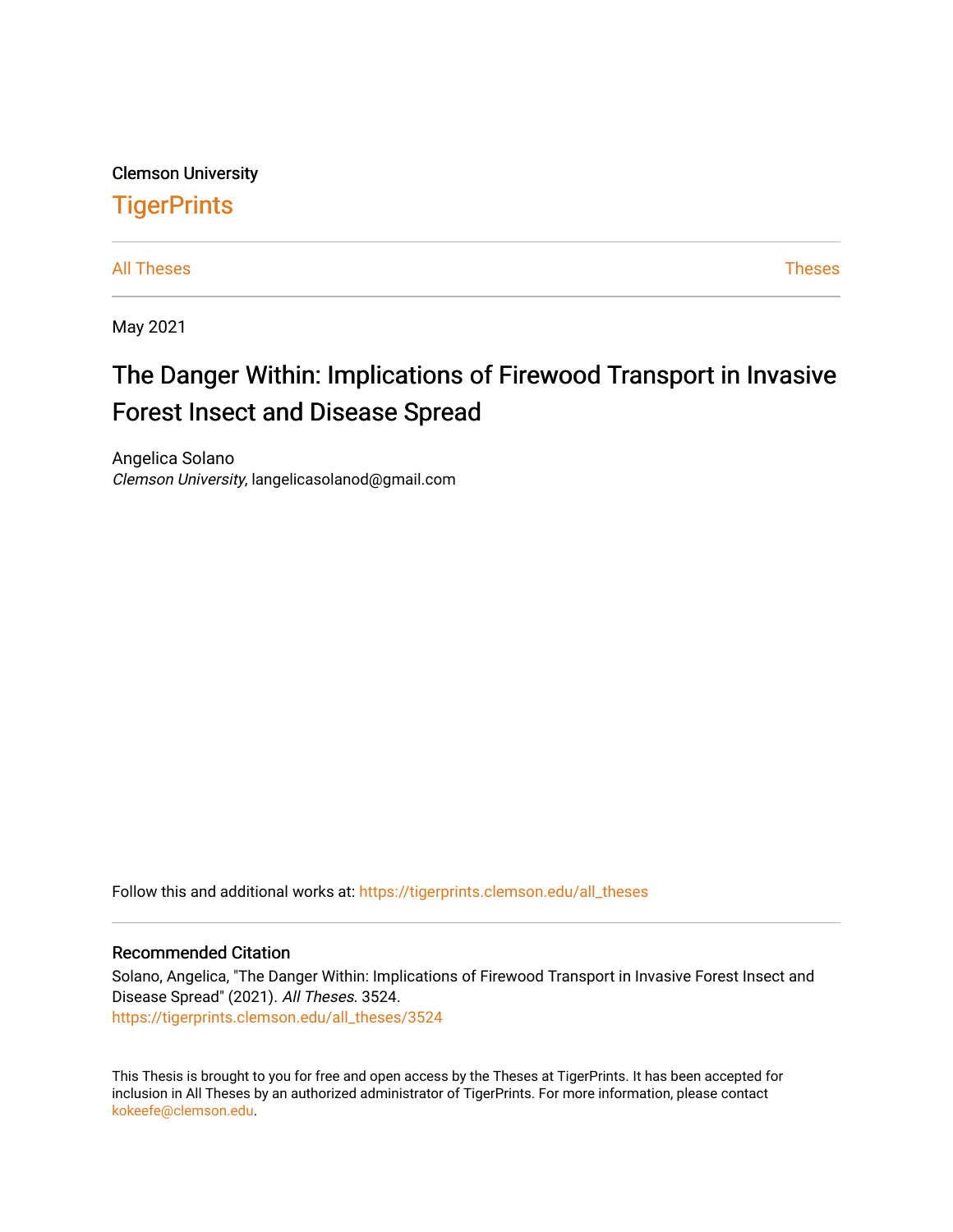Clemson University

# TigerPrints

All Theses | Theses

May 2021

# The Danger Within: Implications of Firewood Transport in Invasive Forest Insect and Disease Spread

Angelica Solano
*Clemson University*, langelicasolanod@gmail.com

Follow this and additional works at: https://tigerprints.clemson.edu/all_theses

## Recommended Citation

Solano, Angelica, "The Danger Within: Implications of Firewood Transport in Invasive Forest Insect and Disease Spread" (2021). *All Theses*. 3524.
https://tigerprints.clemson.edu/all_theses/3524

This Thesis is brought to you for free and open access by the Theses at TigerPrints. It has been accepted for inclusion in All Theses by an authorized administrator of TigerPrints. For more information, please contact kokeefe@clemson.edu.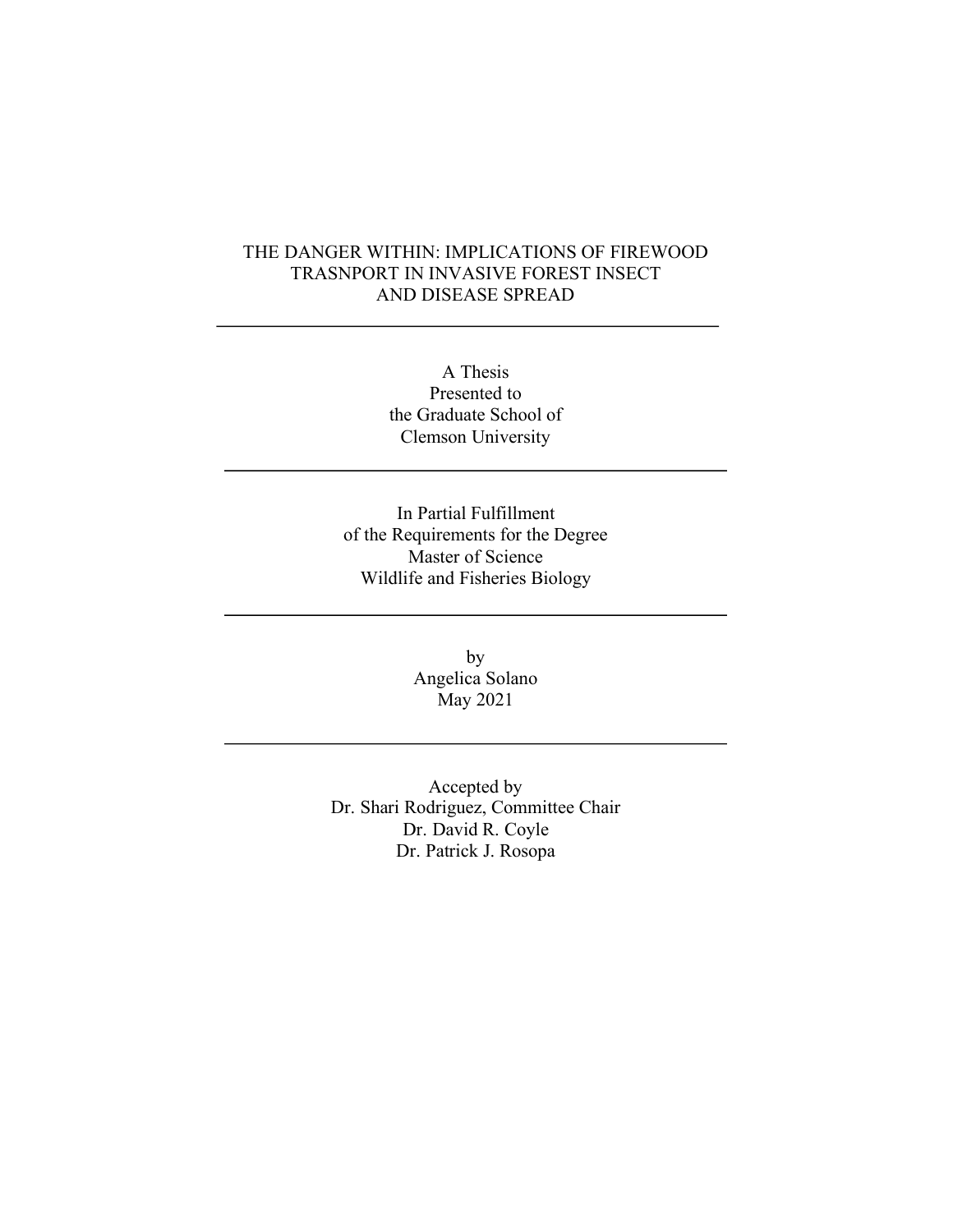# THE DANGER WITHIN: IMPLICATIONS OF FIREWOOD TRASNPORT IN INVASIVE FOREST INSECT AND DISEASE SPREAD

---

A Thesis
Presented to
the Graduate School of
Clemson University

---

In Partial Fulfillment
of the Requirements for the Degree
Master of Science
Wildlife and Fisheries Biology

---

by
Angelica Solano
May 2021

---

Accepted by
Dr. Shari Rodriguez, Committee Chair
Dr. David R. Coyle
Dr. Patrick J. Rosopa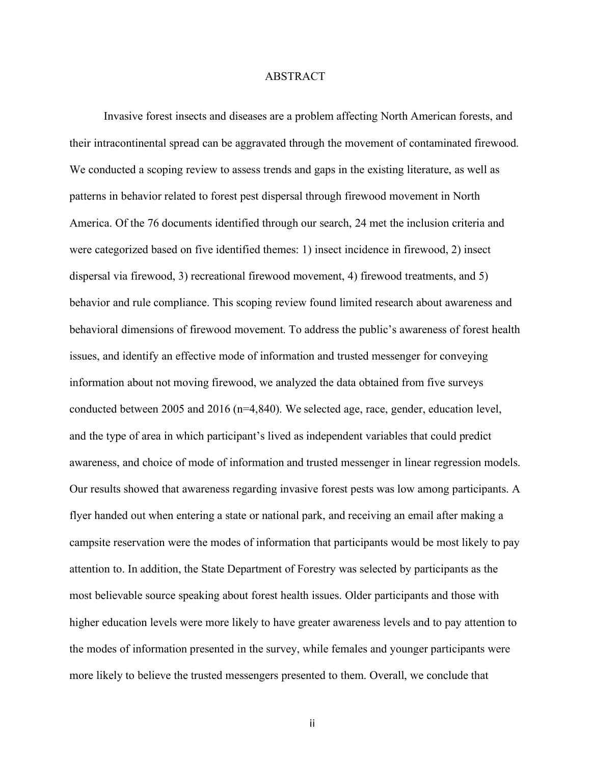# ABSTRACT

Invasive forest insects and diseases are a problem affecting North American forests, and their intracontinental spread can be aggravated through the movement of contaminated firewood. We conducted a scoping review to assess trends and gaps in the existing literature, as well as patterns in behavior related to forest pest dispersal through firewood movement in North America. Of the 76 documents identified through our search, 24 met the inclusion criteria and were categorized based on five identified themes: 1) insect incidence in firewood, 2) insect dispersal via firewood, 3) recreational firewood movement, 4) firewood treatments, and 5) behavior and rule compliance. This scoping review found limited research about awareness and behavioral dimensions of firewood movement. To address the public's awareness of forest health issues, and identify an effective mode of information and trusted messenger for conveying information about not moving firewood, we analyzed the data obtained from five surveys conducted between 2005 and 2016 (n=4,840). We selected age, race, gender, education level, and the type of area in which participant's lived as independent variables that could predict awareness, and choice of mode of information and trusted messenger in linear regression models. Our results showed that awareness regarding invasive forest pests was low among participants. A flyer handed out when entering a state or national park, and receiving an email after making a campsite reservation were the modes of information that participants would be most likely to pay attention to. In addition, the State Department of Forestry was selected by participants as the most believable source speaking about forest health issues. Older participants and those with higher education levels were more likely to have greater awareness levels and to pay attention to the modes of information presented in the survey, while females and younger participants were more likely to believe the trusted messengers presented to them. Overall, we conclude that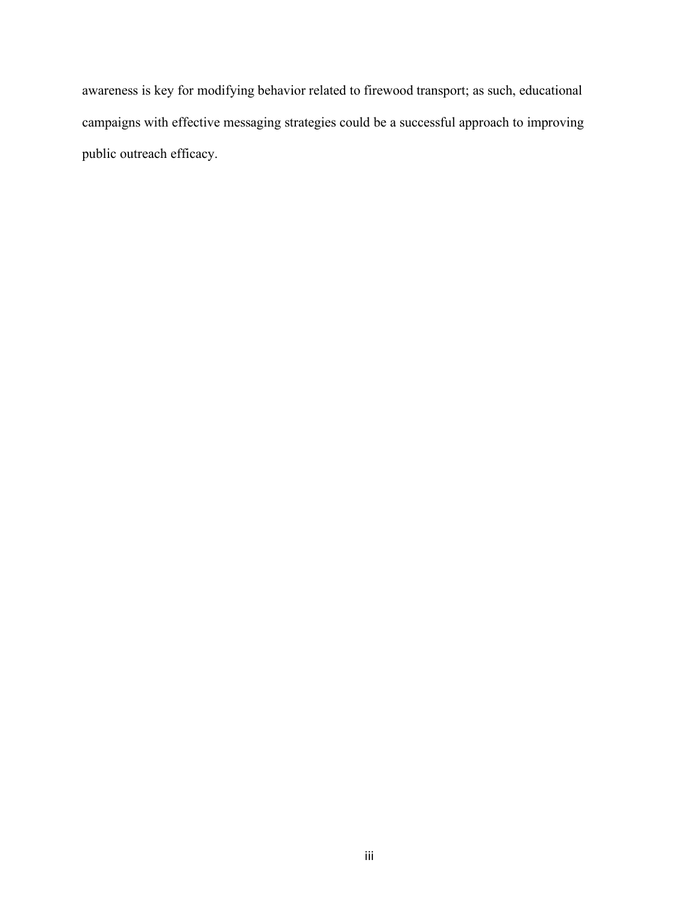awareness is key for modifying behavior related to firewood transport; as such, educational campaigns with effective messaging strategies could be a successful approach to improving public outreach efficacy.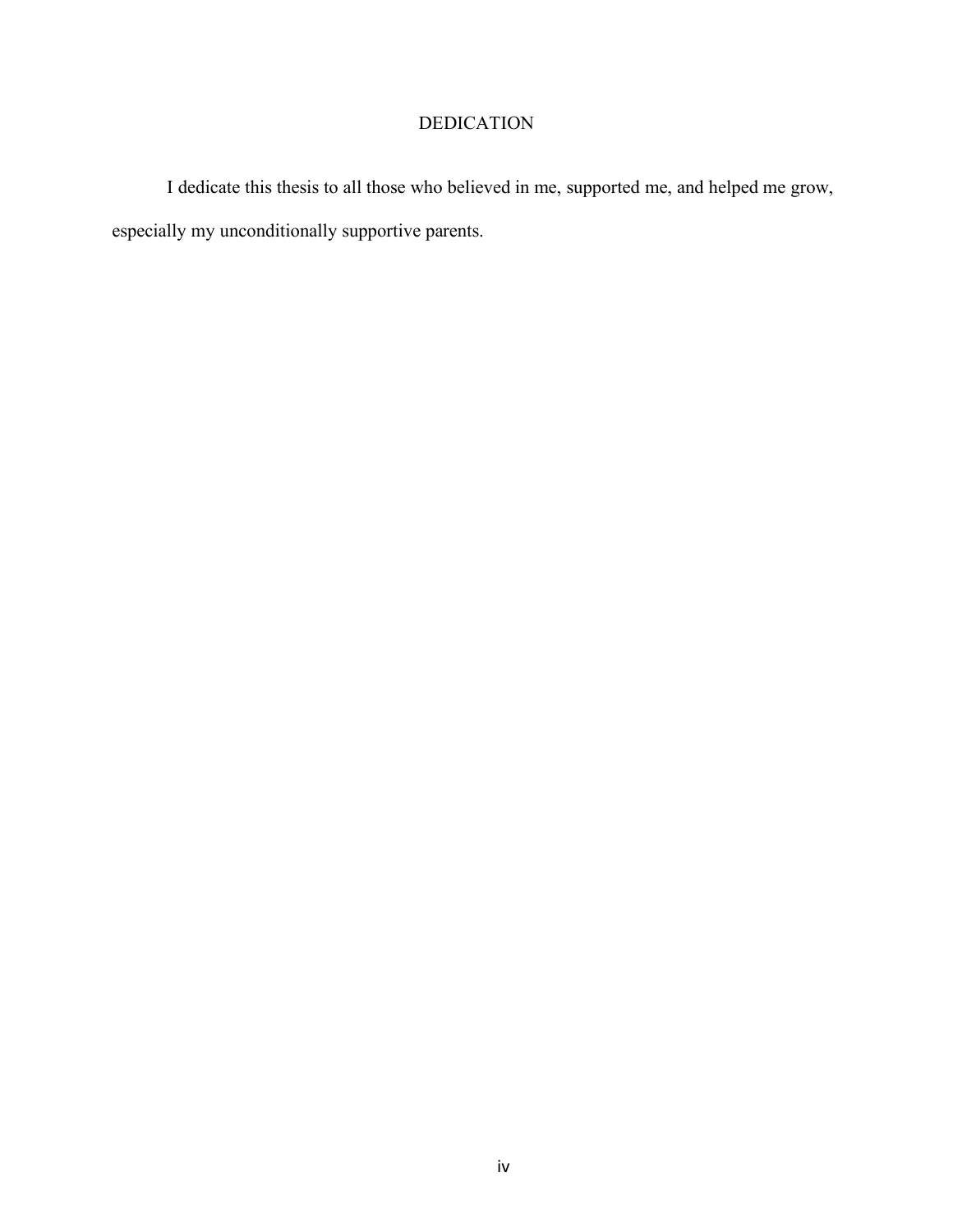# DEDICATION

I dedicate this thesis to all those who believed in me, supported me, and helped me grow, especially my unconditionally supportive parents.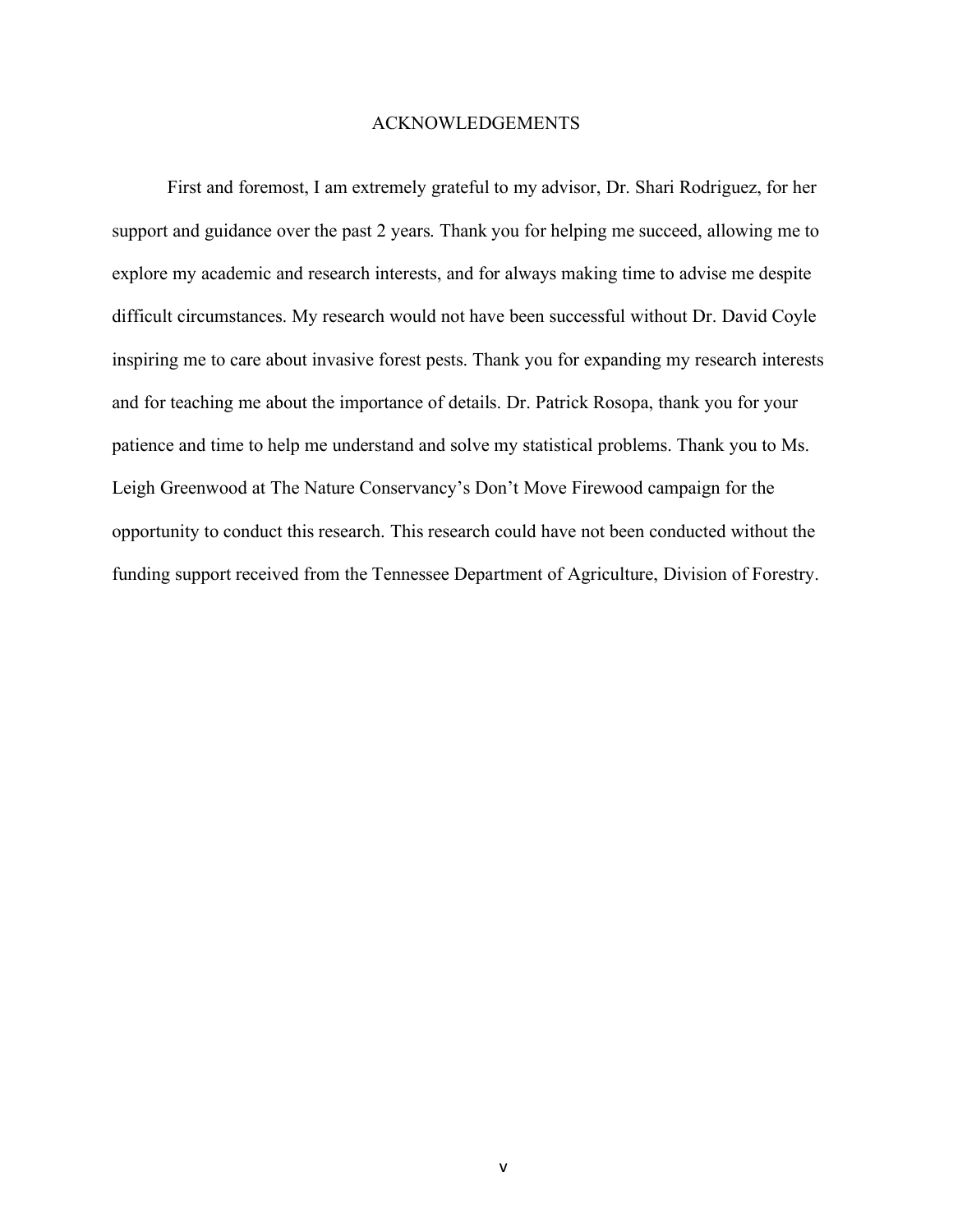# ACKNOWLEDGEMENTS

First and foremost, I am extremely grateful to my advisor, Dr. Shari Rodriguez, for her support and guidance over the past 2 years. Thank you for helping me succeed, allowing me to explore my academic and research interests, and for always making time to advise me despite difficult circumstances. My research would not have been successful without Dr. David Coyle inspiring me to care about invasive forest pests. Thank you for expanding my research interests and for teaching me about the importance of details. Dr. Patrick Rosopa, thank you for your patience and time to help me understand and solve my statistical problems. Thank you to Ms. Leigh Greenwood at The Nature Conservancy's Don't Move Firewood campaign for the opportunity to conduct this research. This research could have not been conducted without the funding support received from the Tennessee Department of Agriculture, Division of Forestry.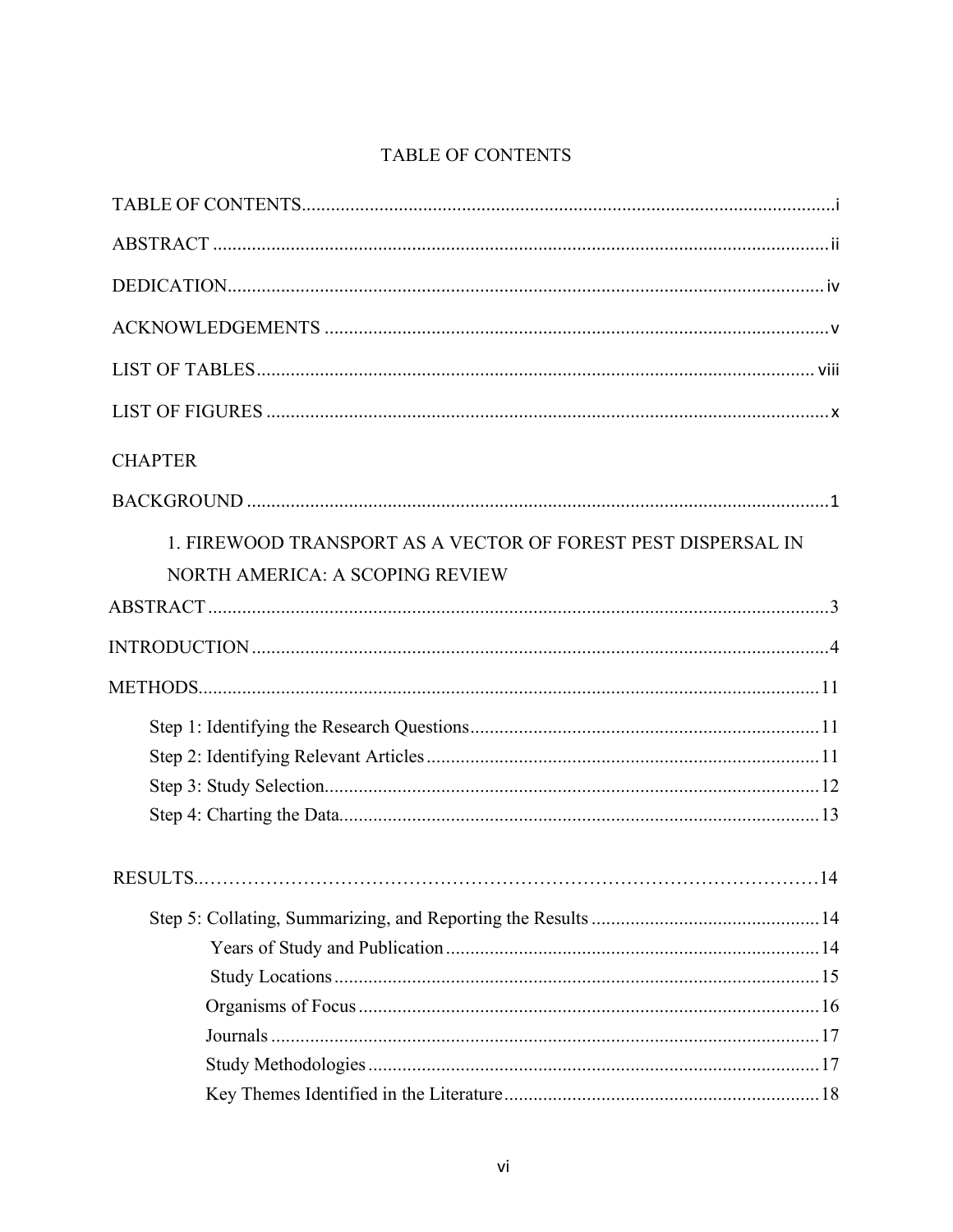# TABLE OF CONTENTS

TABLE OF CONTENTS .................................................................................................... i

ABSTRACT .................................................................................................................. ii

DEDICATION .............................................................................................................. iv

ACKNOWLEDGEMENTS ............................................................................................. v

LIST OF TABLES ...................................................................................................... viii

LIST OF FIGURES ....................................................................................................... x

CHAPTER

BACKGROUND ............................................................................................................ 1

1. FIREWOOD TRANSPORT AS A VECTOR OF FOREST PEST DISPERSAL IN NORTH AMERICA: A SCOPING REVIEW

ABSTRACT .................................................................................................................. 3

INTRODUCTION .......................................................................................................... 4

METHODS ................................................................................................................... 11

- Step 1: Identifying the Research Questions ............................................................ 11
- Step 2: Identifying Relevant Articles ...................................................................... 11
- Step 3: Study Selection ........................................................................................... 12
- Step 4: Charting the Data ........................................................................................ 13

RESULTS ..................................................................................................................... 14

- Step 5: Collating, Summarizing, and Reporting the Results .................................... 14
  - Years of Study and Publication ......................................................................... 14
  - Study Locations ................................................................................................. 15
  - Organisms of Focus ........................................................................................... 16
  - Journals ............................................................................................................. 17
  - Study Methodologies ......................................................................................... 17
  - Key Themes Identified in the Literature ............................................................. 18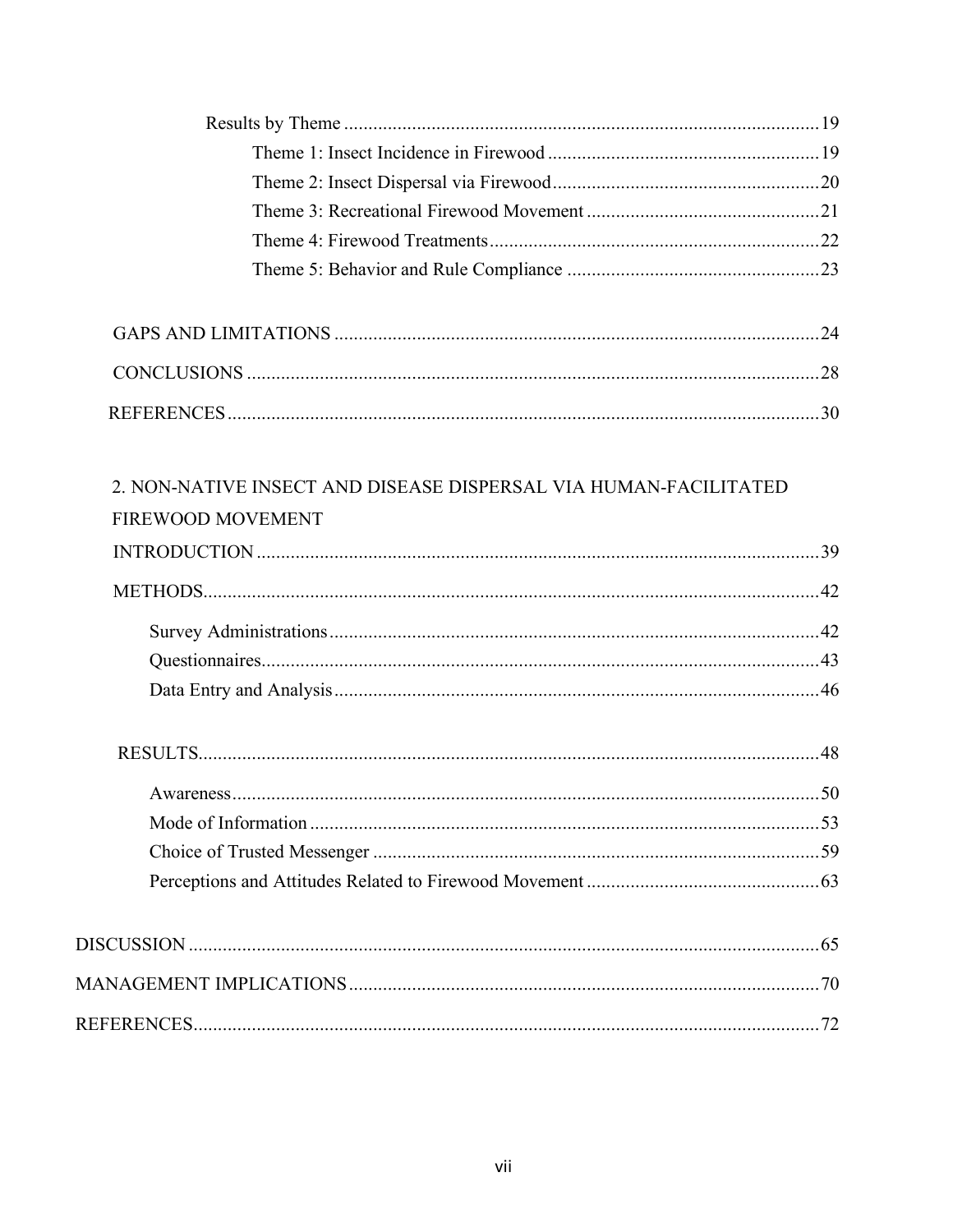Results by Theme ..... 19

Theme 1: Insect Incidence in Firewood ..... 19

Theme 2: Insect Dispersal via Firewood ..... 20

Theme 3: Recreational Firewood Movement ..... 21

Theme 4: Firewood Treatments ..... 22

Theme 5: Behavior and Rule Compliance ..... 23

GAPS AND LIMITATIONS ..... 24

CONCLUSIONS ..... 28

REFERENCES ..... 30

2. NON-NATIVE INSECT AND DISEASE DISPERSAL VIA HUMAN-FACILITATED FIREWOOD MOVEMENT

INTRODUCTION ..... 39

METHODS ..... 42

Survey Administrations ..... 42

Questionnaires ..... 43

Data Entry and Analysis ..... 46

RESULTS ..... 48

Awareness ..... 50

Mode of Information ..... 53

Choice of Trusted Messenger ..... 59

Perceptions and Attitudes Related to Firewood Movement ..... 63

DISCUSSION ..... 65

MANAGEMENT IMPLICATIONS ..... 70

REFERENCES ..... 72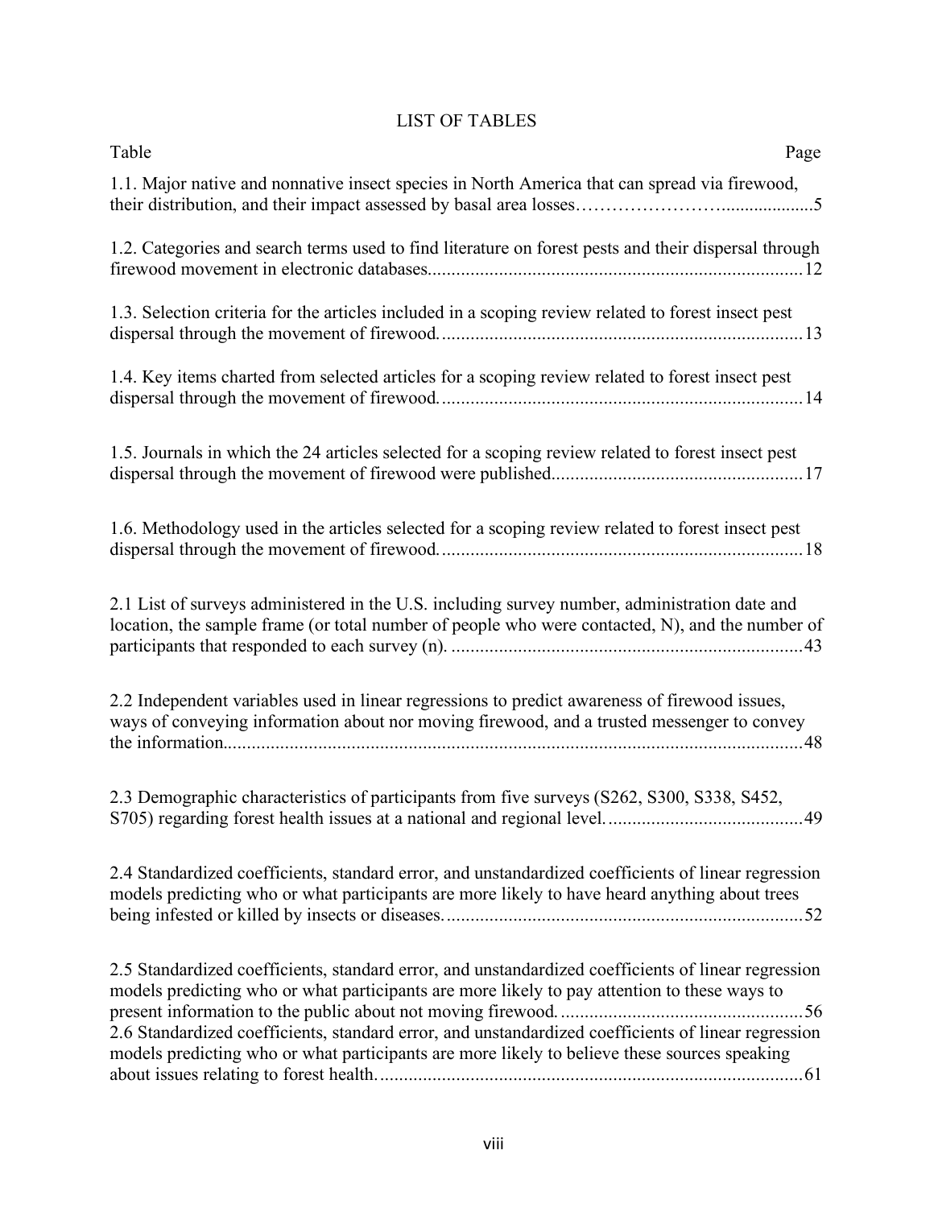# LIST OF TABLES

| Table | Page |
|---|---|
| 1.1. Major native and nonnative insect species in North America that can spread via firewood, their distribution, and their impact assessed by basal area losses | 5 |
| 1.2. Categories and search terms used to find literature on forest pests and their dispersal through firewood movement in electronic databases | 12 |
| 1.3. Selection criteria for the articles included in a scoping review related to forest insect pest dispersal through the movement of firewood. | 13 |
| 1.4. Key items charted from selected articles for a scoping review related to forest insect pest dispersal through the movement of firewood. | 14 |
| 1.5. Journals in which the 24 articles selected for a scoping review related to forest insect pest dispersal through the movement of firewood were published | 17 |
| 1.6. Methodology used in the articles selected for a scoping review related to forest insect pest dispersal through the movement of firewood. | 18 |
| 2.1 List of surveys administered in the U.S. including survey number, administration date and location, the sample frame (or total number of people who were contacted, N), and the number of participants that responded to each survey (n). | 43 |
| 2.2 Independent variables used in linear regressions to predict awareness of firewood issues, ways of conveying information about nor moving firewood, and a trusted messenger to convey the information. | 48 |
| 2.3 Demographic characteristics of participants from five surveys (S262, S300, S338, S452, S705) regarding forest health issues at a national and regional level. | 49 |
| 2.4 Standardized coefficients, standard error, and unstandardized coefficients of linear regression models predicting who or what participants are more likely to have heard anything about trees being infested or killed by insects or diseases. | 52 |
| 2.5 Standardized coefficients, standard error, and unstandardized coefficients of linear regression models predicting who or what participants are more likely to pay attention to these ways to present information to the public about not moving firewood. | 56 |
| 2.6 Standardized coefficients, standard error, and unstandardized coefficients of linear regression models predicting who or what participants are more likely to believe these sources speaking about issues relating to forest health. | 61 |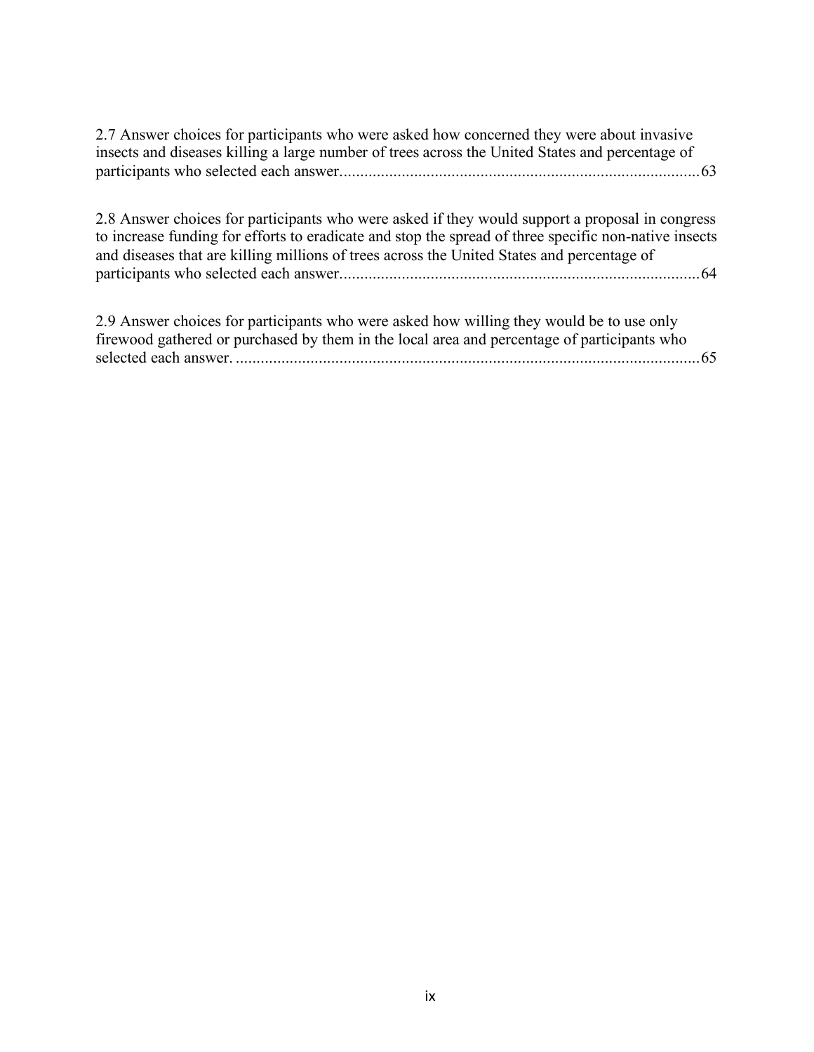2.7 Answer choices for participants who were asked how concerned they were about invasive insects and diseases killing a large number of trees across the United States and percentage of participants who selected each answer......................................................................................63

2.8 Answer choices for participants who were asked if they would support a proposal in congress to increase funding for efforts to eradicate and stop the spread of three specific non-native insects and diseases that are killing millions of trees across the United States and percentage of participants who selected each answer......................................................................................64

2.9 Answer choices for participants who were asked how willing they would be to use only firewood gathered or purchased by them in the local area and percentage of participants who selected each answer. ................................................................................................................65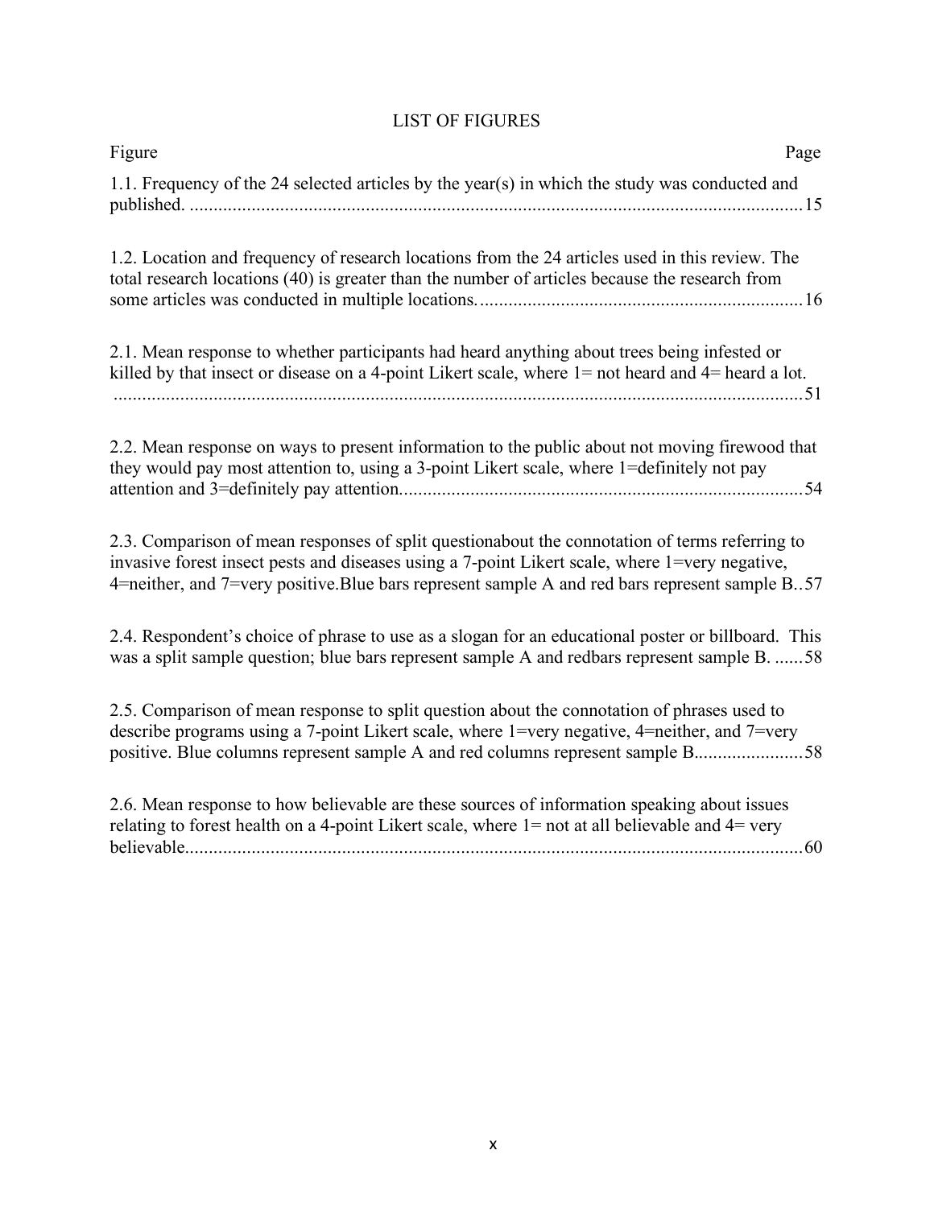# LIST OF FIGURES

Figure Page

1.1. Frequency of the 24 selected articles by the year(s) in which the study was conducted and published. ....................................................................................................................... 15

1.2. Location and frequency of research locations from the 24 articles used in this review. The total research locations (40) is greater than the number of articles because the research from some articles was conducted in multiple locations. .................................................................. 16

2.1. Mean response to whether participants had heard anything about trees being infested or killed by that insect or disease on a 4-point Likert scale, where 1= not heard and 4= heard a lot. ....................................................................................................................................... 51

2.2. Mean response on ways to present information to the public about not moving firewood that they would pay most attention to, using a 3-point Likert scale, where 1=definitely not pay attention and 3=definitely pay attention. ................................................................................... 54

2.3. Comparison of mean responses of split questionabout the connotation of terms referring to invasive forest insect pests and diseases using a 7-point Likert scale, where 1=very negative, 4=neither, and 7=very positive.Blue bars represent sample A and red bars represent sample B.. 57

2.4. Respondent's choice of phrase to use as a slogan for an educational poster or billboard. This was a split sample question; blue bars represent sample A and redbars represent sample B. ...... 58

2.5. Comparison of mean response to split question about the connotation of phrases used to describe programs using a 7-point Likert scale, where 1=very negative, 4=neither, and 7=very positive. Blue columns represent sample A and red columns represent sample B. ...................... 58

2.6. Mean response to how believable are these sources of information speaking about issues relating to forest health on a 4-point Likert scale, where 1= not at all believable and 4= very believable. ................................................................................................................................. 60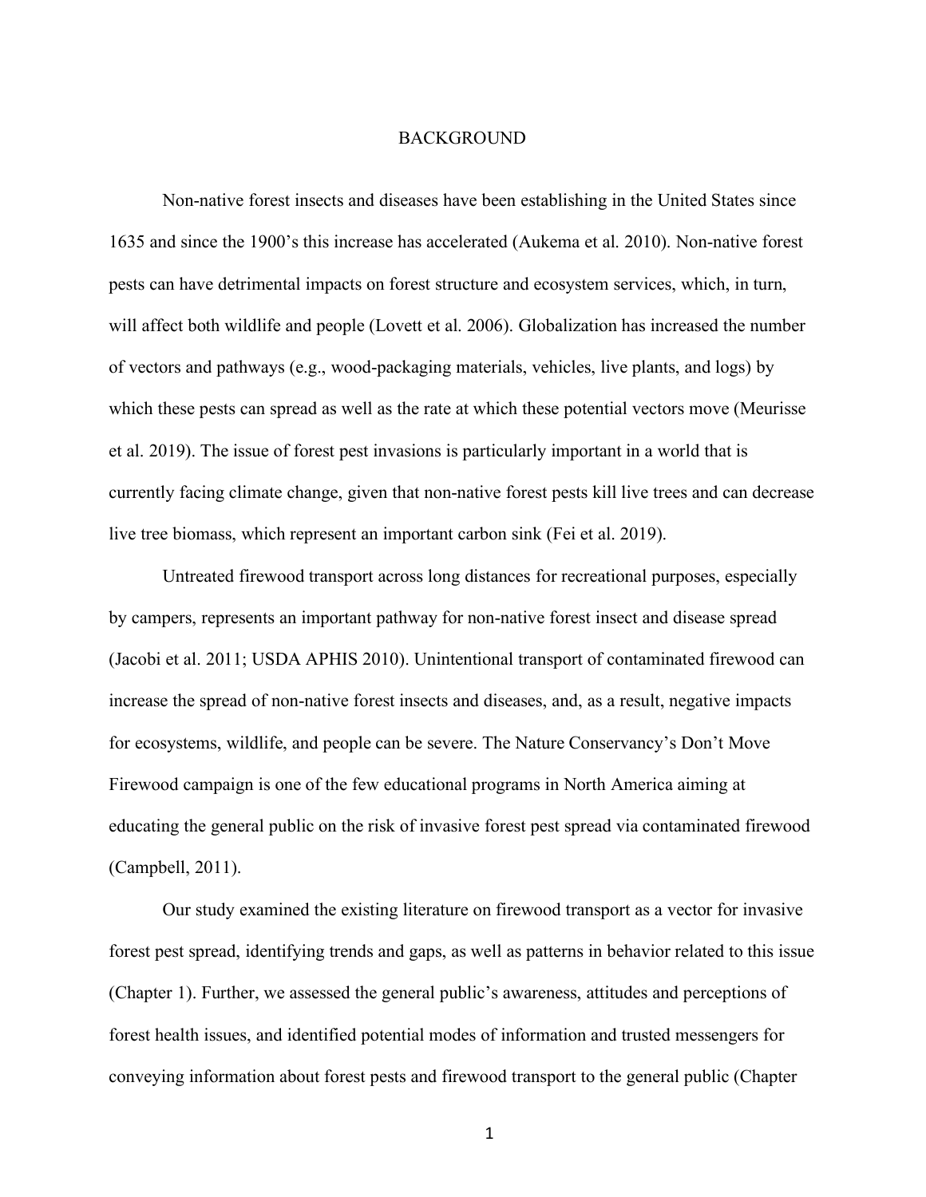# BACKGROUND

Non-native forest insects and diseases have been establishing in the United States since 1635 and since the 1900's this increase has accelerated (Aukema et al. 2010). Non-native forest pests can have detrimental impacts on forest structure and ecosystem services, which, in turn, will affect both wildlife and people (Lovett et al. 2006). Globalization has increased the number of vectors and pathways (e.g., wood-packaging materials, vehicles, live plants, and logs) by which these pests can spread as well as the rate at which these potential vectors move (Meurisse et al. 2019). The issue of forest pest invasions is particularly important in a world that is currently facing climate change, given that non-native forest pests kill live trees and can decrease live tree biomass, which represent an important carbon sink (Fei et al. 2019).

Untreated firewood transport across long distances for recreational purposes, especially by campers, represents an important pathway for non-native forest insect and disease spread (Jacobi et al. 2011; USDA APHIS 2010). Unintentional transport of contaminated firewood can increase the spread of non-native forest insects and diseases, and, as a result, negative impacts for ecosystems, wildlife, and people can be severe. The Nature Conservancy's Don't Move Firewood campaign is one of the few educational programs in North America aiming at educating the general public on the risk of invasive forest pest spread via contaminated firewood (Campbell, 2011).

Our study examined the existing literature on firewood transport as a vector for invasive forest pest spread, identifying trends and gaps, as well as patterns in behavior related to this issue (Chapter 1). Further, we assessed the general public's awareness, attitudes and perceptions of forest health issues, and identified potential modes of information and trusted messengers for conveying information about forest pests and firewood transport to the general public (Chapter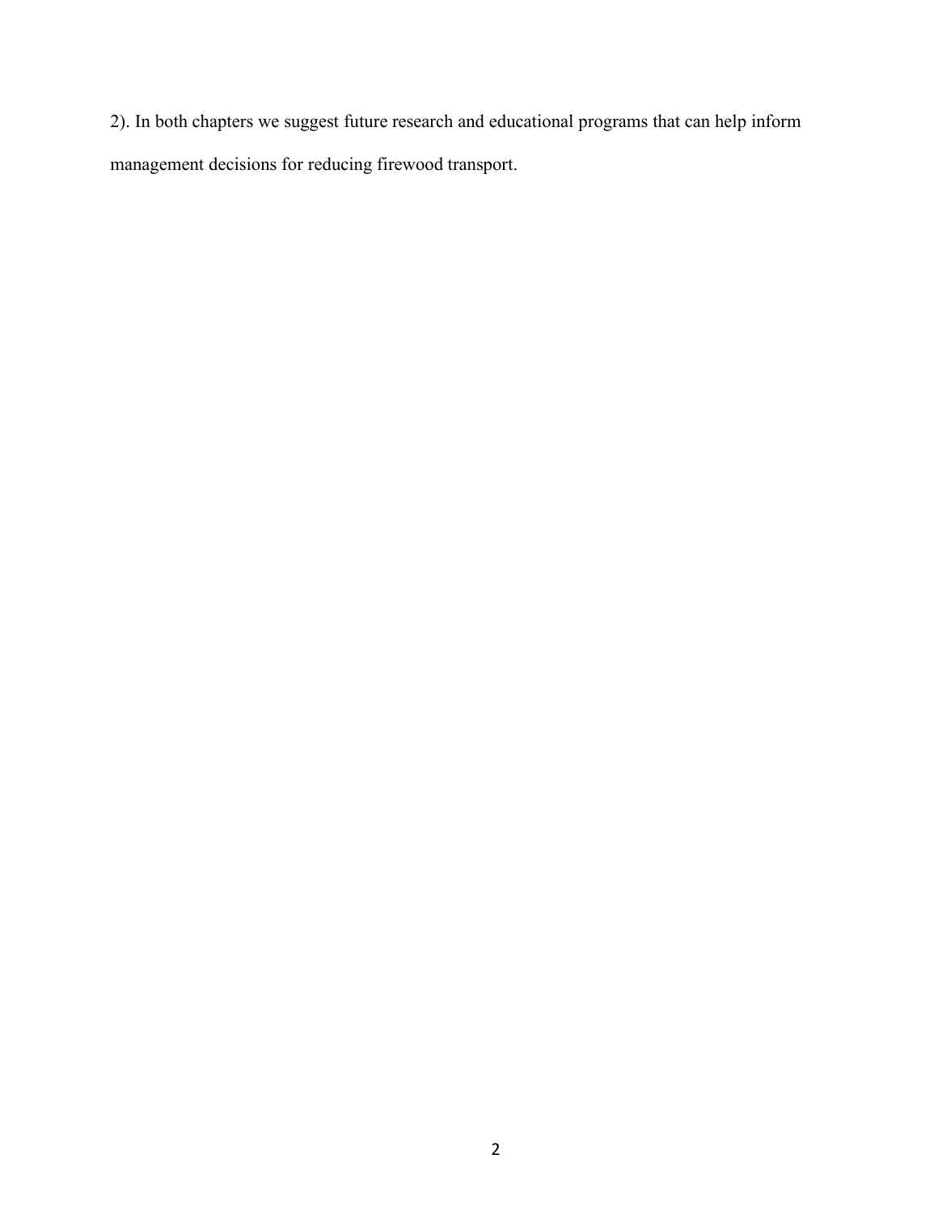2). In both chapters we suggest future research and educational programs that can help inform management decisions for reducing firewood transport.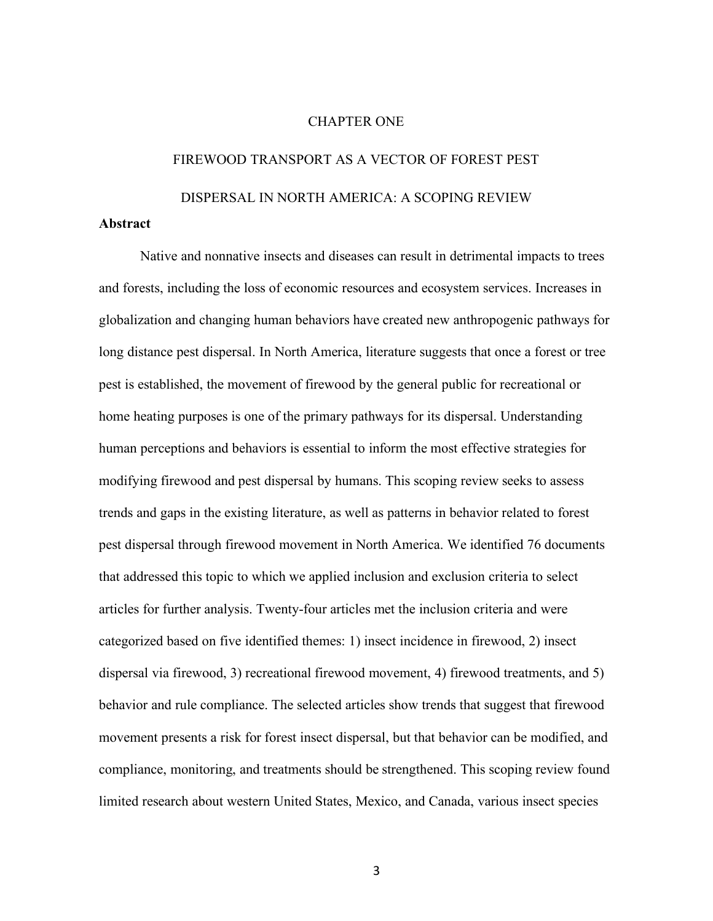# CHAPTER ONE

# FIREWOOD TRANSPORT AS A VECTOR OF FOREST PEST DISPERSAL IN NORTH AMERICA: A SCOPING REVIEW

## Abstract

Native and nonnative insects and diseases can result in detrimental impacts to trees and forests, including the loss of economic resources and ecosystem services. Increases in globalization and changing human behaviors have created new anthropogenic pathways for long distance pest dispersal. In North America, literature suggests that once a forest or tree pest is established, the movement of firewood by the general public for recreational or home heating purposes is one of the primary pathways for its dispersal. Understanding human perceptions and behaviors is essential to inform the most effective strategies for modifying firewood and pest dispersal by humans. This scoping review seeks to assess trends and gaps in the existing literature, as well as patterns in behavior related to forest pest dispersal through firewood movement in North America. We identified 76 documents that addressed this topic to which we applied inclusion and exclusion criteria to select articles for further analysis. Twenty-four articles met the inclusion criteria and were categorized based on five identified themes: 1) insect incidence in firewood, 2) insect dispersal via firewood, 3) recreational firewood movement, 4) firewood treatments, and 5) behavior and rule compliance. The selected articles show trends that suggest that firewood movement presents a risk for forest insect dispersal, but that behavior can be modified, and compliance, monitoring, and treatments should be strengthened. This scoping review found limited research about western United States, Mexico, and Canada, various insect species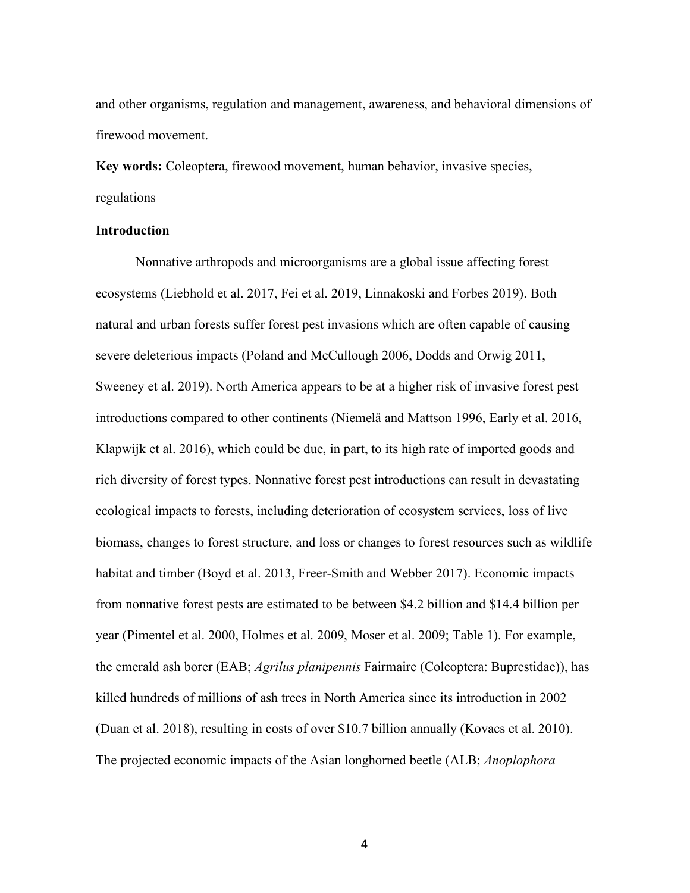and other organisms, regulation and management, awareness, and behavioral dimensions of firewood movement.

**Key words:** Coleoptera, firewood movement, human behavior, invasive species, regulations

## Introduction

Nonnative arthropods and microorganisms are a global issue affecting forest ecosystems (Liebhold et al. 2017, Fei et al. 2019, Linnakoski and Forbes 2019). Both natural and urban forests suffer forest pest invasions which are often capable of causing severe deleterious impacts (Poland and McCullough 2006, Dodds and Orwig 2011, Sweeney et al. 2019). North America appears to be at a higher risk of invasive forest pest introductions compared to other continents (Niemelä and Mattson 1996, Early et al. 2016, Klapwijk et al. 2016), which could be due, in part, to its high rate of imported goods and rich diversity of forest types. Nonnative forest pest introductions can result in devastating ecological impacts to forests, including deterioration of ecosystem services, loss of live biomass, changes to forest structure, and loss or changes to forest resources such as wildlife habitat and timber (Boyd et al. 2013, Freer-Smith and Webber 2017). Economic impacts from nonnative forest pests are estimated to be between $4.2 billion and $14.4 billion per year (Pimentel et al. 2000, Holmes et al. 2009, Moser et al. 2009; Table 1). For example, the emerald ash borer (EAB; *Agrilus planipennis* Fairmaire (Coleoptera: Buprestidae)), has killed hundreds of millions of ash trees in North America since its introduction in 2002 (Duan et al. 2018), resulting in costs of over $10.7 billion annually (Kovacs et al. 2010). The projected economic impacts of the Asian longhorned beetle (ALB; *Anoplophora*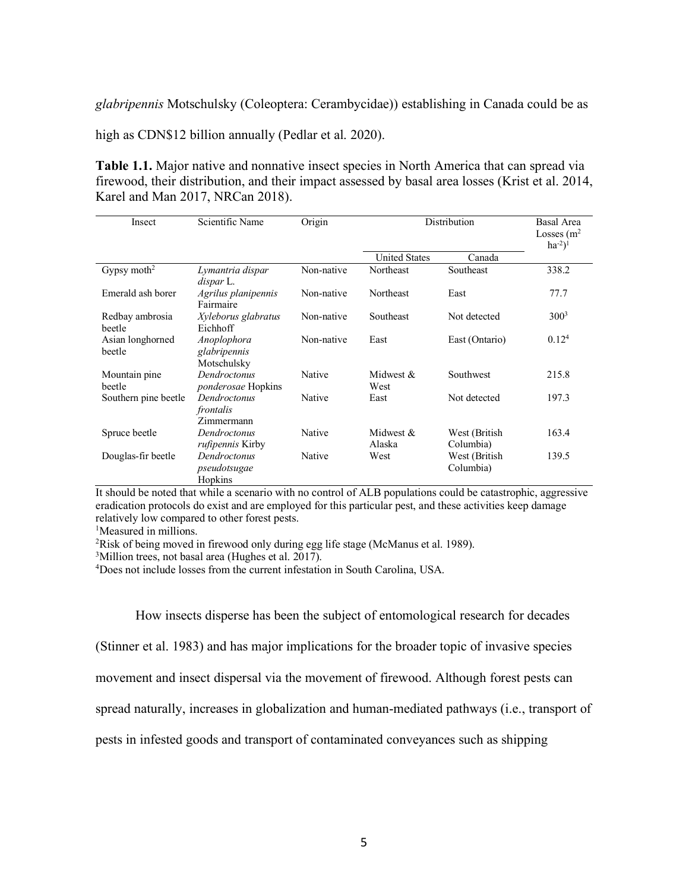*glabripennis* Motschulsky (Coleoptera: Cerambycidae)) establishing in Canada could be as high as CDN$12 billion annually (Pedlar et al. 2020).

**Table 1.1.** Major native and nonnative insect species in North America that can spread via firewood, their distribution, and their impact assessed by basal area losses (Krist et al. 2014, Karel and Man 2017, NRCan 2018).

| Insect | Scientific Name | Origin | Distribution | | Basal Area Losses ($m^2$ $ha^{-2}$)[1] |
|---|---|---|---|---|---|
| | | | United States | Canada | |
| Gypsy moth[2] | *Lymantria dispar dispar* L. | Non-native | Northeast | Southeast | 338.2 |
| Emerald ash borer | *Agrilus planipennis* Fairmaire | Non-native | Northeast | East | 77.7 |
| Redbay ambrosia beetle | *Xyleborus glabratus* Eichhoff | Non-native | Southeast | Not detected | 300[3] |
| Asian longhorned beetle | *Anoplophora glabripennis* Motschulsky | Non-native | East | East (Ontario) | 0.12[4] |
| Mountain pine beetle | *Dendroctonus ponderosae* Hopkins | Native | Midwest & West | Southwest | 215.8 |
| Southern pine beetle | *Dendroctonus frontalis* Zimmermann | Native | East | Not detected | 197.3 |
| Spruce beetle | *Dendroctonus rufipennis* Kirby | Native | Midwest & Alaska | West (British Columbia) | 163.4 |
| Douglas-fir beetle | *Dendroctonus pseudotsugae* Hopkins | Native | West | West (British Columbia) | 139.5 |

It should be noted that while a scenario with no control of ALB populations could be catastrophic, aggressive eradication protocols do exist and are employed for this particular pest, and these activities keep damage relatively low compared to other forest pests.

[1]Measured in millions.

[2]Risk of being moved in firewood only during egg life stage (McManus et al. 1989).

[3]Million trees, not basal area (Hughes et al. 2017).

[4]Does not include losses from the current infestation in South Carolina, USA.

How insects disperse has been the subject of entomological research for decades (Stinner et al. 1983) and has major implications for the broader topic of invasive species movement and insect dispersal via the movement of firewood. Although forest pests can spread naturally, increases in globalization and human-mediated pathways (i.e., transport of pests in infested goods and transport of contaminated conveyances such as shipping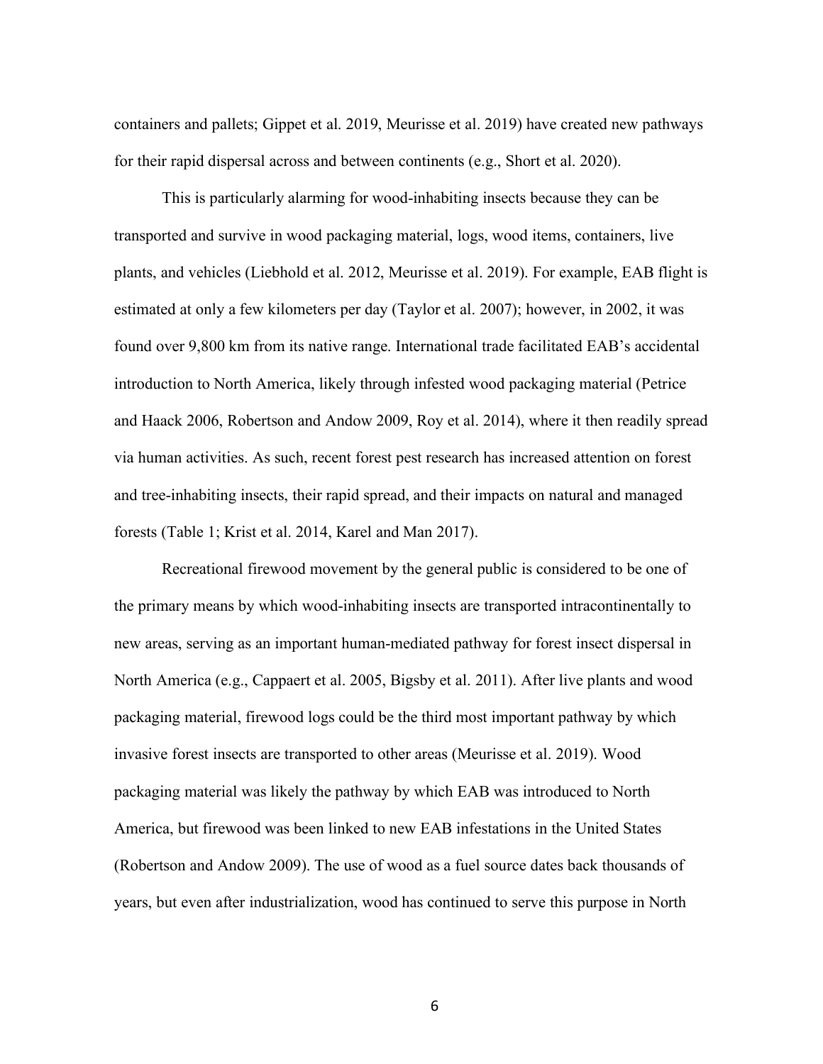containers and pallets; Gippet et al. 2019, Meurisse et al. 2019) have created new pathways for their rapid dispersal across and between continents (e.g., Short et al. 2020).

This is particularly alarming for wood-inhabiting insects because they can be transported and survive in wood packaging material, logs, wood items, containers, live plants, and vehicles (Liebhold et al. 2012, Meurisse et al. 2019). For example, EAB flight is estimated at only a few kilometers per day (Taylor et al. 2007); however, in 2002, it was found over 9,800 km from its native range. International trade facilitated EAB's accidental introduction to North America, likely through infested wood packaging material (Petrice and Haack 2006, Robertson and Andow 2009, Roy et al. 2014), where it then readily spread via human activities. As such, recent forest pest research has increased attention on forest and tree-inhabiting insects, their rapid spread, and their impacts on natural and managed forests (Table 1; Krist et al. 2014, Karel and Man 2017).

Recreational firewood movement by the general public is considered to be one of the primary means by which wood-inhabiting insects are transported intracontinentally to new areas, serving as an important human-mediated pathway for forest insect dispersal in North America (e.g., Cappaert et al. 2005, Bigsby et al. 2011). After live plants and wood packaging material, firewood logs could be the third most important pathway by which invasive forest insects are transported to other areas (Meurisse et al. 2019). Wood packaging material was likely the pathway by which EAB was introduced to North America, but firewood was been linked to new EAB infestations in the United States (Robertson and Andow 2009). The use of wood as a fuel source dates back thousands of years, but even after industrialization, wood has continued to serve this purpose in North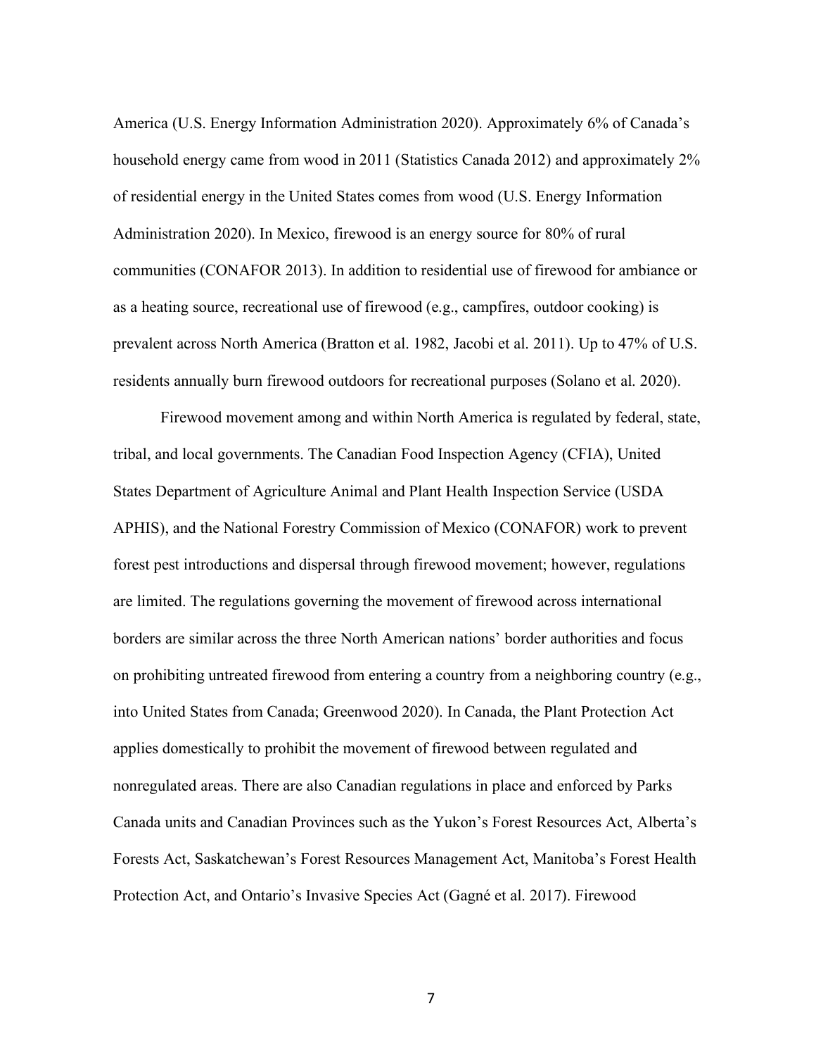America (U.S. Energy Information Administration 2020). Approximately 6% of Canada's household energy came from wood in 2011 (Statistics Canada 2012) and approximately 2% of residential energy in the United States comes from wood (U.S. Energy Information Administration 2020). In Mexico, firewood is an energy source for 80% of rural communities (CONAFOR 2013). In addition to residential use of firewood for ambiance or as a heating source, recreational use of firewood (e.g., campfires, outdoor cooking) is prevalent across North America (Bratton et al. 1982, Jacobi et al. 2011). Up to 47% of U.S. residents annually burn firewood outdoors for recreational purposes (Solano et al. 2020).

Firewood movement among and within North America is regulated by federal, state, tribal, and local governments. The Canadian Food Inspection Agency (CFIA), United States Department of Agriculture Animal and Plant Health Inspection Service (USDA APHIS), and the National Forestry Commission of Mexico (CONAFOR) work to prevent forest pest introductions and dispersal through firewood movement; however, regulations are limited. The regulations governing the movement of firewood across international borders are similar across the three North American nations' border authorities and focus on prohibiting untreated firewood from entering a country from a neighboring country (e.g., into United States from Canada; Greenwood 2020). In Canada, the Plant Protection Act applies domestically to prohibit the movement of firewood between regulated and nonregulated areas. There are also Canadian regulations in place and enforced by Parks Canada units and Canadian Provinces such as the Yukon's Forest Resources Act, Alberta's Forests Act, Saskatchewan's Forest Resources Management Act, Manitoba's Forest Health Protection Act, and Ontario's Invasive Species Act (Gagné et al. 2017). Firewood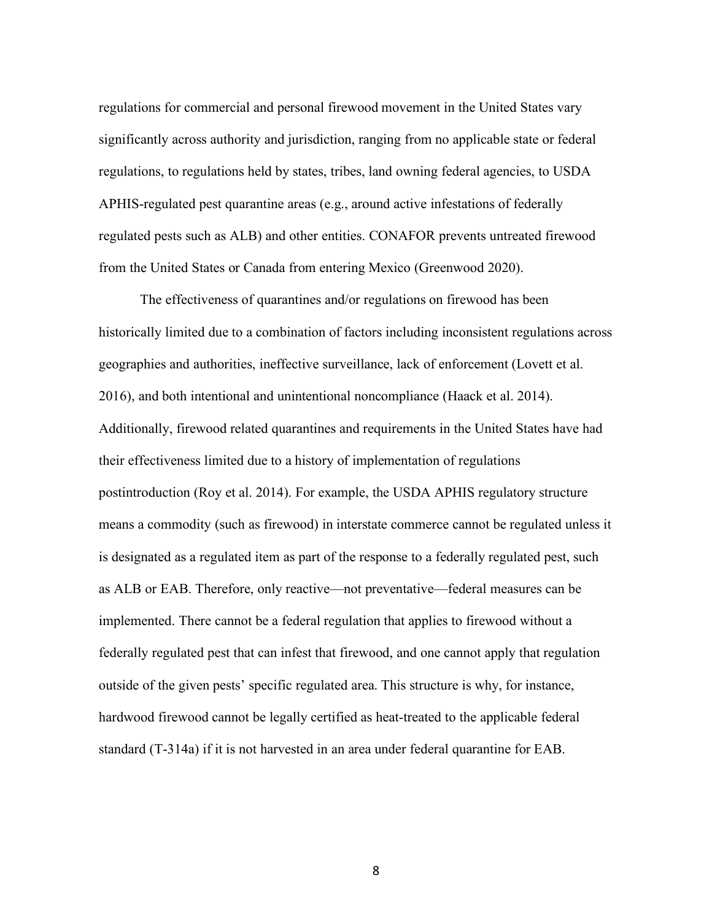regulations for commercial and personal firewood movement in the United States vary significantly across authority and jurisdiction, ranging from no applicable state or federal regulations, to regulations held by states, tribes, land owning federal agencies, to USDA APHIS-regulated pest quarantine areas (e.g., around active infestations of federally regulated pests such as ALB) and other entities. CONAFOR prevents untreated firewood from the United States or Canada from entering Mexico (Greenwood 2020).

The effectiveness of quarantines and/or regulations on firewood has been historically limited due to a combination of factors including inconsistent regulations across geographies and authorities, ineffective surveillance, lack of enforcement (Lovett et al. 2016), and both intentional and unintentional noncompliance (Haack et al. 2014). Additionally, firewood related quarantines and requirements in the United States have had their effectiveness limited due to a history of implementation of regulations postintroduction (Roy et al. 2014). For example, the USDA APHIS regulatory structure means a commodity (such as firewood) in interstate commerce cannot be regulated unless it is designated as a regulated item as part of the response to a federally regulated pest, such as ALB or EAB. Therefore, only reactive—not preventative—federal measures can be implemented. There cannot be a federal regulation that applies to firewood without a federally regulated pest that can infest that firewood, and one cannot apply that regulation outside of the given pests' specific regulated area. This structure is why, for instance, hardwood firewood cannot be legally certified as heat-treated to the applicable federal standard (T-314a) if it is not harvested in an area under federal quarantine for EAB.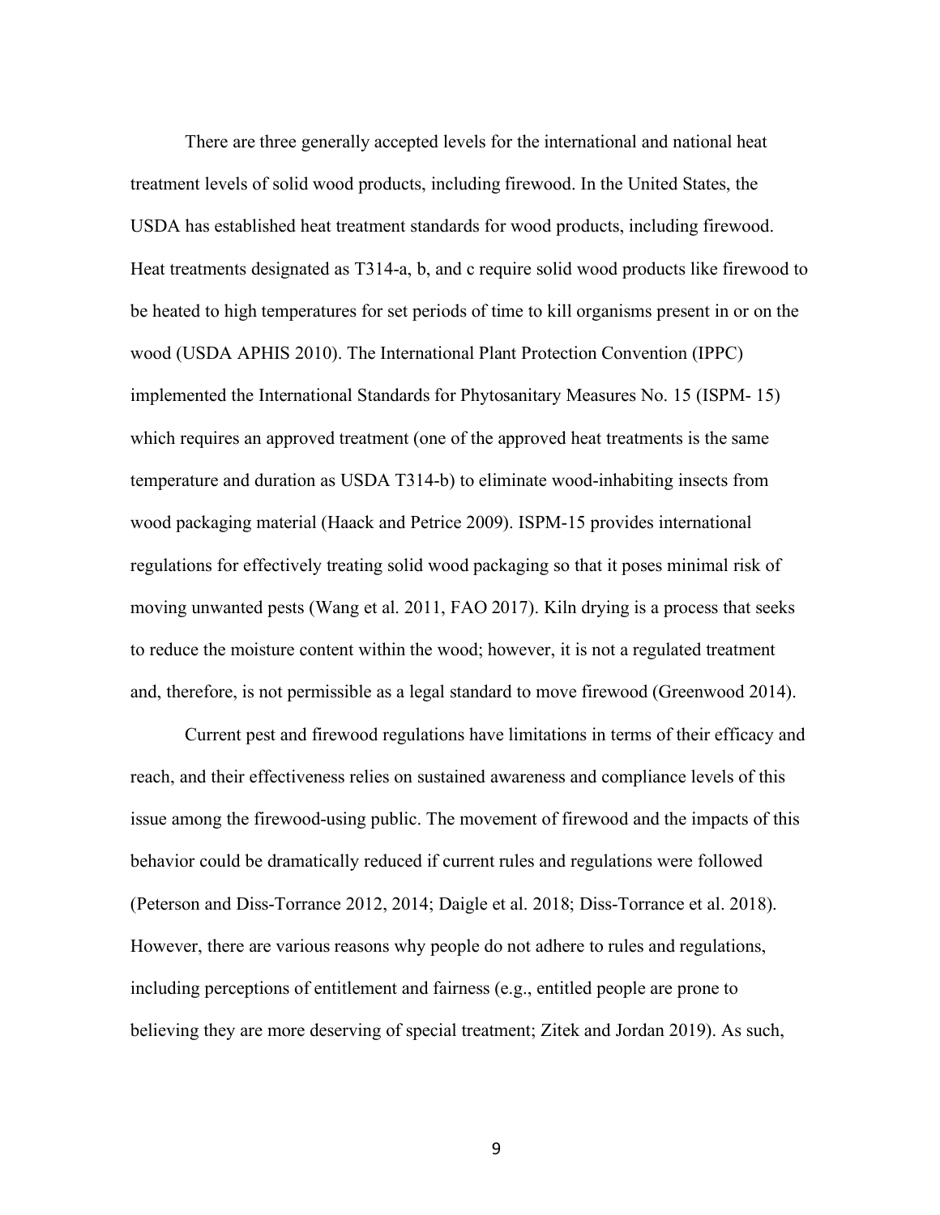There are three generally accepted levels for the international and national heat treatment levels of solid wood products, including firewood. In the United States, the USDA has established heat treatment standards for wood products, including firewood. Heat treatments designated as T314-a, b, and c require solid wood products like firewood to be heated to high temperatures for set periods of time to kill organisms present in or on the wood (USDA APHIS 2010). The International Plant Protection Convention (IPPC) implemented the International Standards for Phytosanitary Measures No. 15 (ISPM- 15) which requires an approved treatment (one of the approved heat treatments is the same temperature and duration as USDA T314-b) to eliminate wood-inhabiting insects from wood packaging material (Haack and Petrice 2009). ISPM-15 provides international regulations for effectively treating solid wood packaging so that it poses minimal risk of moving unwanted pests (Wang et al. 2011, FAO 2017). Kiln drying is a process that seeks to reduce the moisture content within the wood; however, it is not a regulated treatment and, therefore, is not permissible as a legal standard to move firewood (Greenwood 2014).

Current pest and firewood regulations have limitations in terms of their efficacy and reach, and their effectiveness relies on sustained awareness and compliance levels of this issue among the firewood-using public. The movement of firewood and the impacts of this behavior could be dramatically reduced if current rules and regulations were followed (Peterson and Diss-Torrance 2012, 2014; Daigle et al. 2018; Diss-Torrance et al. 2018). However, there are various reasons why people do not adhere to rules and regulations, including perceptions of entitlement and fairness (e.g., entitled people are prone to believing they are more deserving of special treatment; Zitek and Jordan 2019). As such,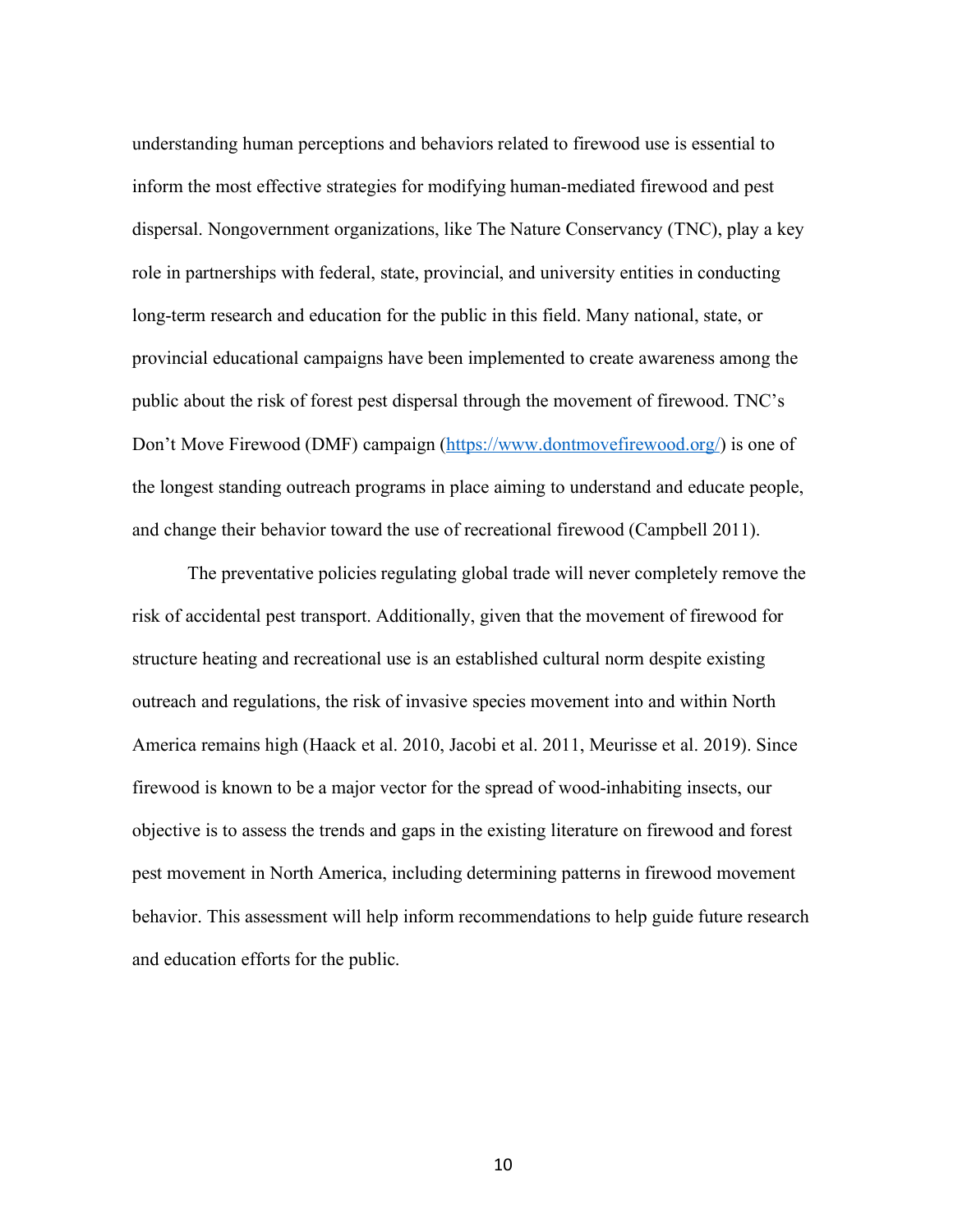understanding human perceptions and behaviors related to firewood use is essential to inform the most effective strategies for modifying human-mediated firewood and pest dispersal. Nongovernment organizations, like The Nature Conservancy (TNC), play a key role in partnerships with federal, state, provincial, and university entities in conducting long-term research and education for the public in this field. Many national, state, or provincial educational campaigns have been implemented to create awareness among the public about the risk of forest pest dispersal through the movement of firewood. TNC's Don't Move Firewood (DMF) campaign ([https://www.dontmovefirewood.org/](https://www.dontmovefirewood.org/)) is one of the longest standing outreach programs in place aiming to understand and educate people, and change their behavior toward the use of recreational firewood (Campbell 2011).

The preventative policies regulating global trade will never completely remove the risk of accidental pest transport. Additionally, given that the movement of firewood for structure heating and recreational use is an established cultural norm despite existing outreach and regulations, the risk of invasive species movement into and within North America remains high (Haack et al. 2010, Jacobi et al. 2011, Meurisse et al. 2019). Since firewood is known to be a major vector for the spread of wood-inhabiting insects, our objective is to assess the trends and gaps in the existing literature on firewood and forest pest movement in North America, including determining patterns in firewood movement behavior. This assessment will help inform recommendations to help guide future research and education efforts for the public.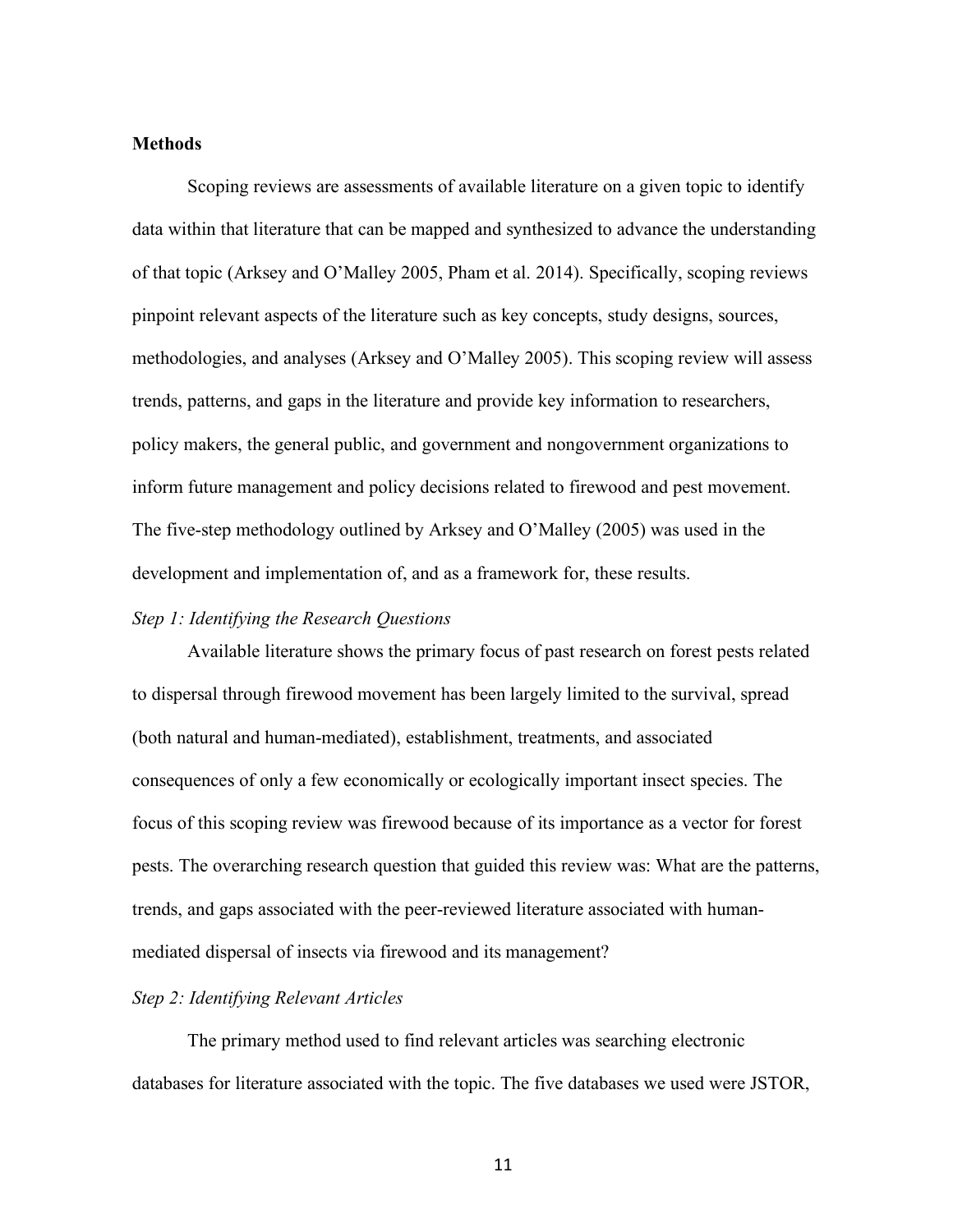## Methods

Scoping reviews are assessments of available literature on a given topic to identify data within that literature that can be mapped and synthesized to advance the understanding of that topic (Arksey and O'Malley 2005, Pham et al. 2014). Specifically, scoping reviews pinpoint relevant aspects of the literature such as key concepts, study designs, sources, methodologies, and analyses (Arksey and O'Malley 2005). This scoping review will assess trends, patterns, and gaps in the literature and provide key information to researchers, policy makers, the general public, and government and nongovernment organizations to inform future management and policy decisions related to firewood and pest movement. The five-step methodology outlined by Arksey and O'Malley (2005) was used in the development and implementation of, and as a framework for, these results.

### *Step 1: Identifying the Research Questions*

Available literature shows the primary focus of past research on forest pests related to dispersal through firewood movement has been largely limited to the survival, spread (both natural and human-mediated), establishment, treatments, and associated consequences of only a few economically or ecologically important insect species. The focus of this scoping review was firewood because of its importance as a vector for forest pests. The overarching research question that guided this review was: What are the patterns, trends, and gaps associated with the peer-reviewed literature associated with human-mediated dispersal of insects via firewood and its management?

### *Step 2: Identifying Relevant Articles*

The primary method used to find relevant articles was searching electronic databases for literature associated with the topic. The five databases we used were JSTOR,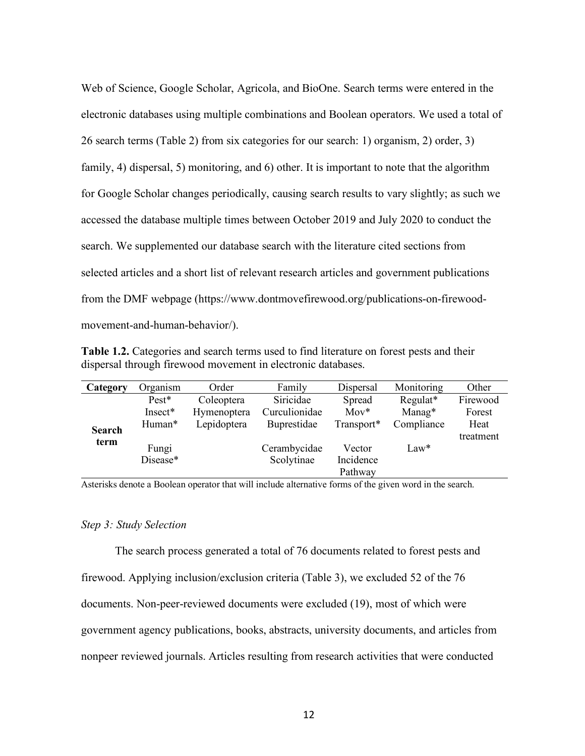Web of Science, Google Scholar, Agricola, and BioOne. Search terms were entered in the electronic databases using multiple combinations and Boolean operators. We used a total of 26 search terms (Table 2) from six categories for our search: 1) organism, 2) order, 3) family, 4) dispersal, 5) monitoring, and 6) other. It is important to note that the algorithm for Google Scholar changes periodically, causing search results to vary slightly; as such we accessed the database multiple times between October 2019 and July 2020 to conduct the search. We supplemented our database search with the literature cited sections from selected articles and a short list of relevant research articles and government publications from the DMF webpage (https://www.dontmovefirewood.org/publications-on-firewood-movement-and-human-behavior/).

**Table 1.2.** Categories and search terms used to find literature on forest pests and their dispersal through firewood movement in electronic databases.

| Category | Organism | Order | Family | Dispersal | Monitoring | Other |
|---|---|---|---|---|---|---|
| **Search term** | Pest* | Coleoptera | Siricidae | Spread | Regulat* | Firewood |
| | Insect* | Hymenoptera | Curculionidae | Mov* | Manag* | Forest |
| | Human* | Lepidoptera | Buprestidae | Transport* | Compliance | Heat treatment |
| | Fungi | | Cerambycidae | Vector | Law* | |
| | Disease* | | Scolytinae | Incidence | | |
| | | | | Pathway | | |

Asterisks denote a Boolean operator that will include alternative forms of the given word in the search.

### *Step 3: Study Selection*

The search process generated a total of 76 documents related to forest pests and firewood. Applying inclusion/exclusion criteria (Table 3), we excluded 52 of the 76 documents. Non-peer-reviewed documents were excluded (19), most of which were government agency publications, books, abstracts, university documents, and articles from nonpeer reviewed journals. Articles resulting from research activities that were conducted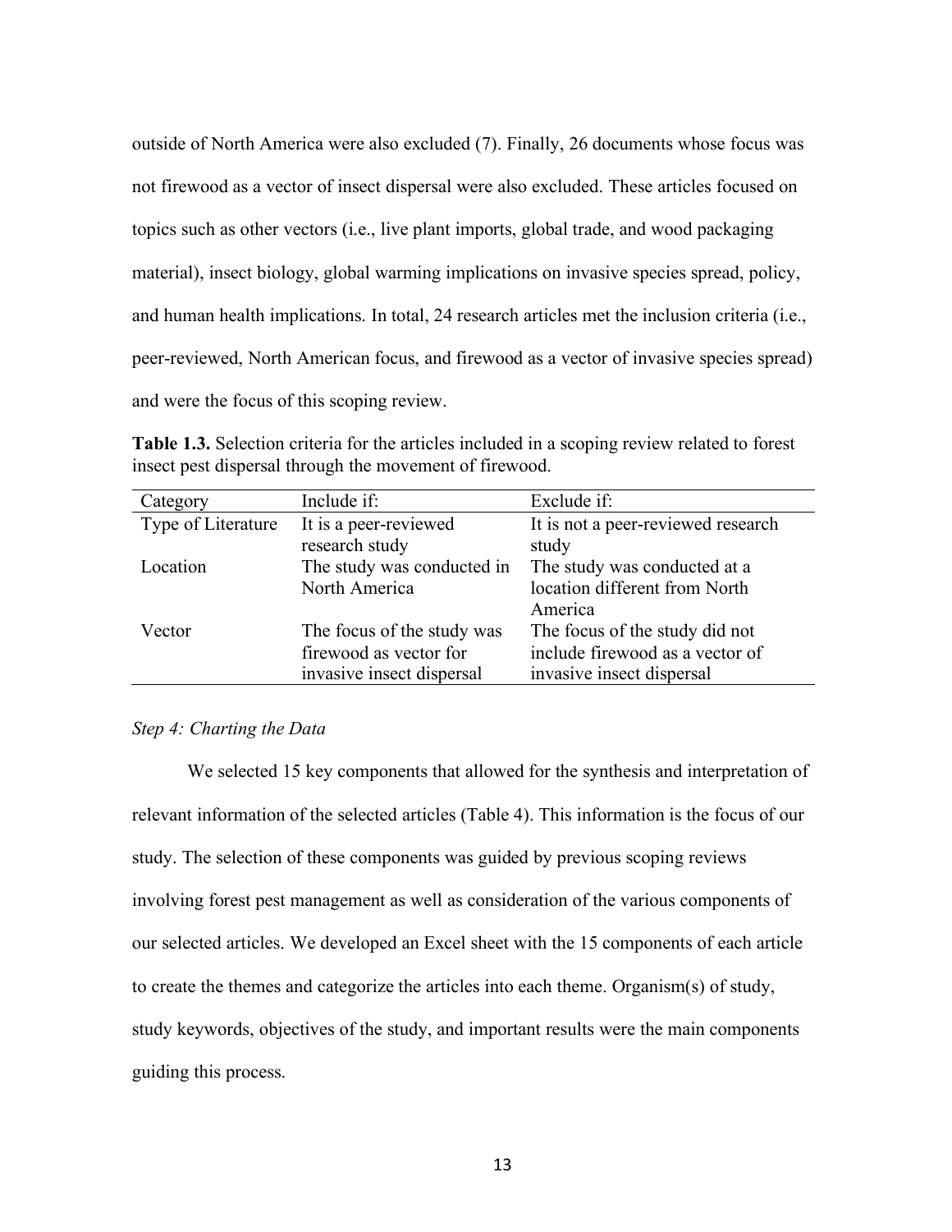outside of North America were also excluded (7). Finally, 26 documents whose focus was not firewood as a vector of insect dispersal were also excluded. These articles focused on topics such as other vectors (i.e., live plant imports, global trade, and wood packaging material), insect biology, global warming implications on invasive species spread, policy, and human health implications. In total, 24 research articles met the inclusion criteria (i.e., peer-reviewed, North American focus, and firewood as a vector of invasive species spread) and were the focus of this scoping review.

**Table 1.3.** Selection criteria for the articles included in a scoping review related to forest insect pest dispersal through the movement of firewood.

| Category | Include if: | Exclude if: |
| --- | --- | --- |
| Type of Literature | It is a peer-reviewed research study | It is not a peer-reviewed research study |
| Location | The study was conducted in North America | The study was conducted at a location different from North America |
| Vector | The focus of the study was firewood as vector for invasive insect dispersal | The focus of the study did not include firewood as a vector of invasive insect dispersal |

*Step 4: Charting the Data*

We selected 15 key components that allowed for the synthesis and interpretation of relevant information of the selected articles (Table 4). This information is the focus of our study. The selection of these components was guided by previous scoping reviews involving forest pest management as well as consideration of the various components of our selected articles. We developed an Excel sheet with the 15 components of each article to create the themes and categorize the articles into each theme. Organism(s) of study, study keywords, objectives of the study, and important results were the main components guiding this process.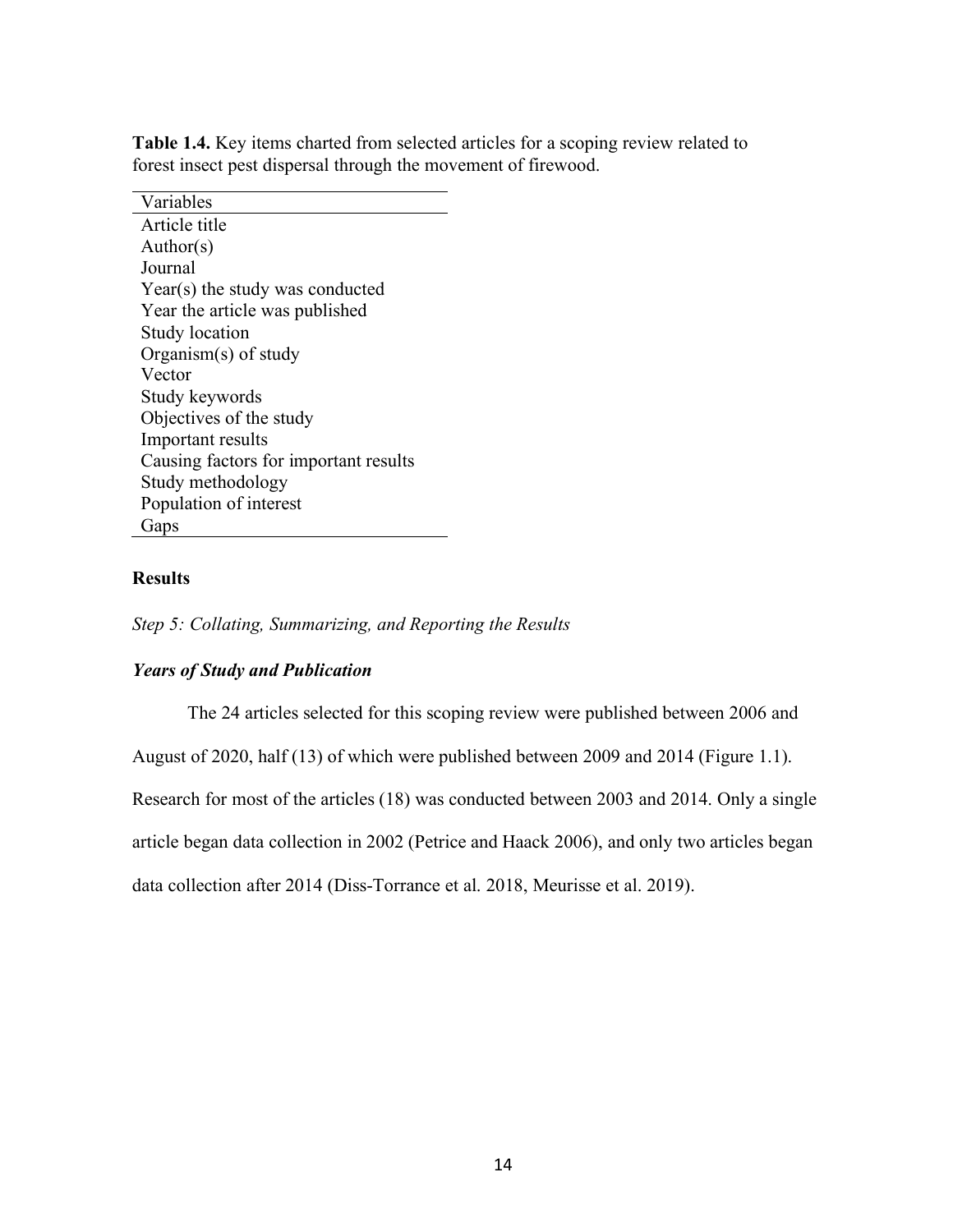**Table 1.4.** Key items charted from selected articles for a scoping review related to forest insect pest dispersal through the movement of firewood.

| Variables |
| --- |
| Article title |
| Author(s) |
| Journal |
| Year(s) the study was conducted |
| Year the article was published |
| Study location |
| Organism(s) of study |
| Vector |
| Study keywords |
| Objectives of the study |
| Important results |
| Causing factors for important results |
| Study methodology |
| Population of interest |
| Gaps |

## Results

*Step 5: Collating, Summarizing, and Reporting the Results*

### *Years of Study and Publication*

The 24 articles selected for this scoping review were published between 2006 and August of 2020, half (13) of which were published between 2009 and 2014 (Figure 1.1). Research for most of the articles (18) was conducted between 2003 and 2014. Only a single article began data collection in 2002 (Petrice and Haack 2006), and only two articles began data collection after 2014 (Diss-Torrance et al. 2018, Meurisse et al. 2019).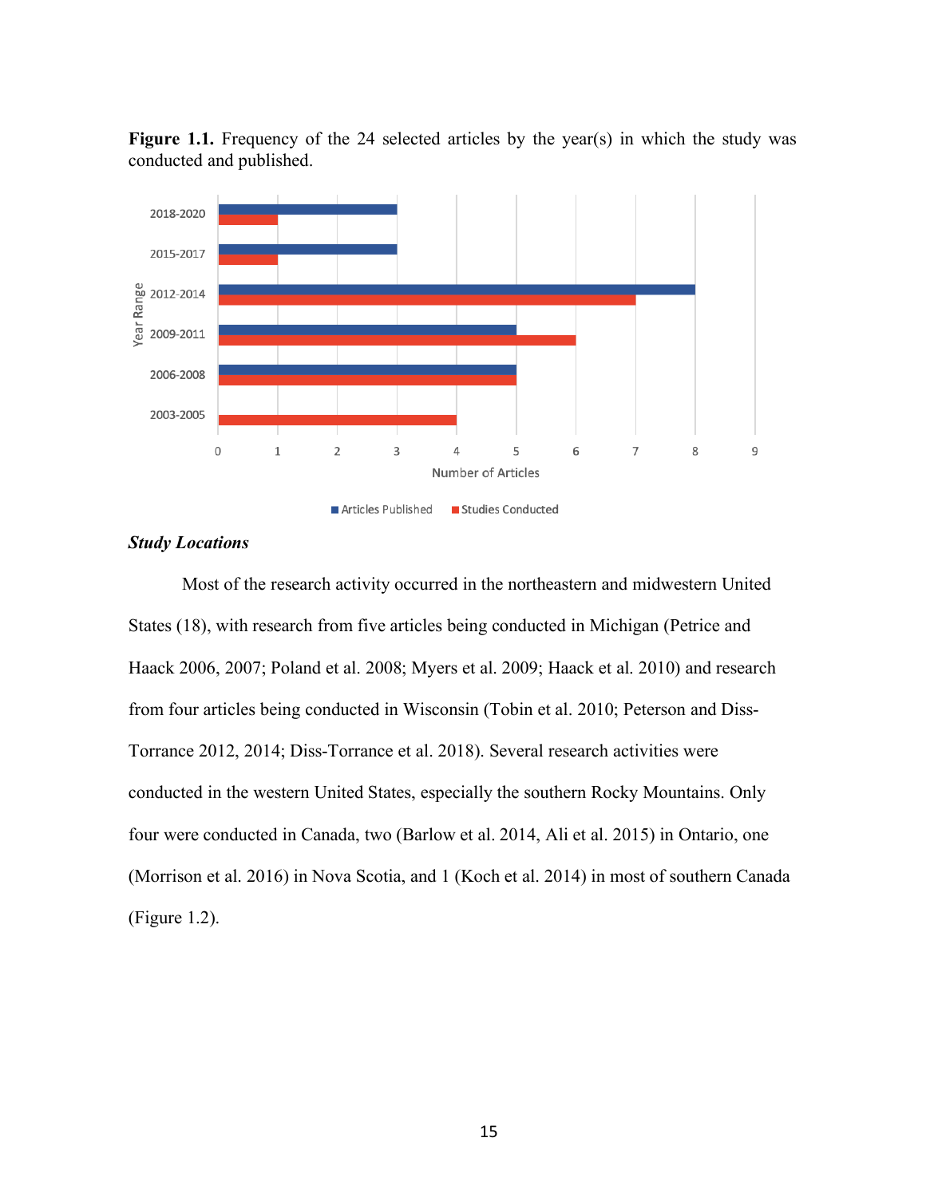**Figure 1.1.** Frequency of the 24 selected articles by the year(s) in which the study was conducted and published.

### *Study Locations*

Most of the research activity occurred in the northeastern and midwestern United States (18), with research from five articles being conducted in Michigan (Petrice and Haack 2006, 2007; Poland et al. 2008; Myers et al. 2009; Haack et al. 2010) and research from four articles being conducted in Wisconsin (Tobin et al. 2010; Peterson and Diss-Torrance 2012, 2014; Diss-Torrance et al. 2018). Several research activities were conducted in the western United States, especially the southern Rocky Mountains. Only four were conducted in Canada, two (Barlow et al. 2014, Ali et al. 2015) in Ontario, one (Morrison et al. 2016) in Nova Scotia, and 1 (Koch et al. 2014) in most of southern Canada (Figure 1.2).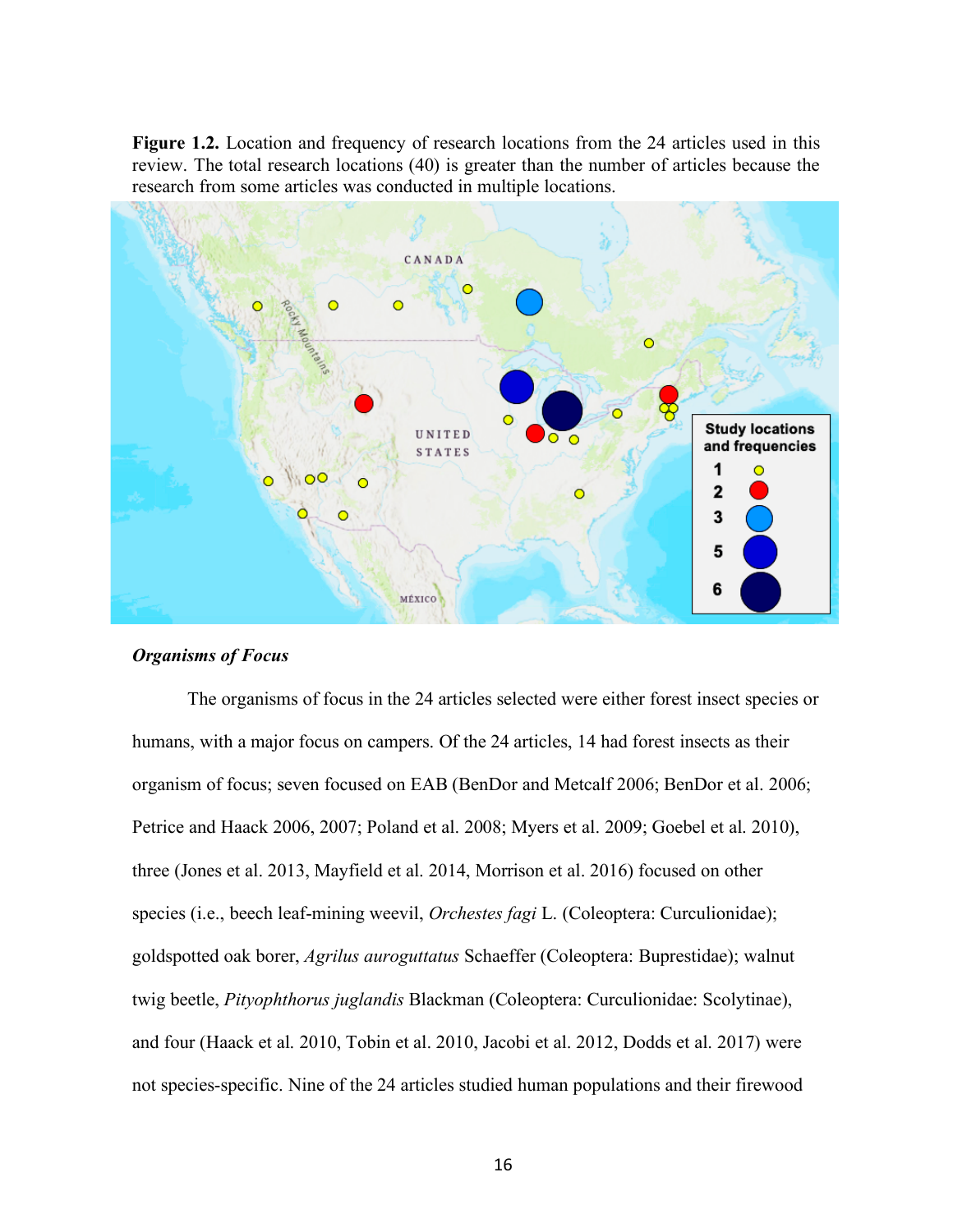**Figure 1.2.** Location and frequency of research locations from the 24 articles used in this review. The total research locations (40) is greater than the number of articles because the research from some articles was conducted in multiple locations.

***Organisms of Focus***

The organisms of focus in the 24 articles selected were either forest insect species or humans, with a major focus on campers. Of the 24 articles, 14 had forest insects as their organism of focus; seven focused on EAB (BenDor and Metcalf 2006; BenDor et al. 2006; Petrice and Haack 2006, 2007; Poland et al. 2008; Myers et al. 2009; Goebel et al. 2010), three (Jones et al. 2013, Mayfield et al. 2014, Morrison et al. 2016) focused on other species (i.e., beech leaf-mining weevil, *Orchestes fagi* L. (Coleoptera: Curculionidae); goldspotted oak borer, *Agrilus auroguttatus* Schaeffer (Coleoptera: Buprestidae); walnut twig beetle, *Pityophthorus juglandis* Blackman (Coleoptera: Curculionidae: Scolytinae), and four (Haack et al. 2010, Tobin et al. 2010, Jacobi et al. 2012, Dodds et al. 2017) were not species-specific. Nine of the 24 articles studied human populations and their firewood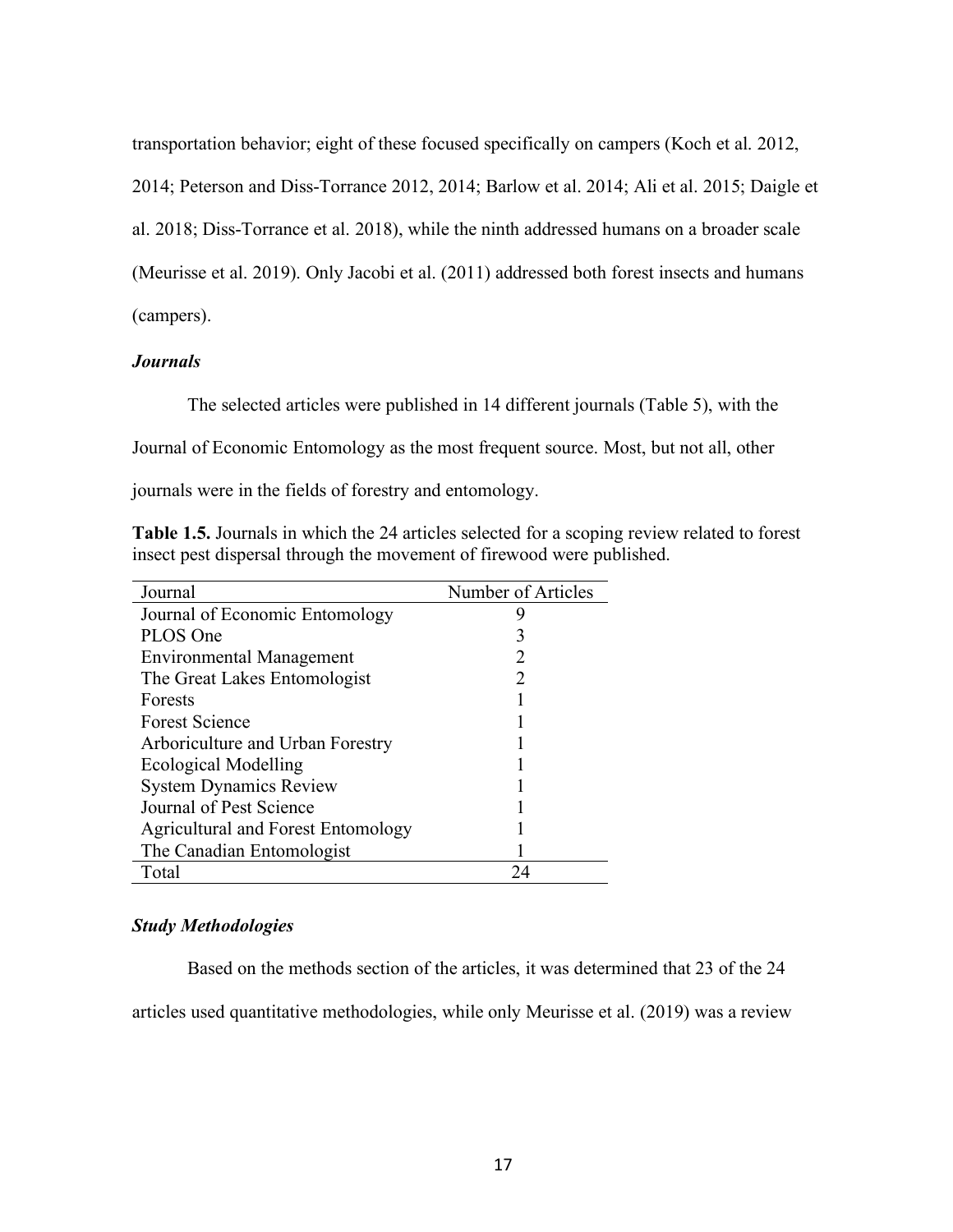transportation behavior; eight of these focused specifically on campers (Koch et al. 2012, 2014; Peterson and Diss-Torrance 2012, 2014; Barlow et al. 2014; Ali et al. 2015; Daigle et al. 2018; Diss-Torrance et al. 2018), while the ninth addressed humans on a broader scale (Meurisse et al. 2019). Only Jacobi et al. (2011) addressed both forest insects and humans (campers).

***Journals***

The selected articles were published in 14 different journals (Table 5), with the Journal of Economic Entomology as the most frequent source. Most, but not all, other journals were in the fields of forestry and entomology.

**Table 1.5.** Journals in which the 24 articles selected for a scoping review related to forest insect pest dispersal through the movement of firewood were published.

| Journal | Number of Articles |
|---|---|
| Journal of Economic Entomology | 9 |
| PLOS One | 3 |
| Environmental Management | 2 |
| The Great Lakes Entomologist | 2 |
| Forests | 1 |
| Forest Science | 1 |
| Arboriculture and Urban Forestry | 1 |
| Ecological Modelling | 1 |
| System Dynamics Review | 1 |
| Journal of Pest Science | 1 |
| Agricultural and Forest Entomology | 1 |
| The Canadian Entomologist | 1 |
| Total | 24 |

***Study Methodologies***

Based on the methods section of the articles, it was determined that 23 of the 24 articles used quantitative methodologies, while only Meurisse et al. (2019) was a review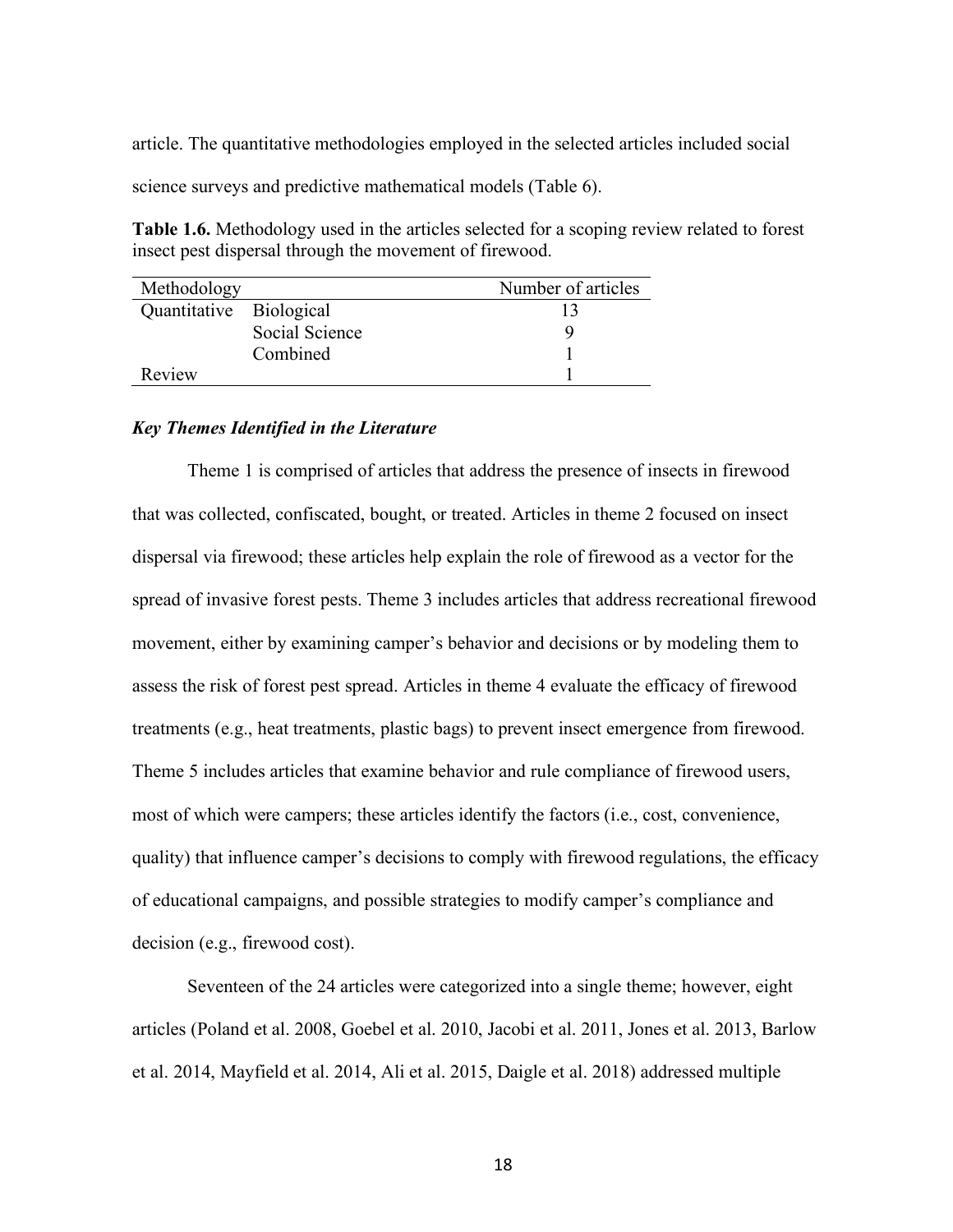article. The quantitative methodologies employed in the selected articles included social science surveys and predictive mathematical models (Table 6).

**Table 1.6.** Methodology used in the articles selected for a scoping review related to forest insect pest dispersal through the movement of firewood.

| Methodology | | Number of articles |
|---|---|---|
| Quantitative | Biological | 13 |
| | Social Science | 9 |
| | Combined | 1 |
| Review | | 1 |

### *Key Themes Identified in the Literature*

Theme 1 is comprised of articles that address the presence of insects in firewood that was collected, confiscated, bought, or treated. Articles in theme 2 focused on insect dispersal via firewood; these articles help explain the role of firewood as a vector for the spread of invasive forest pests. Theme 3 includes articles that address recreational firewood movement, either by examining camper's behavior and decisions or by modeling them to assess the risk of forest pest spread. Articles in theme 4 evaluate the efficacy of firewood treatments (e.g., heat treatments, plastic bags) to prevent insect emergence from firewood. Theme 5 includes articles that examine behavior and rule compliance of firewood users, most of which were campers; these articles identify the factors (i.e., cost, convenience, quality) that influence camper's decisions to comply with firewood regulations, the efficacy of educational campaigns, and possible strategies to modify camper's compliance and decision (e.g., firewood cost).

Seventeen of the 24 articles were categorized into a single theme; however, eight articles (Poland et al. 2008, Goebel et al. 2010, Jacobi et al. 2011, Jones et al. 2013, Barlow et al. 2014, Mayfield et al. 2014, Ali et al. 2015, Daigle et al. 2018) addressed multiple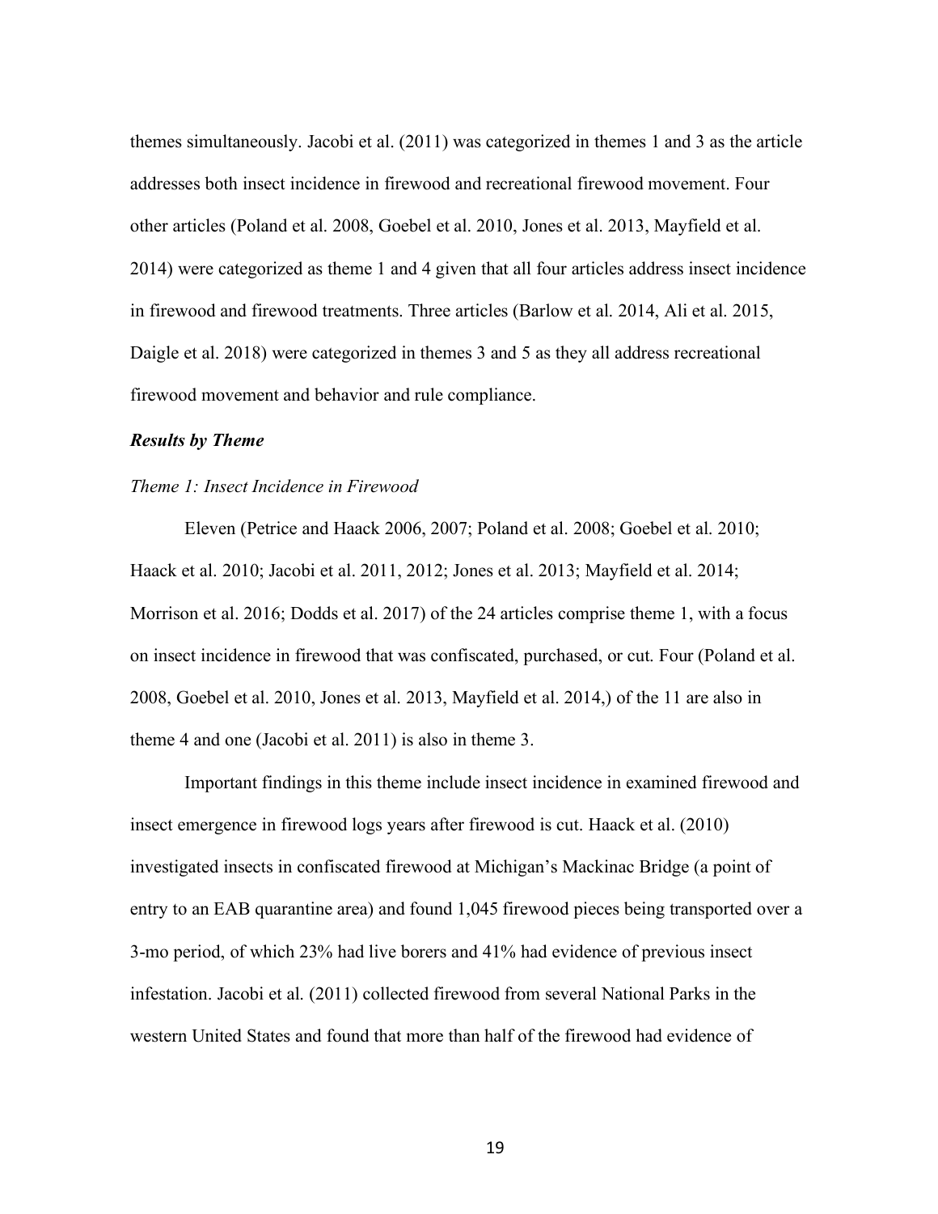themes simultaneously. Jacobi et al. (2011) was categorized in themes 1 and 3 as the article addresses both insect incidence in firewood and recreational firewood movement. Four other articles (Poland et al. 2008, Goebel et al. 2010, Jones et al. 2013, Mayfield et al. 2014) were categorized as theme 1 and 4 given that all four articles address insect incidence in firewood and firewood treatments. Three articles (Barlow et al. 2014, Ali et al. 2015, Daigle et al. 2018) were categorized in themes 3 and 5 as they all address recreational firewood movement and behavior and rule compliance.

***Results by Theme***

*Theme 1: Insect Incidence in Firewood*

Eleven (Petrice and Haack 2006, 2007; Poland et al. 2008; Goebel et al. 2010; Haack et al. 2010; Jacobi et al. 2011, 2012; Jones et al. 2013; Mayfield et al. 2014; Morrison et al. 2016; Dodds et al. 2017) of the 24 articles comprise theme 1, with a focus on insect incidence in firewood that was confiscated, purchased, or cut. Four (Poland et al. 2008, Goebel et al. 2010, Jones et al. 2013, Mayfield et al. 2014,) of the 11 are also in theme 4 and one (Jacobi et al. 2011) is also in theme 3.

Important findings in this theme include insect incidence in examined firewood and insect emergence in firewood logs years after firewood is cut. Haack et al. (2010) investigated insects in confiscated firewood at Michigan's Mackinac Bridge (a point of entry to an EAB quarantine area) and found 1,045 firewood pieces being transported over a 3-mo period, of which 23% had live borers and 41% had evidence of previous insect infestation. Jacobi et al. (2011) collected firewood from several National Parks in the western United States and found that more than half of the firewood had evidence of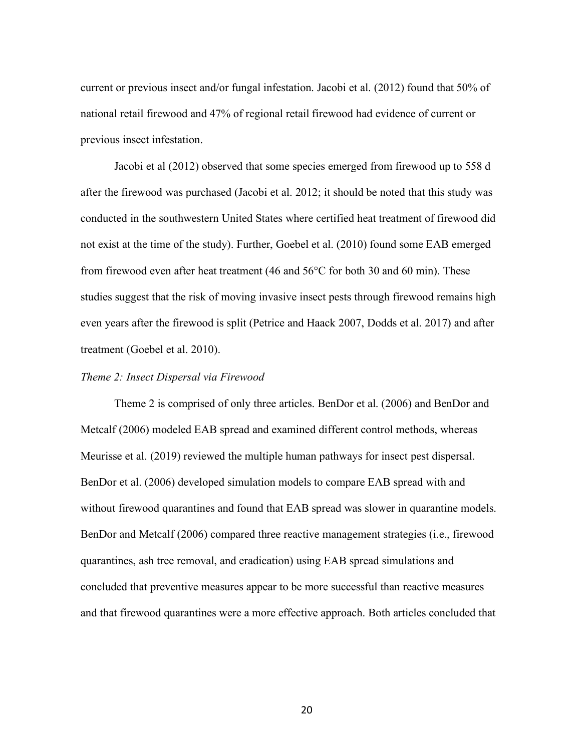current or previous insect and/or fungal infestation. Jacobi et al. (2012) found that 50% of national retail firewood and 47% of regional retail firewood had evidence of current or previous insect infestation.

Jacobi et al (2012) observed that some species emerged from firewood up to 558 d after the firewood was purchased (Jacobi et al. 2012; it should be noted that this study was conducted in the southwestern United States where certified heat treatment of firewood did not exist at the time of the study). Further, Goebel et al. (2010) found some EAB emerged from firewood even after heat treatment (46 and 56°C for both 30 and 60 min). These studies suggest that the risk of moving invasive insect pests through firewood remains high even years after the firewood is split (Petrice and Haack 2007, Dodds et al. 2017) and after treatment (Goebel et al. 2010).

*Theme 2: Insect Dispersal via Firewood*

Theme 2 is comprised of only three articles. BenDor et al. (2006) and BenDor and Metcalf (2006) modeled EAB spread and examined different control methods, whereas Meurisse et al. (2019) reviewed the multiple human pathways for insect pest dispersal. BenDor et al. (2006) developed simulation models to compare EAB spread with and without firewood quarantines and found that EAB spread was slower in quarantine models. BenDor and Metcalf (2006) compared three reactive management strategies (i.e., firewood quarantines, ash tree removal, and eradication) using EAB spread simulations and concluded that preventive measures appear to be more successful than reactive measures and that firewood quarantines were a more effective approach. Both articles concluded that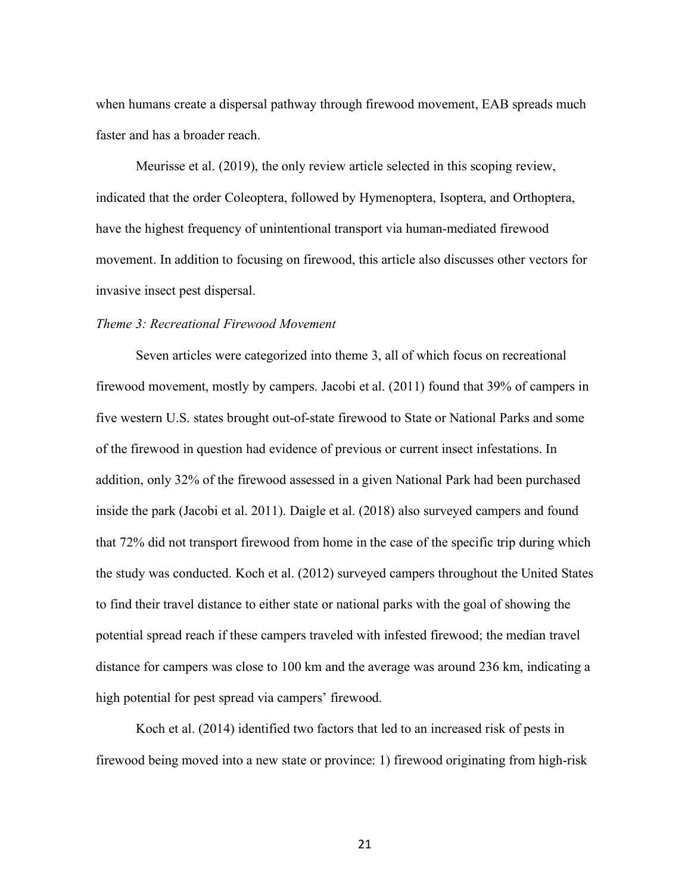when humans create a dispersal pathway through firewood movement, EAB spreads much faster and has a broader reach.

Meurisse et al. (2019), the only review article selected in this scoping review, indicated that the order Coleoptera, followed by Hymenoptera, Isoptera, and Orthoptera, have the highest frequency of unintentional transport via human-mediated firewood movement. In addition to focusing on firewood, this article also discusses other vectors for invasive insect pest dispersal.

*Theme 3: Recreational Firewood Movement*

Seven articles were categorized into theme 3, all of which focus on recreational firewood movement, mostly by campers. Jacobi et al. (2011) found that 39% of campers in five western U.S. states brought out-of-state firewood to State or National Parks and some of the firewood in question had evidence of previous or current insect infestations. In addition, only 32% of the firewood assessed in a given National Park had been purchased inside the park (Jacobi et al. 2011). Daigle et al. (2018) also surveyed campers and found that 72% did not transport firewood from home in the case of the specific trip during which the study was conducted. Koch et al. (2012) surveyed campers throughout the United States to find their travel distance to either state or national parks with the goal of showing the potential spread reach if these campers traveled with infested firewood; the median travel distance for campers was close to 100 km and the average was around 236 km, indicating a high potential for pest spread via campers' firewood.

Koch et al. (2014) identified two factors that led to an increased risk of pests in firewood being moved into a new state or province: 1) firewood originating from high-risk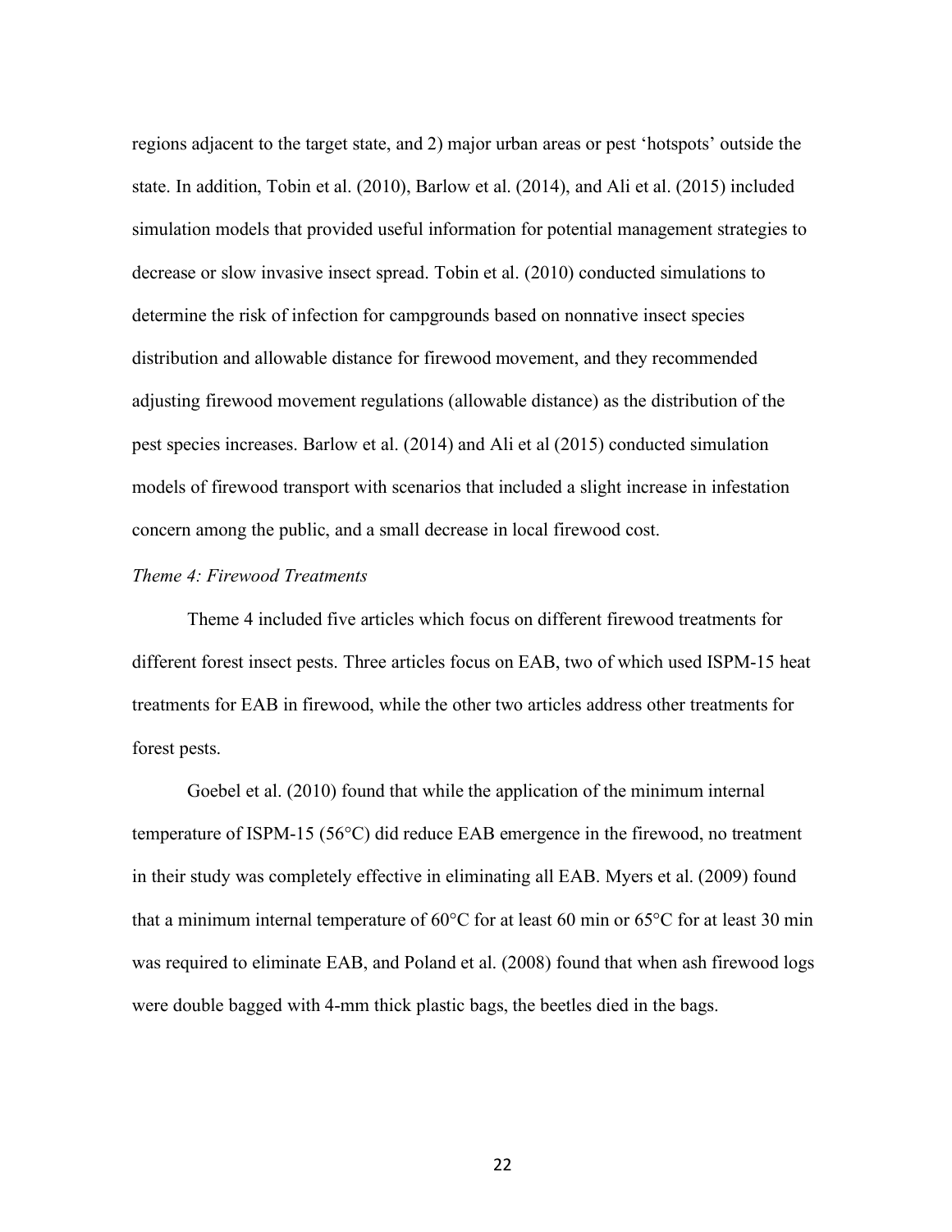regions adjacent to the target state, and 2) major urban areas or pest 'hotspots' outside the state. In addition, Tobin et al. (2010), Barlow et al. (2014), and Ali et al. (2015) included simulation models that provided useful information for potential management strategies to decrease or slow invasive insect spread. Tobin et al. (2010) conducted simulations to determine the risk of infection for campgrounds based on nonnative insect species distribution and allowable distance for firewood movement, and they recommended adjusting firewood movement regulations (allowable distance) as the distribution of the pest species increases. Barlow et al. (2014) and Ali et al (2015) conducted simulation models of firewood transport with scenarios that included a slight increase in infestation concern among the public, and a small decrease in local firewood cost.

*Theme 4: Firewood Treatments*

Theme 4 included five articles which focus on different firewood treatments for different forest insect pests. Three articles focus on EAB, two of which used ISPM-15 heat treatments for EAB in firewood, while the other two articles address other treatments for forest pests.

Goebel et al. (2010) found that while the application of the minimum internal temperature of ISPM-15 (56°C) did reduce EAB emergence in the firewood, no treatment in their study was completely effective in eliminating all EAB. Myers et al. (2009) found that a minimum internal temperature of 60°C for at least 60 min or 65°C for at least 30 min was required to eliminate EAB, and Poland et al. (2008) found that when ash firewood logs were double bagged with 4-mm thick plastic bags, the beetles died in the bags.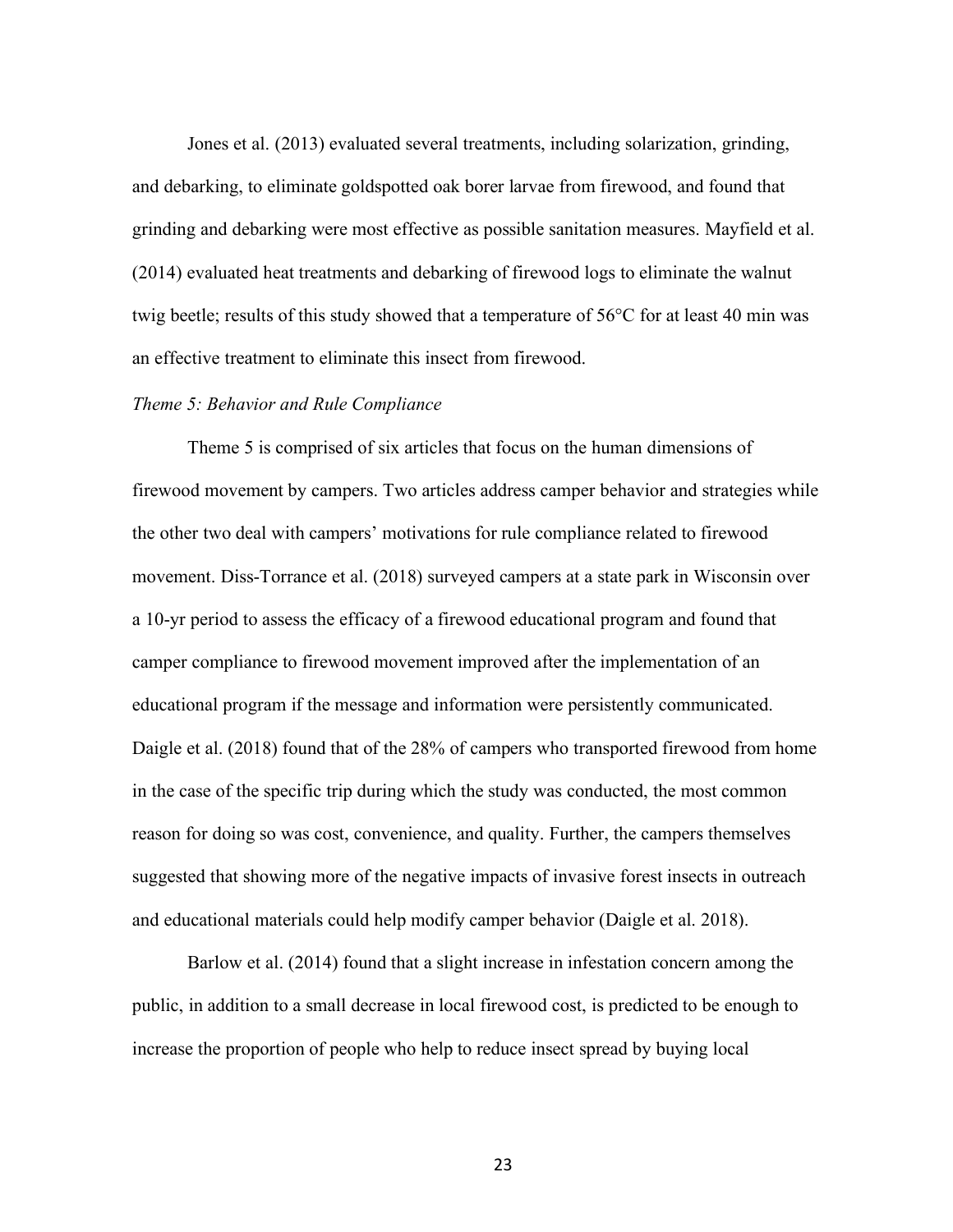Jones et al. (2013) evaluated several treatments, including solarization, grinding, and debarking, to eliminate goldspotted oak borer larvae from firewood, and found that grinding and debarking were most effective as possible sanitation measures. Mayfield et al. (2014) evaluated heat treatments and debarking of firewood logs to eliminate the walnut twig beetle; results of this study showed that a temperature of 56°C for at least 40 min was an effective treatment to eliminate this insect from firewood.

*Theme 5: Behavior and Rule Compliance*

Theme 5 is comprised of six articles that focus on the human dimensions of firewood movement by campers. Two articles address camper behavior and strategies while the other two deal with campers' motivations for rule compliance related to firewood movement. Diss-Torrance et al. (2018) surveyed campers at a state park in Wisconsin over a 10-yr period to assess the efficacy of a firewood educational program and found that camper compliance to firewood movement improved after the implementation of an educational program if the message and information were persistently communicated. Daigle et al. (2018) found that of the 28% of campers who transported firewood from home in the case of the specific trip during which the study was conducted, the most common reason for doing so was cost, convenience, and quality. Further, the campers themselves suggested that showing more of the negative impacts of invasive forest insects in outreach and educational materials could help modify camper behavior (Daigle et al. 2018).

Barlow et al. (2014) found that a slight increase in infestation concern among the public, in addition to a small decrease in local firewood cost, is predicted to be enough to increase the proportion of people who help to reduce insect spread by buying local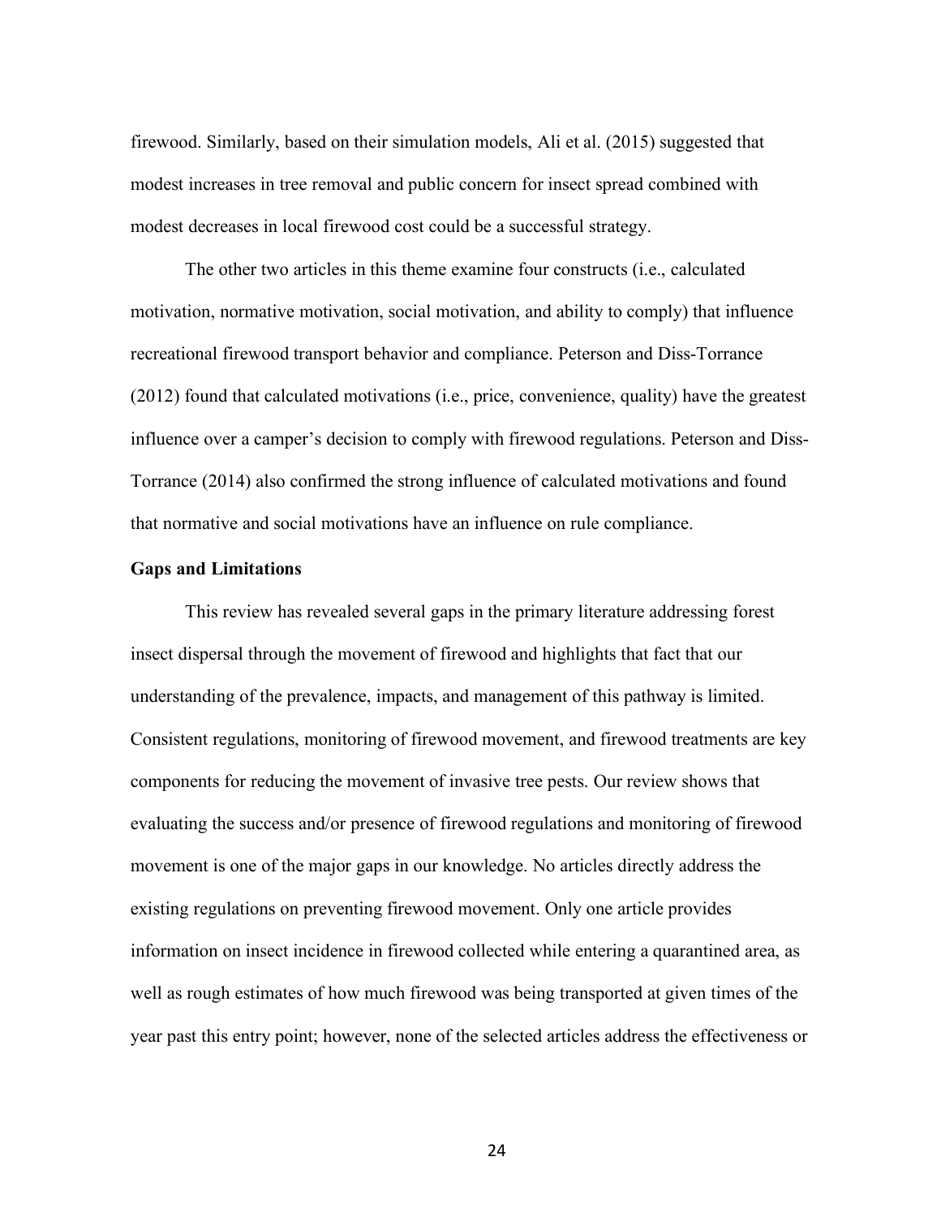firewood. Similarly, based on their simulation models, Ali et al. (2015) suggested that modest increases in tree removal and public concern for insect spread combined with modest decreases in local firewood cost could be a successful strategy.

The other two articles in this theme examine four constructs (i.e., calculated motivation, normative motivation, social motivation, and ability to comply) that influence recreational firewood transport behavior and compliance. Peterson and Diss-Torrance (2012) found that calculated motivations (i.e., price, convenience, quality) have the greatest influence over a camper's decision to comply with firewood regulations. Peterson and Diss-Torrance (2014) also confirmed the strong influence of calculated motivations and found that normative and social motivations have an influence on rule compliance.

**Gaps and Limitations**

This review has revealed several gaps in the primary literature addressing forest insect dispersal through the movement of firewood and highlights that fact that our understanding of the prevalence, impacts, and management of this pathway is limited. Consistent regulations, monitoring of firewood movement, and firewood treatments are key components for reducing the movement of invasive tree pests. Our review shows that evaluating the success and/or presence of firewood regulations and monitoring of firewood movement is one of the major gaps in our knowledge. No articles directly address the existing regulations on preventing firewood movement. Only one article provides information on insect incidence in firewood collected while entering a quarantined area, as well as rough estimates of how much firewood was being transported at given times of the year past this entry point; however, none of the selected articles address the effectiveness or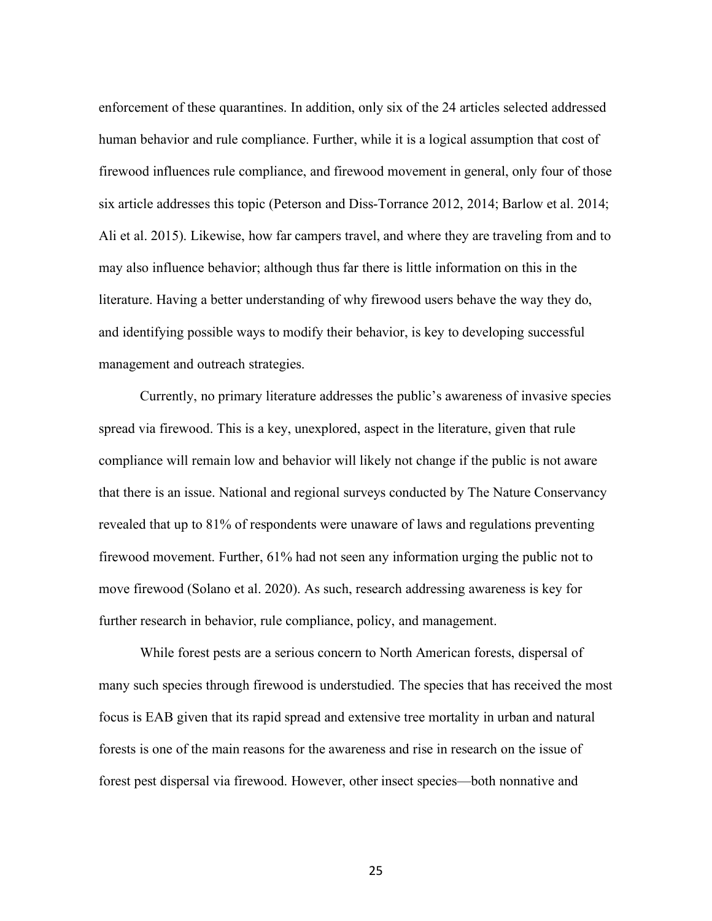enforcement of these quarantines. In addition, only six of the 24 articles selected addressed human behavior and rule compliance. Further, while it is a logical assumption that cost of firewood influences rule compliance, and firewood movement in general, only four of those six article addresses this topic (Peterson and Diss-Torrance 2012, 2014; Barlow et al. 2014; Ali et al. 2015). Likewise, how far campers travel, and where they are traveling from and to may also influence behavior; although thus far there is little information on this in the literature. Having a better understanding of why firewood users behave the way they do, and identifying possible ways to modify their behavior, is key to developing successful management and outreach strategies.

Currently, no primary literature addresses the public's awareness of invasive species spread via firewood. This is a key, unexplored, aspect in the literature, given that rule compliance will remain low and behavior will likely not change if the public is not aware that there is an issue. National and regional surveys conducted by The Nature Conservancy revealed that up to 81% of respondents were unaware of laws and regulations preventing firewood movement. Further, 61% had not seen any information urging the public not to move firewood (Solano et al. 2020). As such, research addressing awareness is key for further research in behavior, rule compliance, policy, and management.

While forest pests are a serious concern to North American forests, dispersal of many such species through firewood is understudied. The species that has received the most focus is EAB given that its rapid spread and extensive tree mortality in urban and natural forests is one of the main reasons for the awareness and rise in research on the issue of forest pest dispersal via firewood. However, other insect species—both nonnative and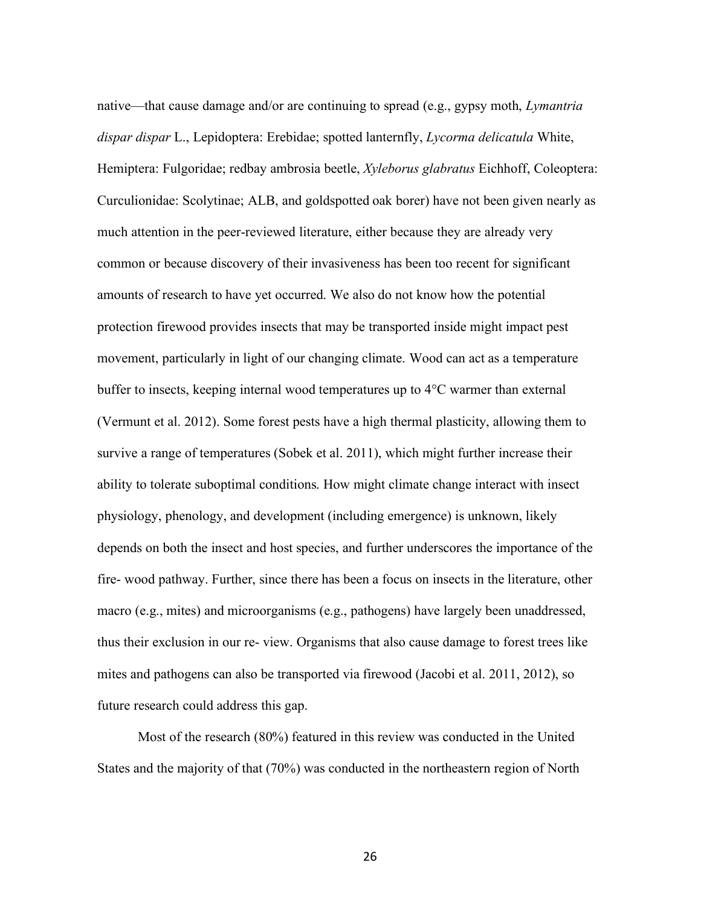native—that cause damage and/or are continuing to spread (e.g., gypsy moth, *Lymantria dispar dispar* L., Lepidoptera: Erebidae; spotted lanternfly, *Lycorma delicatula* White, Hemiptera: Fulgoridae; redbay ambrosia beetle, *Xyleborus glabratus* Eichhoff, Coleoptera: Curculionidae: Scolytinae; ALB, and goldspotted oak borer) have not been given nearly as much attention in the peer-reviewed literature, either because they are already very common or because discovery of their invasiveness has been too recent for significant amounts of research to have yet occurred. We also do not know how the potential protection firewood provides insects that may be transported inside might impact pest movement, particularly in light of our changing climate. Wood can act as a temperature buffer to insects, keeping internal wood temperatures up to 4°C warmer than external (Vermunt et al. 2012). Some forest pests have a high thermal plasticity, allowing them to survive a range of temperatures (Sobek et al. 2011), which might further increase their ability to tolerate suboptimal conditions. How might climate change interact with insect physiology, phenology, and development (including emergence) is unknown, likely depends on both the insect and host species, and further underscores the importance of the fire- wood pathway. Further, since there has been a focus on insects in the literature, other macro (e.g., mites) and microorganisms (e.g., pathogens) have largely been unaddressed, thus their exclusion in our re- view. Organisms that also cause damage to forest trees like mites and pathogens can also be transported via firewood (Jacobi et al. 2011, 2012), so future research could address this gap.

Most of the research (80%) featured in this review was conducted in the United States and the majority of that (70%) was conducted in the northeastern region of North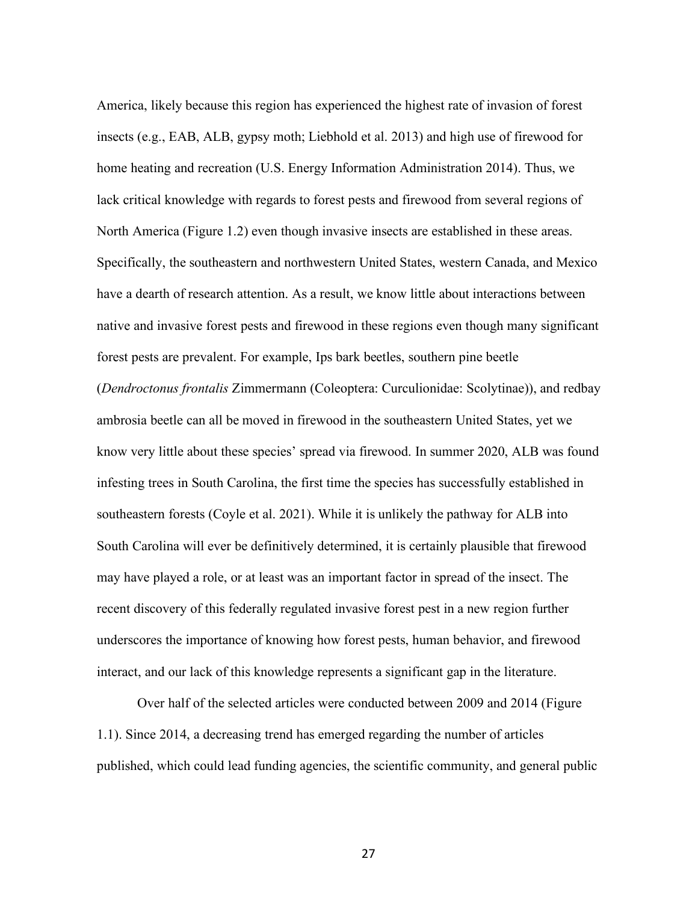America, likely because this region has experienced the highest rate of invasion of forest insects (e.g., EAB, ALB, gypsy moth; Liebhold et al. 2013) and high use of firewood for home heating and recreation (U.S. Energy Information Administration 2014). Thus, we lack critical knowledge with regards to forest pests and firewood from several regions of North America (Figure 1.2) even though invasive insects are established in these areas. Specifically, the southeastern and northwestern United States, western Canada, and Mexico have a dearth of research attention. As a result, we know little about interactions between native and invasive forest pests and firewood in these regions even though many significant forest pests are prevalent. For example, Ips bark beetles, southern pine beetle (*Dendroctonus frontalis* Zimmermann (Coleoptera: Curculionidae: Scolytinae)), and redbay ambrosia beetle can all be moved in firewood in the southeastern United States, yet we know very little about these species' spread via firewood. In summer 2020, ALB was found infesting trees in South Carolina, the first time the species has successfully established in southeastern forests (Coyle et al. 2021). While it is unlikely the pathway for ALB into South Carolina will ever be definitively determined, it is certainly plausible that firewood may have played a role, or at least was an important factor in spread of the insect. The recent discovery of this federally regulated invasive forest pest in a new region further underscores the importance of knowing how forest pests, human behavior, and firewood interact, and our lack of this knowledge represents a significant gap in the literature.

Over half of the selected articles were conducted between 2009 and 2014 (Figure 1.1). Since 2014, a decreasing trend has emerged regarding the number of articles published, which could lead funding agencies, the scientific community, and general public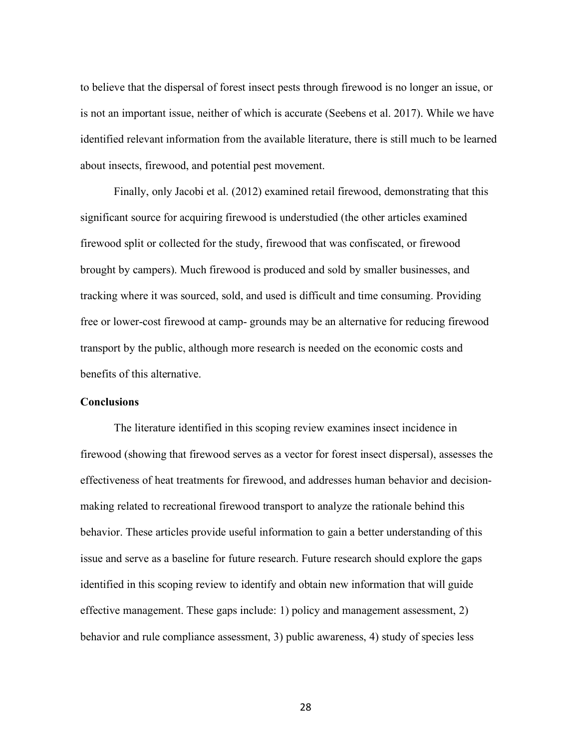to believe that the dispersal of forest insect pests through firewood is no longer an issue, or is not an important issue, neither of which is accurate (Seebens et al. 2017). While we have identified relevant information from the available literature, there is still much to be learned about insects, firewood, and potential pest movement.

Finally, only Jacobi et al. (2012) examined retail firewood, demonstrating that this significant source for acquiring firewood is understudied (the other articles examined firewood split or collected for the study, firewood that was confiscated, or firewood brought by campers). Much firewood is produced and sold by smaller businesses, and tracking where it was sourced, sold, and used is difficult and time consuming. Providing free or lower-cost firewood at camp- grounds may be an alternative for reducing firewood transport by the public, although more research is needed on the economic costs and benefits of this alternative.

**Conclusions**

The literature identified in this scoping review examines insect incidence in firewood (showing that firewood serves as a vector for forest insect dispersal), assesses the effectiveness of heat treatments for firewood, and addresses human behavior and decision-making related to recreational firewood transport to analyze the rationale behind this behavior. These articles provide useful information to gain a better understanding of this issue and serve as a baseline for future research. Future research should explore the gaps identified in this scoping review to identify and obtain new information that will guide effective management. These gaps include: 1) policy and management assessment, 2) behavior and rule compliance assessment, 3) public awareness, 4) study of species less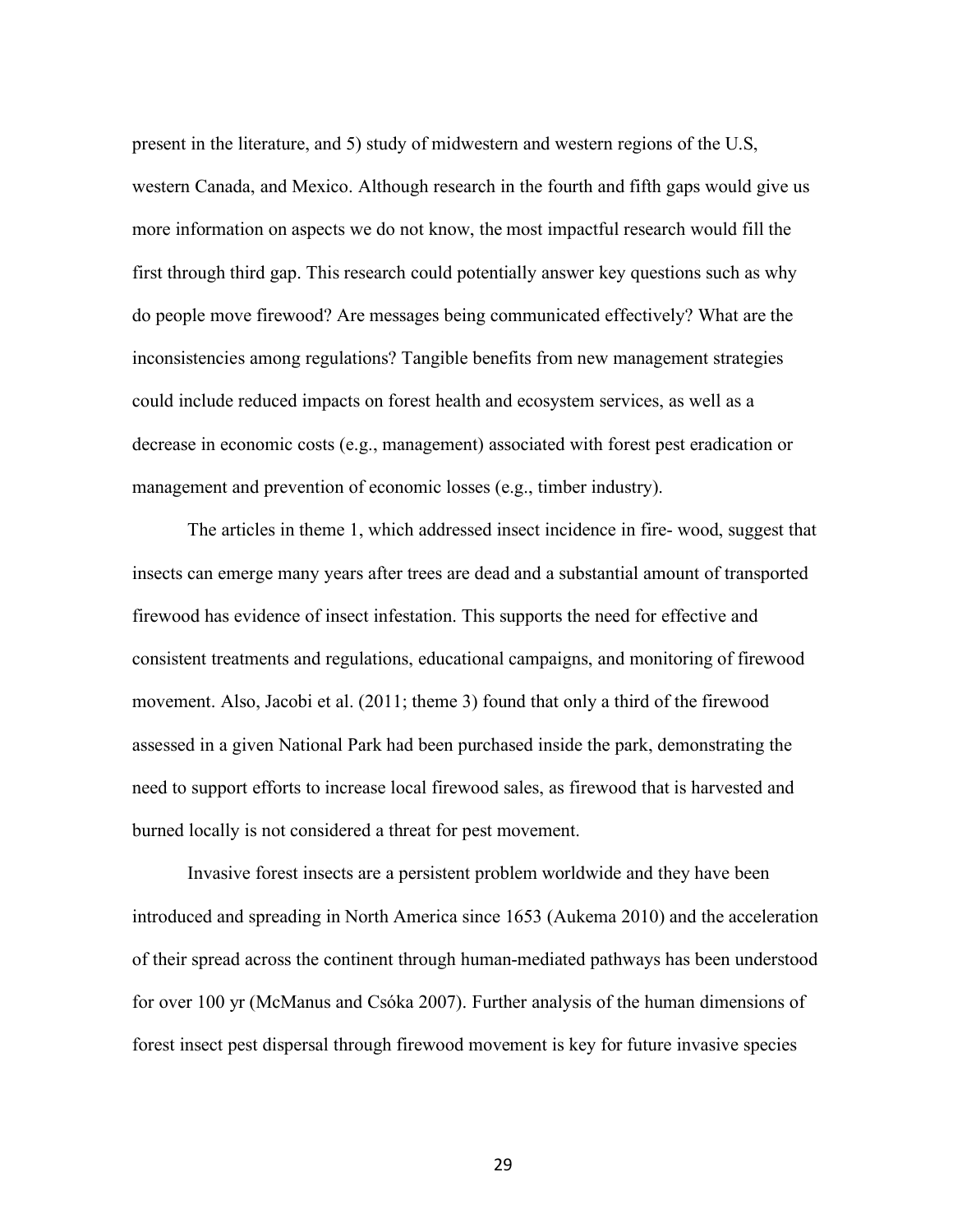present in the literature, and 5) study of midwestern and western regions of the U.S, western Canada, and Mexico. Although research in the fourth and fifth gaps would give us more information on aspects we do not know, the most impactful research would fill the first through third gap. This research could potentially answer key questions such as why do people move firewood? Are messages being communicated effectively? What are the inconsistencies among regulations? Tangible benefits from new management strategies could include reduced impacts on forest health and ecosystem services, as well as a decrease in economic costs (e.g., management) associated with forest pest eradication or management and prevention of economic losses (e.g., timber industry).

The articles in theme 1, which addressed insect incidence in fire- wood, suggest that insects can emerge many years after trees are dead and a substantial amount of transported firewood has evidence of insect infestation. This supports the need for effective and consistent treatments and regulations, educational campaigns, and monitoring of firewood movement. Also, Jacobi et al. (2011; theme 3) found that only a third of the firewood assessed in a given National Park had been purchased inside the park, demonstrating the need to support efforts to increase local firewood sales, as firewood that is harvested and burned locally is not considered a threat for pest movement.

Invasive forest insects are a persistent problem worldwide and they have been introduced and spreading in North America since 1653 (Aukema 2010) and the acceleration of their spread across the continent through human-mediated pathways has been understood for over 100 yr (McManus and Csóka 2007). Further analysis of the human dimensions of forest insect pest dispersal through firewood movement is key for future invasive species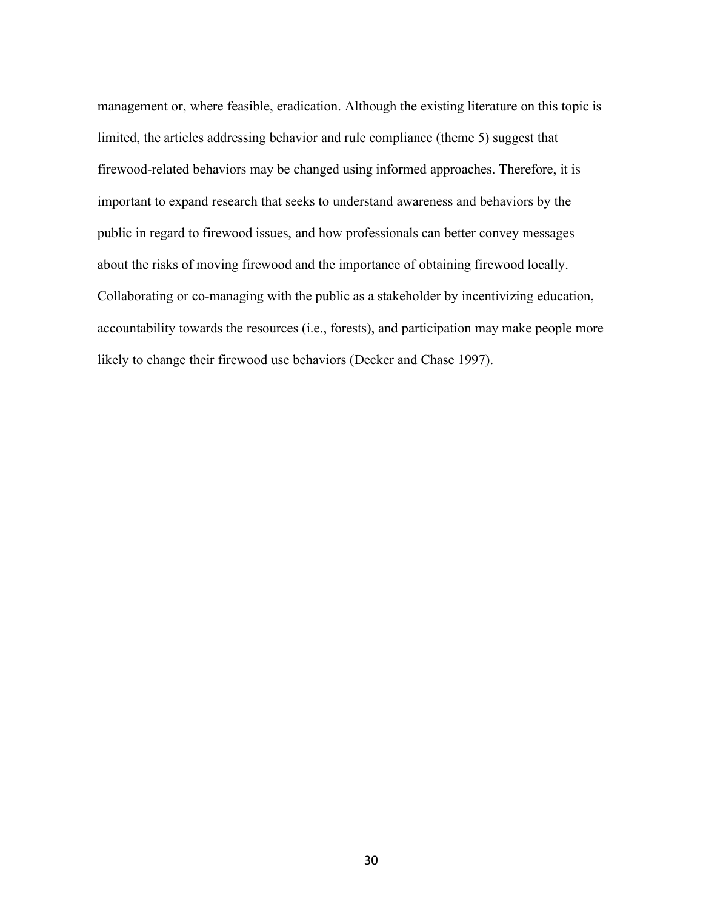management or, where feasible, eradication. Although the existing literature on this topic is limited, the articles addressing behavior and rule compliance (theme 5) suggest that firewood-related behaviors may be changed using informed approaches. Therefore, it is important to expand research that seeks to understand awareness and behaviors by the public in regard to firewood issues, and how professionals can better convey messages about the risks of moving firewood and the importance of obtaining firewood locally. Collaborating or co-managing with the public as a stakeholder by incentivizing education, accountability towards the resources (i.e., forests), and participation may make people more likely to change their firewood use behaviors (Decker and Chase 1997).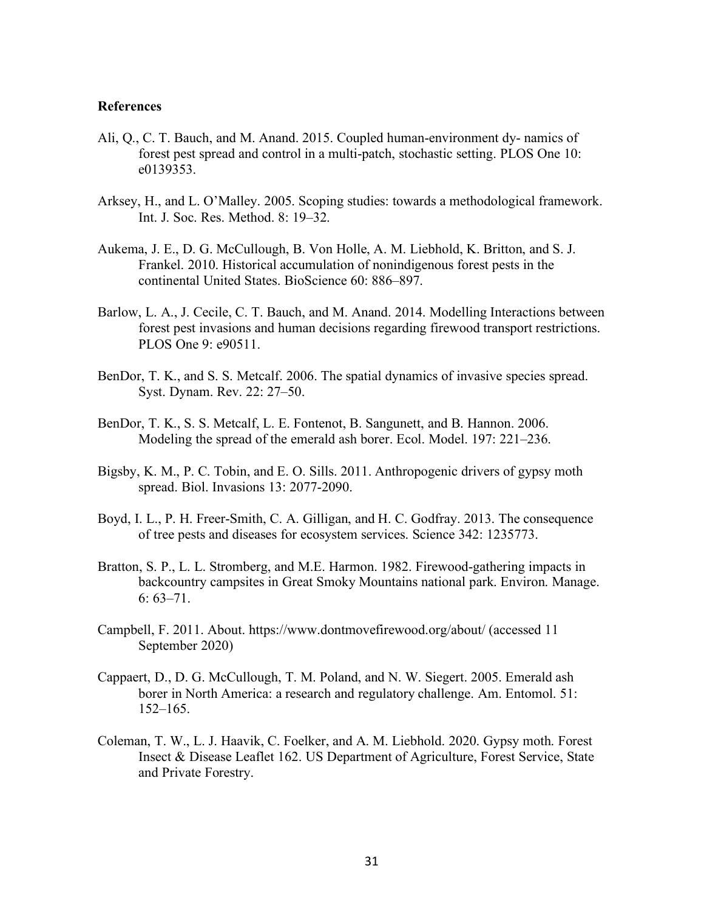**References**

Ali, Q., C. T. Bauch, and M. Anand. 2015. Coupled human-environment dy- namics of forest pest spread and control in a multi-patch, stochastic setting. PLOS One 10: e0139353.

Arksey, H., and L. O'Malley. 2005. Scoping studies: towards a methodological framework. Int. J. Soc. Res. Method. 8: 19–32.

Aukema, J. E., D. G. McCullough, B. Von Holle, A. M. Liebhold, K. Britton, and S. J. Frankel. 2010. Historical accumulation of nonindigenous forest pests in the continental United States. BioScience 60: 886–897.

Barlow, L. A., J. Cecile, C. T. Bauch, and M. Anand. 2014. Modelling Interactions between forest pest invasions and human decisions regarding firewood transport restrictions. PLOS One 9: e90511.

BenDor, T. K., and S. S. Metcalf. 2006. The spatial dynamics of invasive species spread. Syst. Dynam. Rev. 22: 27–50.

BenDor, T. K., S. S. Metcalf, L. E. Fontenot, B. Sangunett, and B. Hannon. 2006. Modeling the spread of the emerald ash borer. Ecol. Model. 197: 221–236.

Bigsby, K. M., P. C. Tobin, and E. O. Sills. 2011. Anthropogenic drivers of gypsy moth spread. Biol. Invasions 13: 2077-2090.

Boyd, I. L., P. H. Freer-Smith, C. A. Gilligan, and H. C. Godfray. 2013. The consequence of tree pests and diseases for ecosystem services. Science 342: 1235773.

Bratton, S. P., L. L. Stromberg, and M.E. Harmon. 1982. Firewood-gathering impacts in backcountry campsites in Great Smoky Mountains national park. Environ. Manage. 6: 63–71.

Campbell, F. 2011. About. https://www.dontmovefirewood.org/about/ (accessed 11 September 2020)

Cappaert, D., D. G. McCullough, T. M. Poland, and N. W. Siegert. 2005. Emerald ash borer in North America: a research and regulatory challenge. Am. Entomol. 51: 152–165.

Coleman, T. W., L. J. Haavik, C. Foelker, and A. M. Liebhold. 2020. Gypsy moth. Forest Insect & Disease Leaflet 162. US Department of Agriculture, Forest Service, State and Private Forestry.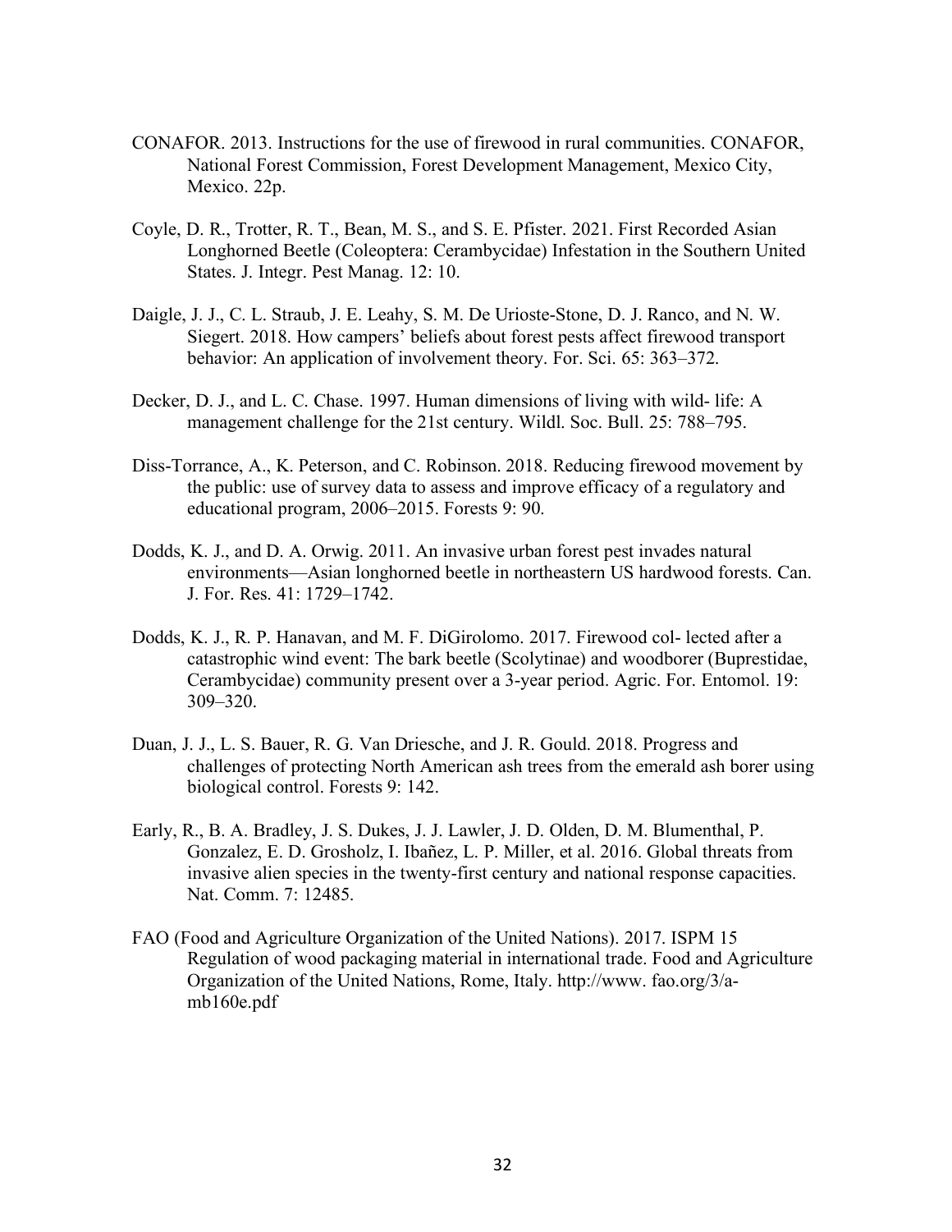CONAFOR. 2013. Instructions for the use of firewood in rural communities. CONAFOR, National Forest Commission, Forest Development Management, Mexico City, Mexico. 22p.

Coyle, D. R., Trotter, R. T., Bean, M. S., and S. E. Pfister. 2021. First Recorded Asian Longhorned Beetle (Coleoptera: Cerambycidae) Infestation in the Southern United States. J. Integr. Pest Manag. 12: 10.

Daigle, J. J., C. L. Straub, J. E. Leahy, S. M. De Urioste-Stone, D. J. Ranco, and N. W. Siegert. 2018. How campers' beliefs about forest pests affect firewood transport behavior: An application of involvement theory. For. Sci. 65: 363–372.

Decker, D. J., and L. C. Chase. 1997. Human dimensions of living with wild- life: A management challenge for the 21st century. Wildl. Soc. Bull. 25: 788–795.

Diss-Torrance, A., K. Peterson, and C. Robinson. 2018. Reducing firewood movement by the public: use of survey data to assess and improve efficacy of a regulatory and educational program, 2006–2015. Forests 9: 90.

Dodds, K. J., and D. A. Orwig. 2011. An invasive urban forest pest invades natural environments—Asian longhorned beetle in northeastern US hardwood forests. Can. J. For. Res. 41: 1729–1742.

Dodds, K. J., R. P. Hanavan, and M. F. DiGirolomo. 2017. Firewood col- lected after a catastrophic wind event: The bark beetle (Scolytinae) and woodborer (Buprestidae, Cerambycidae) community present over a 3-year period. Agric. For. Entomol. 19: 309–320.

Duan, J. J., L. S. Bauer, R. G. Van Driesche, and J. R. Gould. 2018. Progress and challenges of protecting North American ash trees from the emerald ash borer using biological control. Forests 9: 142.

Early, R., B. A. Bradley, J. S. Dukes, J. J. Lawler, J. D. Olden, D. M. Blumenthal, P. Gonzalez, E. D. Grosholz, I. Ibañez, L. P. Miller, et al. 2016. Global threats from invasive alien species in the twenty-first century and national response capacities. Nat. Comm. 7: 12485.

FAO (Food and Agriculture Organization of the United Nations). 2017. ISPM 15 Regulation of wood packaging material in international trade. Food and Agriculture Organization of the United Nations, Rome, Italy. http://www. fao.org/3/a-mb160e.pdf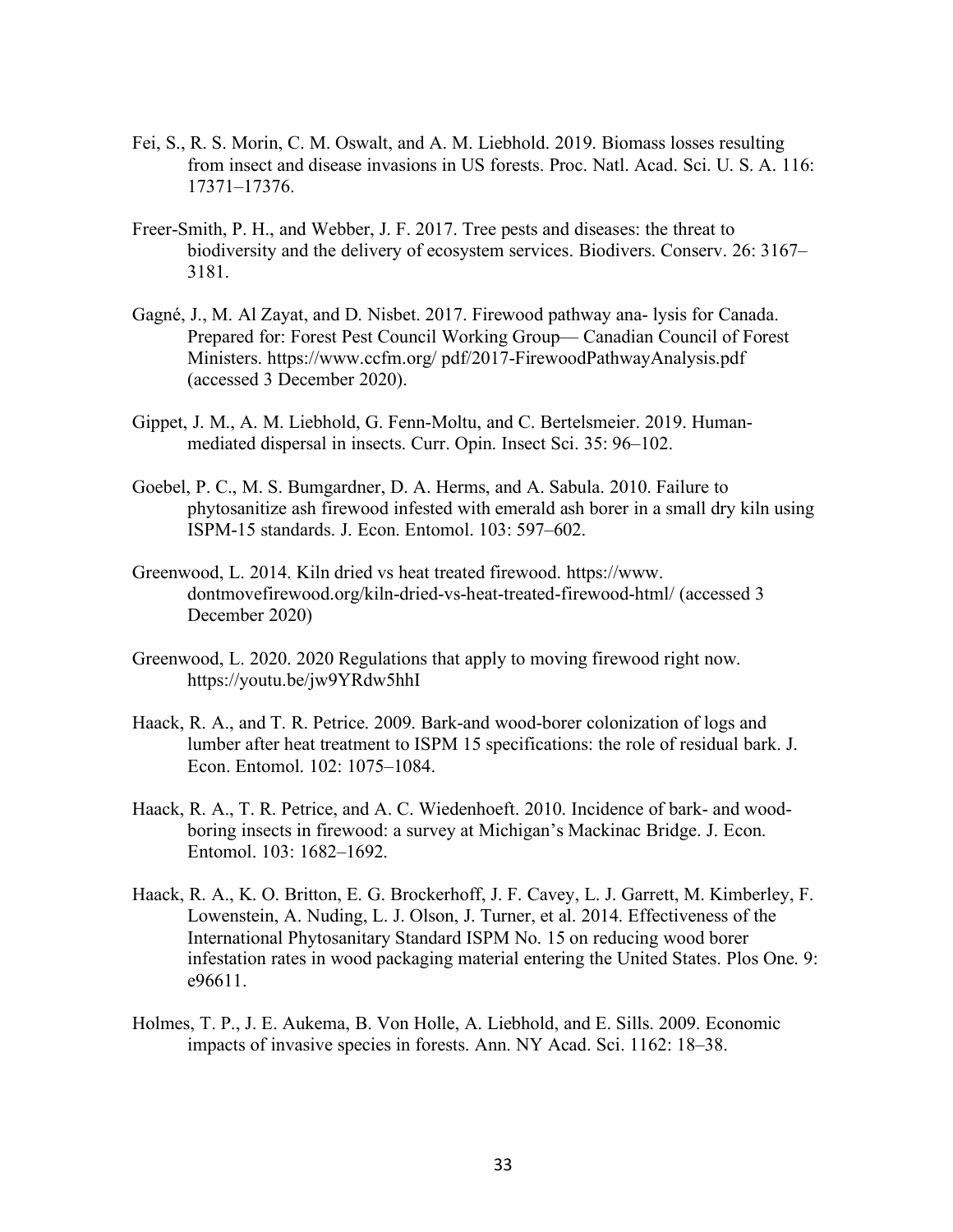Fei, S., R. S. Morin, C. M. Oswalt, and A. M. Liebhold. 2019. Biomass losses resulting from insect and disease invasions in US forests. Proc. Natl. Acad. Sci. U. S. A. 116: 17371–17376.

Freer-Smith, P. H., and Webber, J. F. 2017. Tree pests and diseases: the threat to biodiversity and the delivery of ecosystem services. Biodivers. Conserv. 26: 3167–3181.

Gagné, J., M. Al Zayat, and D. Nisbet. 2017. Firewood pathway ana- lysis for Canada. Prepared for: Forest Pest Council Working Group— Canadian Council of Forest Ministers. https://www.ccfm.org/ pdf/2017-FirewoodPathwayAnalysis.pdf (accessed 3 December 2020).

Gippet, J. M., A. M. Liebhold, G. Fenn-Moltu, and C. Bertelsmeier. 2019. Human-mediated dispersal in insects. Curr. Opin. Insect Sci. 35: 96–102.

Goebel, P. C., M. S. Bumgardner, D. A. Herms, and A. Sabula. 2010. Failure to phytosanitize ash firewood infested with emerald ash borer in a small dry kiln using ISPM-15 standards. J. Econ. Entomol. 103: 597–602.

Greenwood, L. 2014. Kiln dried vs heat treated firewood. https://www. dontmovefirewood.org/kiln-dried-vs-heat-treated-firewood-html/ (accessed 3 December 2020)

Greenwood, L. 2020. 2020 Regulations that apply to moving firewood right now. https://youtu.be/jw9YRdw5hhI

Haack, R. A., and T. R. Petrice. 2009. Bark-and wood-borer colonization of logs and lumber after heat treatment to ISPM 15 specifications: the role of residual bark. J. Econ. Entomol. 102: 1075–1084.

Haack, R. A., T. R. Petrice, and A. C. Wiedenhoeft. 2010. Incidence of bark- and wood-boring insects in firewood: a survey at Michigan's Mackinac Bridge. J. Econ. Entomol. 103: 1682–1692.

Haack, R. A., K. O. Britton, E. G. Brockerhoff, J. F. Cavey, L. J. Garrett, M. Kimberley, F. Lowenstein, A. Nuding, L. J. Olson, J. Turner, et al. 2014. Effectiveness of the International Phytosanitary Standard ISPM No. 15 on reducing wood borer infestation rates in wood packaging material entering the United States. Plos One. 9: e96611.

Holmes, T. P., J. E. Aukema, B. Von Holle, A. Liebhold, and E. Sills. 2009. Economic impacts of invasive species in forests. Ann. NY Acad. Sci. 1162: 18–38.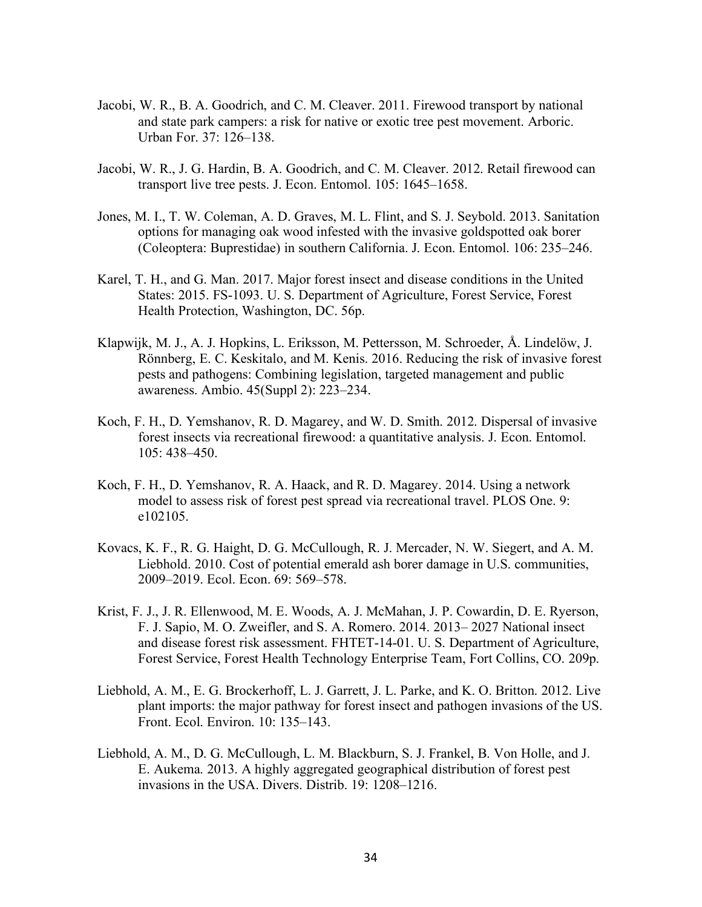Jacobi, W. R., B. A. Goodrich, and C. M. Cleaver. 2011. Firewood transport by national and state park campers: a risk for native or exotic tree pest movement. Arboric. Urban For. 37: 126–138.

Jacobi, W. R., J. G. Hardin, B. A. Goodrich, and C. M. Cleaver. 2012. Retail firewood can transport live tree pests. J. Econ. Entomol. 105: 1645–1658.

Jones, M. I., T. W. Coleman, A. D. Graves, M. L. Flint, and S. J. Seybold. 2013. Sanitation options for managing oak wood infested with the invasive goldspotted oak borer (Coleoptera: Buprestidae) in southern California. J. Econ. Entomol. 106: 235–246.

Karel, T. H., and G. Man. 2017. Major forest insect and disease conditions in the United States: 2015. FS-1093. U. S. Department of Agriculture, Forest Service, Forest Health Protection, Washington, DC. 56p.

Klapwijk, M. J., A. J. Hopkins, L. Eriksson, M. Pettersson, M. Schroeder, Å. Lindelöw, J. Rönnberg, E. C. Keskitalo, and M. Kenis. 2016. Reducing the risk of invasive forest pests and pathogens: Combining legislation, targeted management and public awareness. Ambio. 45(Suppl 2): 223–234.

Koch, F. H., D. Yemshanov, R. D. Magarey, and W. D. Smith. 2012. Dispersal of invasive forest insects via recreational firewood: a quantitative analysis. J. Econ. Entomol. 105: 438–450.

Koch, F. H., D. Yemshanov, R. A. Haack, and R. D. Magarey. 2014. Using a network model to assess risk of forest pest spread via recreational travel. PLOS One. 9: e102105.

Kovacs, K. F., R. G. Haight, D. G. McCullough, R. J. Mercader, N. W. Siegert, and A. M. Liebhold. 2010. Cost of potential emerald ash borer damage in U.S. communities, 2009–2019. Ecol. Econ. 69: 569–578.

Krist, F. J., J. R. Ellenwood, M. E. Woods, A. J. McMahan, J. P. Cowardin, D. E. Ryerson, F. J. Sapio, M. O. Zweifler, and S. A. Romero. 2014. 2013– 2027 National insect and disease forest risk assessment. FHTET-14-01. U. S. Department of Agriculture, Forest Service, Forest Health Technology Enterprise Team, Fort Collins, CO. 209p.

Liebhold, A. M., E. G. Brockerhoff, L. J. Garrett, J. L. Parke, and K. O. Britton. 2012. Live plant imports: the major pathway for forest insect and pathogen invasions of the US. Front. Ecol. Environ. 10: 135–143.

Liebhold, A. M., D. G. McCullough, L. M. Blackburn, S. J. Frankel, B. Von Holle, and J. E. Aukema. 2013. A highly aggregated geographical distribution of forest pest invasions in the USA. Divers. Distrib. 19: 1208–1216.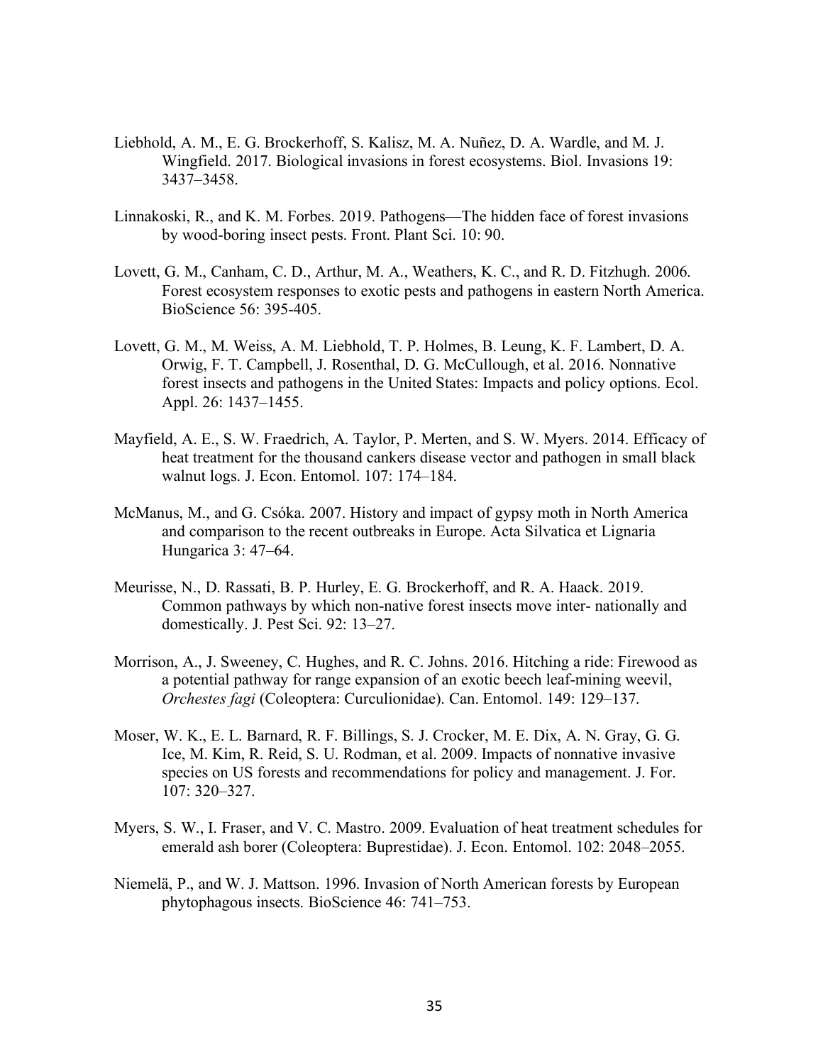Liebhold, A. M., E. G. Brockerhoff, S. Kalisz, M. A. Nuñez, D. A. Wardle, and M. J. Wingfield. 2017. Biological invasions in forest ecosystems. Biol. Invasions 19: 3437–3458.

Linnakoski, R., and K. M. Forbes. 2019. Pathogens—The hidden face of forest invasions by wood-boring insect pests. Front. Plant Sci. 10: 90.

Lovett, G. M., Canham, C. D., Arthur, M. A., Weathers, K. C., and R. D. Fitzhugh. 2006. Forest ecosystem responses to exotic pests and pathogens in eastern North America. BioScience 56: 395-405.

Lovett, G. M., M. Weiss, A. M. Liebhold, T. P. Holmes, B. Leung, K. F. Lambert, D. A. Orwig, F. T. Campbell, J. Rosenthal, D. G. McCullough, et al. 2016. Nonnative forest insects and pathogens in the United States: Impacts and policy options. Ecol. Appl. 26: 1437–1455.

Mayfield, A. E., S. W. Fraedrich, A. Taylor, P. Merten, and S. W. Myers. 2014. Efficacy of heat treatment for the thousand cankers disease vector and pathogen in small black walnut logs. J. Econ. Entomol. 107: 174–184.

McManus, M., and G. Csóka. 2007. History and impact of gypsy moth in North America and comparison to the recent outbreaks in Europe. Acta Silvatica et Lignaria Hungarica 3: 47–64.

Meurisse, N., D. Rassati, B. P. Hurley, E. G. Brockerhoff, and R. A. Haack. 2019. Common pathways by which non-native forest insects move inter- nationally and domestically. J. Pest Sci. 92: 13–27.

Morrison, A., J. Sweeney, C. Hughes, and R. C. Johns. 2016. Hitching a ride: Firewood as a potential pathway for range expansion of an exotic beech leaf-mining weevil, *Orchestes fagi* (Coleoptera: Curculionidae). Can. Entomol. 149: 129–137.

Moser, W. K., E. L. Barnard, R. F. Billings, S. J. Crocker, M. E. Dix, A. N. Gray, G. G. Ice, M. Kim, R. Reid, S. U. Rodman, et al. 2009. Impacts of nonnative invasive species on US forests and recommendations for policy and management. J. For. 107: 320–327.

Myers, S. W., I. Fraser, and V. C. Mastro. 2009. Evaluation of heat treatment schedules for emerald ash borer (Coleoptera: Buprestidae). J. Econ. Entomol. 102: 2048–2055.

Niemelä, P., and W. J. Mattson. 1996. Invasion of North American forests by European phytophagous insects. BioScience 46: 741–753.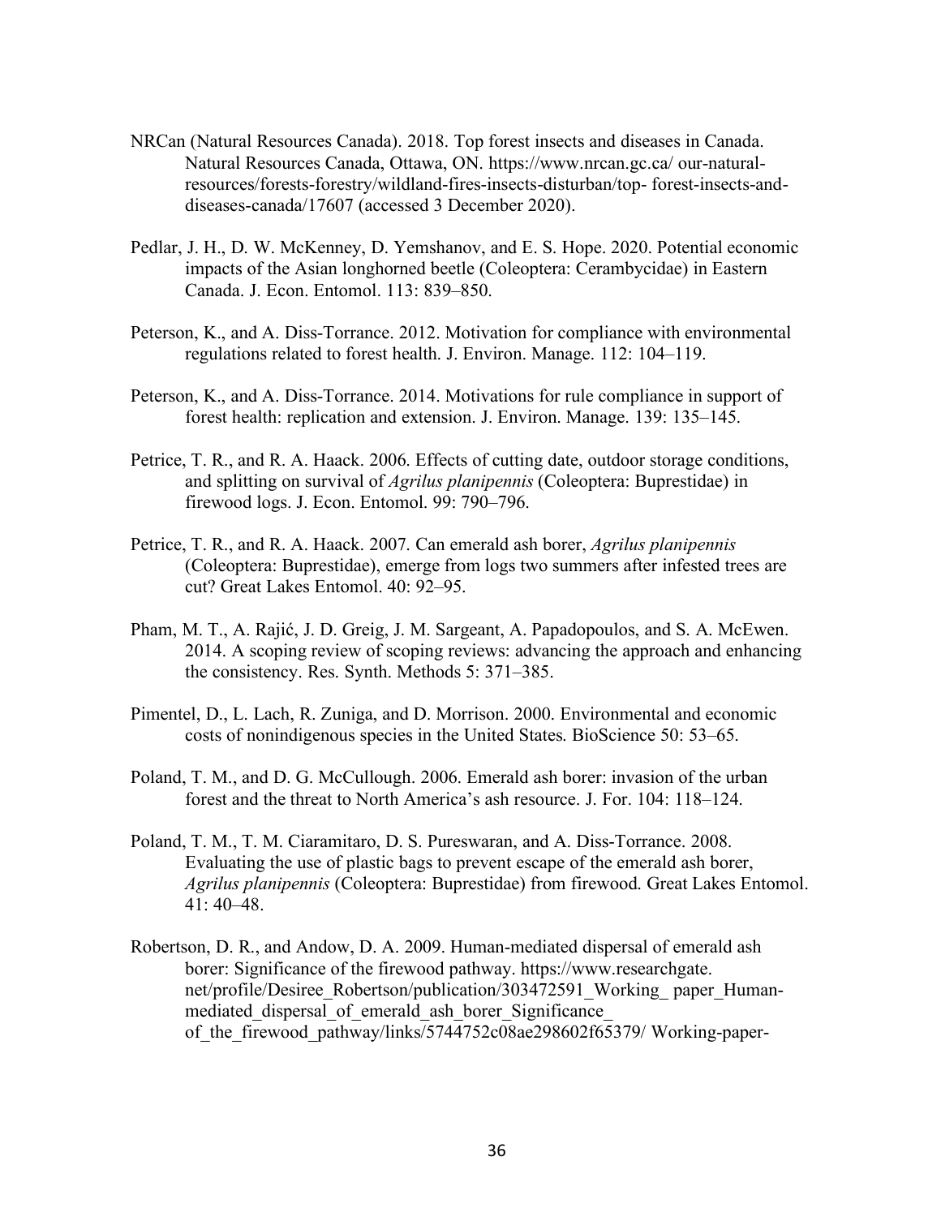NRCan (Natural Resources Canada). 2018. Top forest insects and diseases in Canada. Natural Resources Canada, Ottawa, ON. https://www.nrcan.gc.ca/ our-natural-resources/forests-forestry/wildland-fires-insects-disturban/top- forest-insects-and-diseases-canada/17607 (accessed 3 December 2020).

Pedlar, J. H., D. W. McKenney, D. Yemshanov, and E. S. Hope. 2020. Potential economic impacts of the Asian longhorned beetle (Coleoptera: Cerambycidae) in Eastern Canada. J. Econ. Entomol. 113: 839–850.

Peterson, K., and A. Diss-Torrance. 2012. Motivation for compliance with environmental regulations related to forest health. J. Environ. Manage. 112: 104–119.

Peterson, K., and A. Diss-Torrance. 2014. Motivations for rule compliance in support of forest health: replication and extension. J. Environ. Manage. 139: 135–145.

Petrice, T. R., and R. A. Haack. 2006. Effects of cutting date, outdoor storage conditions, and splitting on survival of *Agrilus planipennis* (Coleoptera: Buprestidae) in firewood logs. J. Econ. Entomol. 99: 790–796.

Petrice, T. R., and R. A. Haack. 2007. Can emerald ash borer, *Agrilus planipennis* (Coleoptera: Buprestidae), emerge from logs two summers after infested trees are cut? Great Lakes Entomol. 40: 92–95.

Pham, M. T., A. Rajić, J. D. Greig, J. M. Sargeant, A. Papadopoulos, and S. A. McEwen. 2014. A scoping review of scoping reviews: advancing the approach and enhancing the consistency. Res. Synth. Methods 5: 371–385.

Pimentel, D., L. Lach, R. Zuniga, and D. Morrison. 2000. Environmental and economic costs of nonindigenous species in the United States. BioScience 50: 53–65.

Poland, T. M., and D. G. McCullough. 2006. Emerald ash borer: invasion of the urban forest and the threat to North America's ash resource. J. For. 104: 118–124.

Poland, T. M., T. M. Ciaramitaro, D. S. Pureswaran, and A. Diss-Torrance. 2008. Evaluating the use of plastic bags to prevent escape of the emerald ash borer, *Agrilus planipennis* (Coleoptera: Buprestidae) from firewood. Great Lakes Entomol. 41: 40–48.

Robertson, D. R., and Andow, D. A. 2009. Human-mediated dispersal of emerald ash borer: Significance of the firewood pathway. https://www.researchgate.net/profile/Desiree_Robertson/publication/303472591_Working_ paper_Human-mediated_dispersal_of_emerald_ash_borer_Significance_ of_the_firewood_pathway/links/5744752c08ae298602f65379/ Working-paper-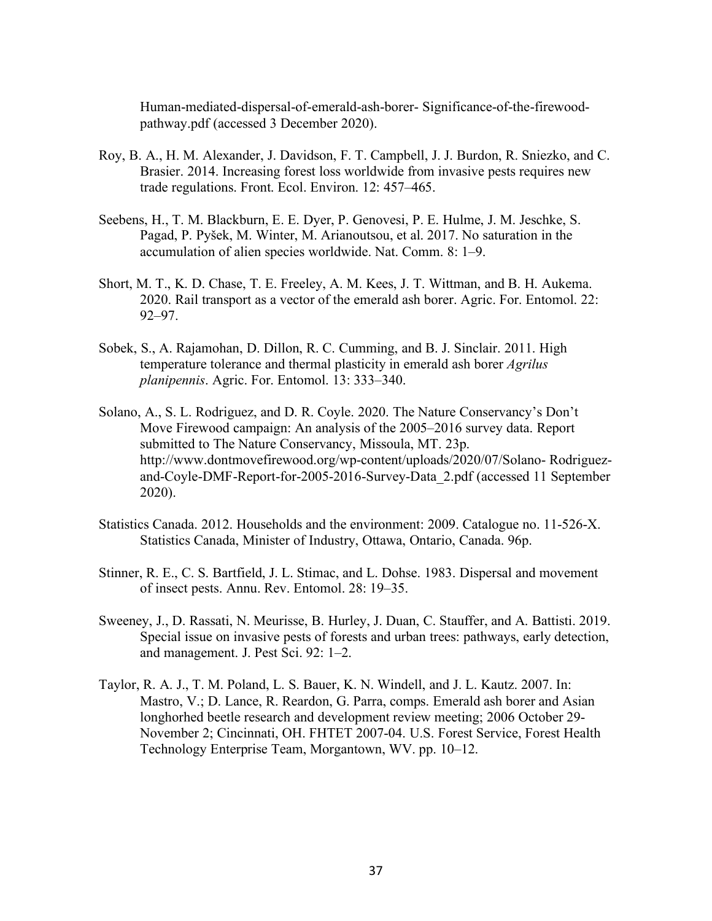Human-mediated-dispersal-of-emerald-ash-borer- Significance-of-the-firewood-pathway.pdf (accessed 3 December 2020).

Roy, B. A., H. M. Alexander, J. Davidson, F. T. Campbell, J. J. Burdon, R. Sniezko, and C. Brasier. 2014. Increasing forest loss worldwide from invasive pests requires new trade regulations. Front. Ecol. Environ. 12: 457–465.

Seebens, H., T. M. Blackburn, E. E. Dyer, P. Genovesi, P. E. Hulme, J. M. Jeschke, S. Pagad, P. Pyšek, M. Winter, M. Arianoutsou, et al. 2017. No saturation in the accumulation of alien species worldwide. Nat. Comm. 8: 1–9.

Short, M. T., K. D. Chase, T. E. Freeley, A. M. Kees, J. T. Wittman, and B. H. Aukema. 2020. Rail transport as a vector of the emerald ash borer. Agric. For. Entomol. 22: 92–97.

Sobek, S., A. Rajamohan, D. Dillon, R. C. Cumming, and B. J. Sinclair. 2011. High temperature tolerance and thermal plasticity in emerald ash borer *Agrilus planipennis*. Agric. For. Entomol. 13: 333–340.

Solano, A., S. L. Rodriguez, and D. R. Coyle. 2020. The Nature Conservancy's Don't Move Firewood campaign: An analysis of the 2005–2016 survey data. Report submitted to The Nature Conservancy, Missoula, MT. 23p. http://www.dontmovefirewood.org/wp-content/uploads/2020/07/Solano- Rodriguez-and-Coyle-DMF-Report-for-2005-2016-Survey-Data_2.pdf (accessed 11 September 2020).

Statistics Canada. 2012. Households and the environment: 2009. Catalogue no. 11-526-X. Statistics Canada, Minister of Industry, Ottawa, Ontario, Canada. 96p.

Stinner, R. E., C. S. Bartfield, J. L. Stimac, and L. Dohse. 1983. Dispersal and movement of insect pests. Annu. Rev. Entomol. 28: 19–35.

Sweeney, J., D. Rassati, N. Meurisse, B. Hurley, J. Duan, C. Stauffer, and A. Battisti. 2019. Special issue on invasive pests of forests and urban trees: pathways, early detection, and management. J. Pest Sci. 92: 1–2.

Taylor, R. A. J., T. M. Poland, L. S. Bauer, K. N. Windell, and J. L. Kautz. 2007. In: Mastro, V.; D. Lance, R. Reardon, G. Parra, comps. Emerald ash borer and Asian longhorhed beetle research and development review meeting; 2006 October 29-November 2; Cincinnati, OH. FHTET 2007-04. U.S. Forest Service, Forest Health Technology Enterprise Team, Morgantown, WV. pp. 10–12.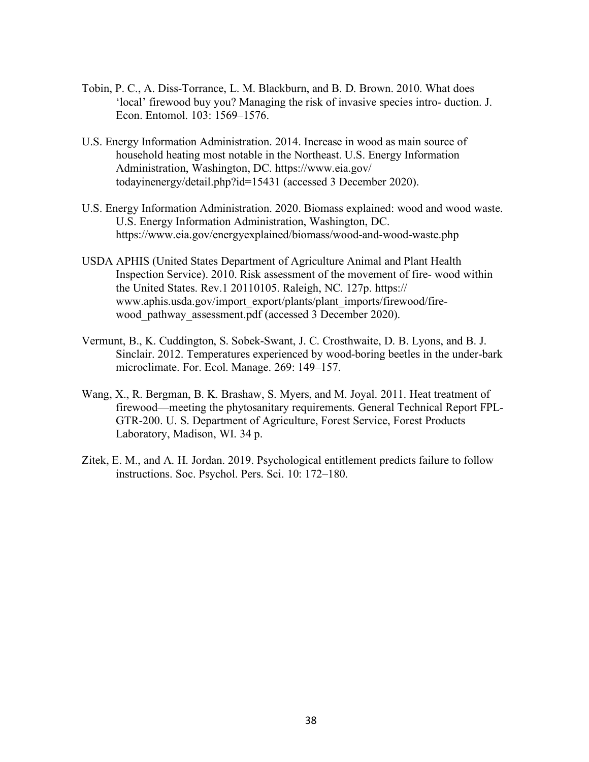Tobin, P. C., A. Diss-Torrance, L. M. Blackburn, and B. D. Brown. 2010. What does 'local' firewood buy you? Managing the risk of invasive species intro- duction. J. Econ. Entomol. 103: 1569–1576.

U.S. Energy Information Administration. 2014. Increase in wood as main source of household heating most notable in the Northeast. U.S. Energy Information Administration, Washington, DC. https://www.eia.gov/todayinenergy/detail.php?id=15431 (accessed 3 December 2020).

U.S. Energy Information Administration. 2020. Biomass explained: wood and wood waste. U.S. Energy Information Administration, Washington, DC. https://www.eia.gov/energyexplained/biomass/wood-and-wood-waste.php

USDA APHIS (United States Department of Agriculture Animal and Plant Health Inspection Service). 2010. Risk assessment of the movement of fire- wood within the United States. Rev.1 20110105. Raleigh, NC. 127p. https://www.aphis.usda.gov/import_export/plants/plant_imports/firewood/fire-wood_pathway_assessment.pdf (accessed 3 December 2020).

Vermunt, B., K. Cuddington, S. Sobek-Swant, J. C. Crosthwaite, D. B. Lyons, and B. J. Sinclair. 2012. Temperatures experienced by wood-boring beetles in the under-bark microclimate. For. Ecol. Manage. 269: 149–157.

Wang, X., R. Bergman, B. K. Brashaw, S. Myers, and M. Joyal. 2011. Heat treatment of firewood—meeting the phytosanitary requirements. General Technical Report FPL-GTR-200. U. S. Department of Agriculture, Forest Service, Forest Products Laboratory, Madison, WI. 34 p.

Zitek, E. M., and A. H. Jordan. 2019. Psychological entitlement predicts failure to follow instructions. Soc. Psychol. Pers. Sci. 10: 172–180.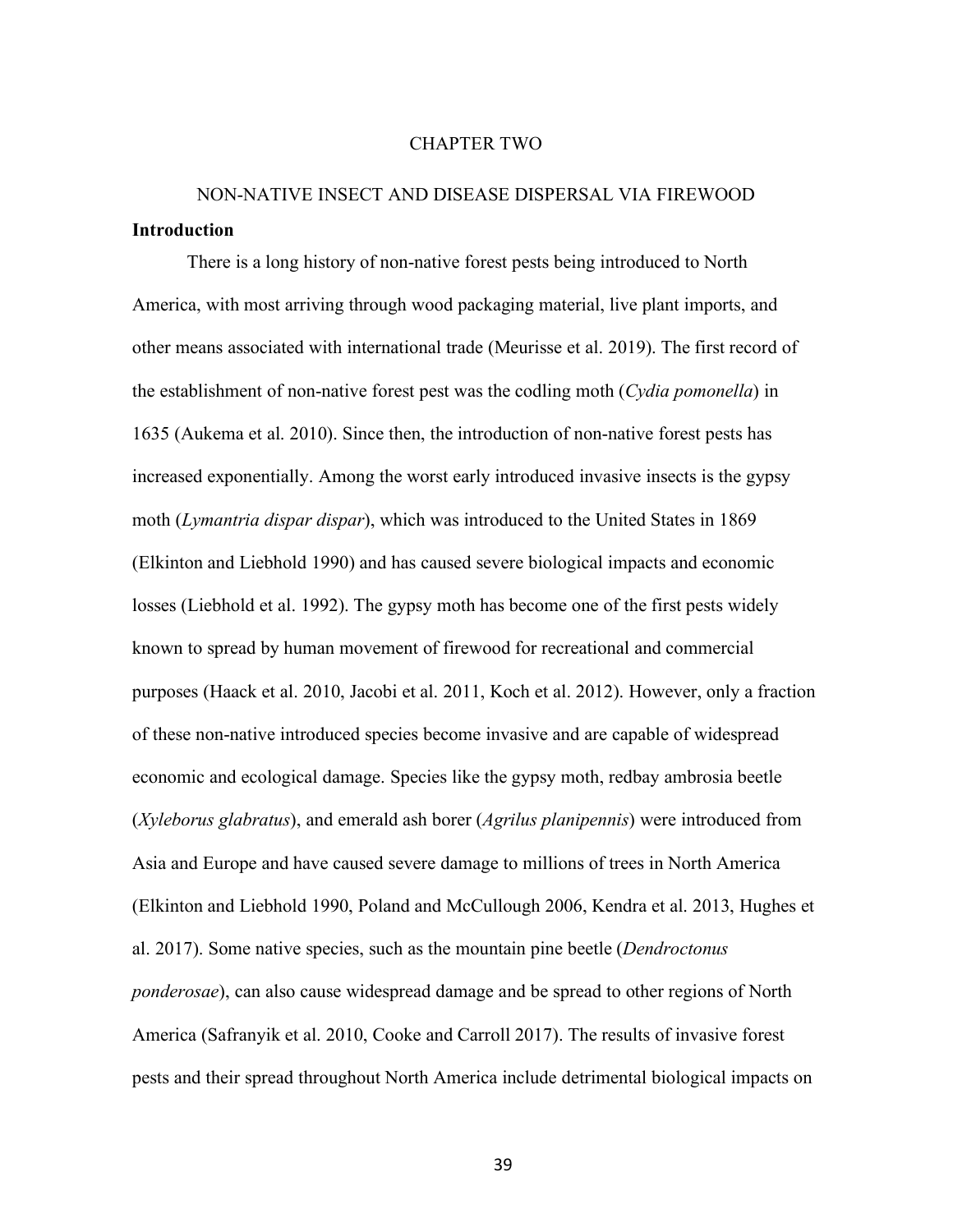# CHAPTER TWO

# NON-NATIVE INSECT AND DISEASE DISPERSAL VIA FIREWOOD

## Introduction

There is a long history of non-native forest pests being introduced to North America, with most arriving through wood packaging material, live plant imports, and other means associated with international trade (Meurisse et al. 2019). The first record of the establishment of non-native forest pest was the codling moth (*Cydia pomonella*) in 1635 (Aukema et al. 2010). Since then, the introduction of non-native forest pests has increased exponentially. Among the worst early introduced invasive insects is the gypsy moth (*Lymantria dispar dispar*), which was introduced to the United States in 1869 (Elkinton and Liebhold 1990) and has caused severe biological impacts and economic losses (Liebhold et al. 1992). The gypsy moth has become one of the first pests widely known to spread by human movement of firewood for recreational and commercial purposes (Haack et al. 2010, Jacobi et al. 2011, Koch et al. 2012). However, only a fraction of these non-native introduced species become invasive and are capable of widespread economic and ecological damage. Species like the gypsy moth, redbay ambrosia beetle (*Xyleborus glabratus*), and emerald ash borer (*Agrilus planipennis*) were introduced from Asia and Europe and have caused severe damage to millions of trees in North America (Elkinton and Liebhold 1990, Poland and McCullough 2006, Kendra et al. 2013, Hughes et al. 2017). Some native species, such as the mountain pine beetle (*Dendroctonus ponderosae*), can also cause widespread damage and be spread to other regions of North America (Safranyik et al. 2010, Cooke and Carroll 2017). The results of invasive forest pests and their spread throughout North America include detrimental biological impacts on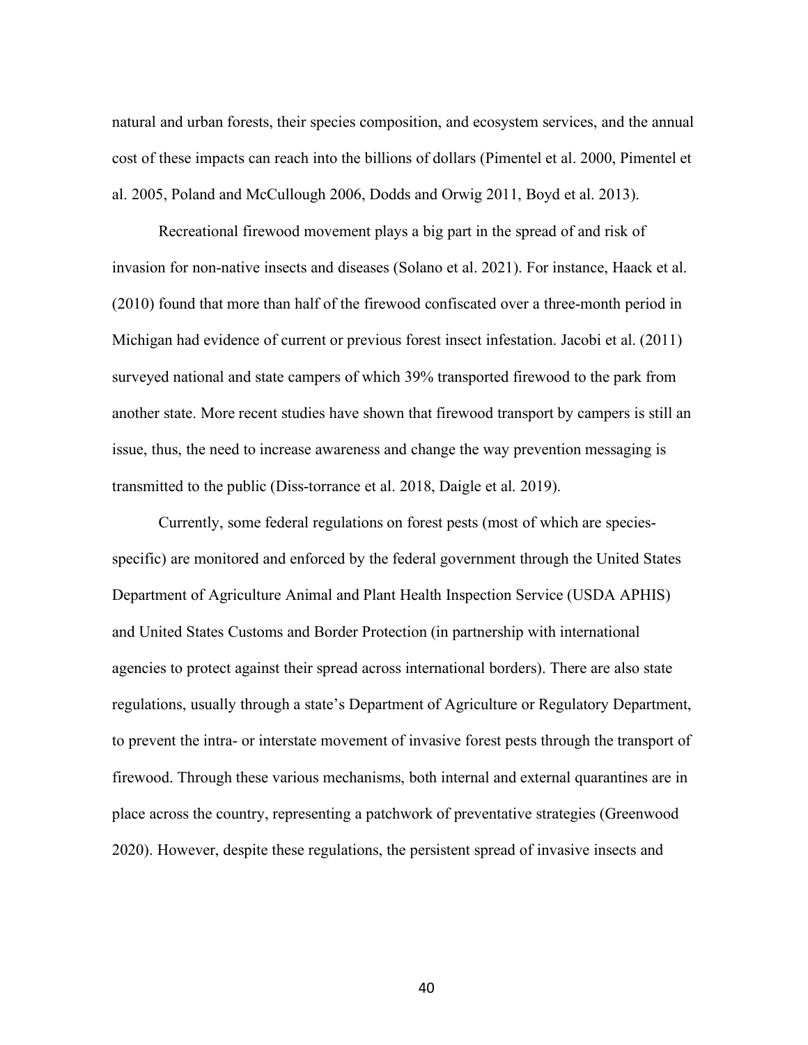natural and urban forests, their species composition, and ecosystem services, and the annual cost of these impacts can reach into the billions of dollars (Pimentel et al. 2000, Pimentel et al. 2005, Poland and McCullough 2006, Dodds and Orwig 2011, Boyd et al. 2013).

Recreational firewood movement plays a big part in the spread of and risk of invasion for non-native insects and diseases (Solano et al. 2021). For instance, Haack et al. (2010) found that more than half of the firewood confiscated over a three-month period in Michigan had evidence of current or previous forest insect infestation. Jacobi et al. (2011) surveyed national and state campers of which 39% transported firewood to the park from another state. More recent studies have shown that firewood transport by campers is still an issue, thus, the need to increase awareness and change the way prevention messaging is transmitted to the public (Diss-torrance et al. 2018, Daigle et al. 2019).

Currently, some federal regulations on forest pests (most of which are species-specific) are monitored and enforced by the federal government through the United States Department of Agriculture Animal and Plant Health Inspection Service (USDA APHIS) and United States Customs and Border Protection (in partnership with international agencies to protect against their spread across international borders). There are also state regulations, usually through a state's Department of Agriculture or Regulatory Department, to prevent the intra- or interstate movement of invasive forest pests through the transport of firewood. Through these various mechanisms, both internal and external quarantines are in place across the country, representing a patchwork of preventative strategies (Greenwood 2020). However, despite these regulations, the persistent spread of invasive insects and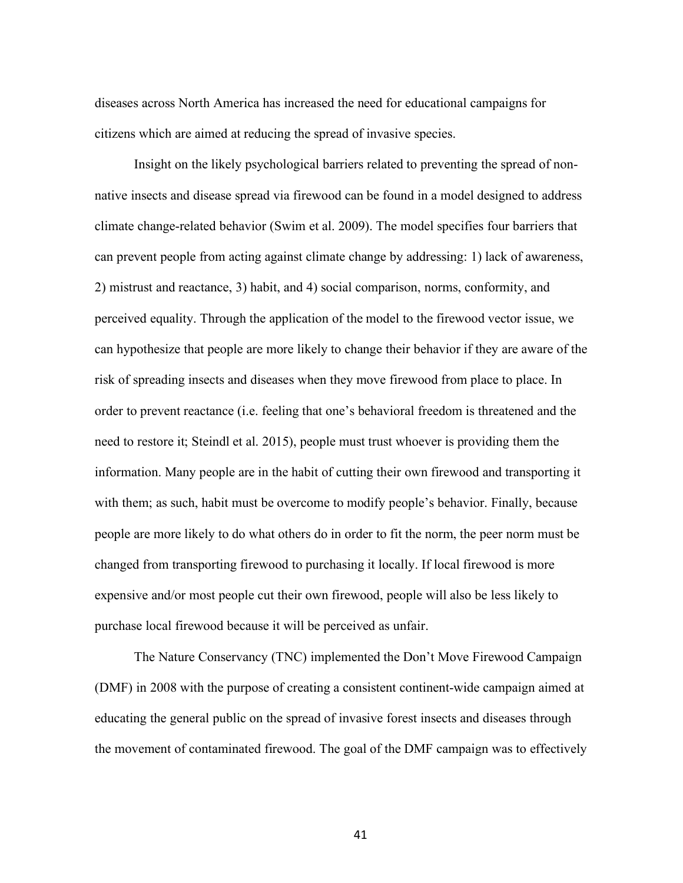diseases across North America has increased the need for educational campaigns for citizens which are aimed at reducing the spread of invasive species.

Insight on the likely psychological barriers related to preventing the spread of non-native insects and disease spread via firewood can be found in a model designed to address climate change-related behavior (Swim et al. 2009). The model specifies four barriers that can prevent people from acting against climate change by addressing: 1) lack of awareness, 2) mistrust and reactance, 3) habit, and 4) social comparison, norms, conformity, and perceived equality. Through the application of the model to the firewood vector issue, we can hypothesize that people are more likely to change their behavior if they are aware of the risk of spreading insects and diseases when they move firewood from place to place. In order to prevent reactance (i.e. feeling that one's behavioral freedom is threatened and the need to restore it; Steindl et al. 2015), people must trust whoever is providing them the information. Many people are in the habit of cutting their own firewood and transporting it with them; as such, habit must be overcome to modify people's behavior. Finally, because people are more likely to do what others do in order to fit the norm, the peer norm must be changed from transporting firewood to purchasing it locally. If local firewood is more expensive and/or most people cut their own firewood, people will also be less likely to purchase local firewood because it will be perceived as unfair.

The Nature Conservancy (TNC) implemented the Don't Move Firewood Campaign (DMF) in 2008 with the purpose of creating a consistent continent-wide campaign aimed at educating the general public on the spread of invasive forest insects and diseases through the movement of contaminated firewood. The goal of the DMF campaign was to effectively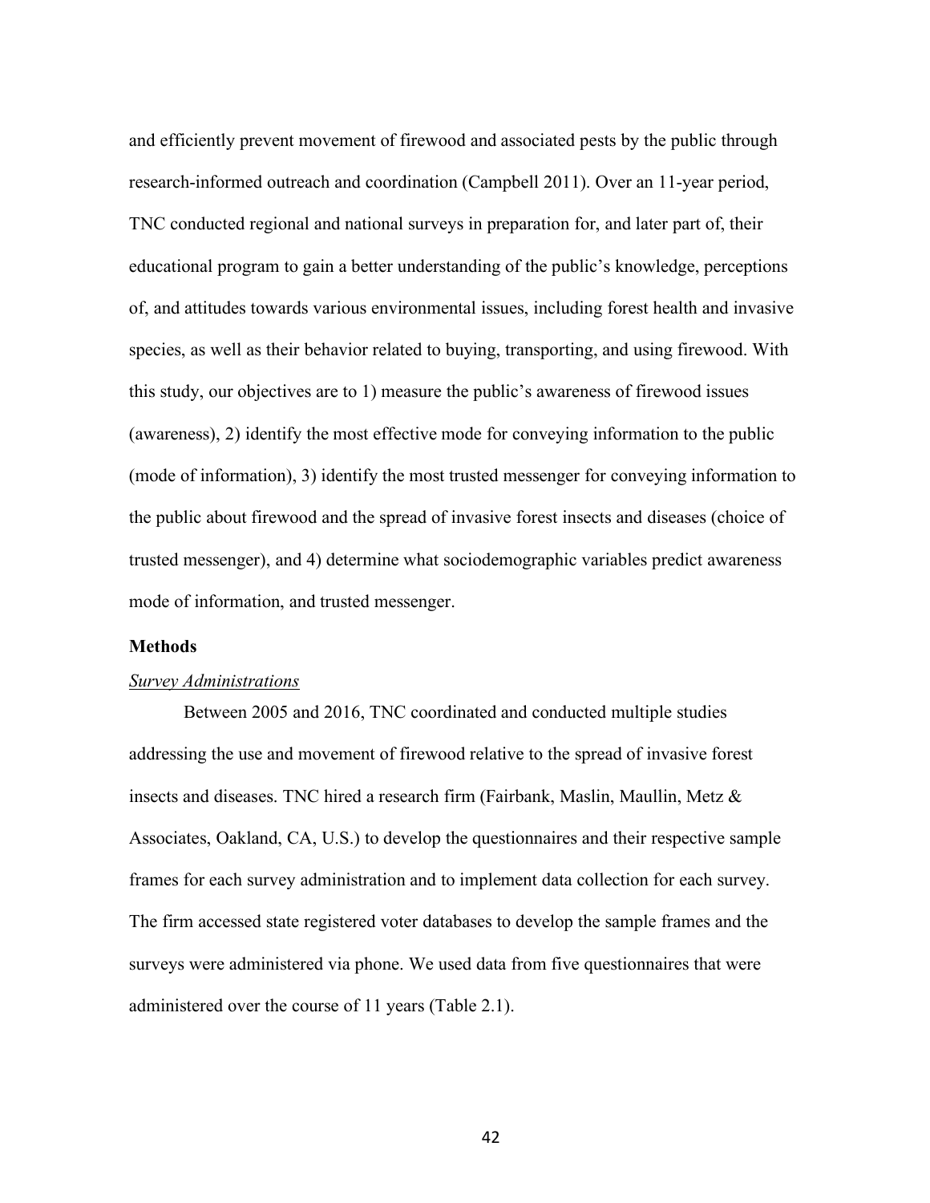and efficiently prevent movement of firewood and associated pests by the public through research-informed outreach and coordination (Campbell 2011). Over an 11-year period, TNC conducted regional and national surveys in preparation for, and later part of, their educational program to gain a better understanding of the public's knowledge, perceptions of, and attitudes towards various environmental issues, including forest health and invasive species, as well as their behavior related to buying, transporting, and using firewood. With this study, our objectives are to 1) measure the public's awareness of firewood issues (awareness), 2) identify the most effective mode for conveying information to the public (mode of information), 3) identify the most trusted messenger for conveying information to the public about firewood and the spread of invasive forest insects and diseases (choice of trusted messenger), and 4) determine what sociodemographic variables predict awareness mode of information, and trusted messenger.

**Methods**

*Survey Administrations*

Between 2005 and 2016, TNC coordinated and conducted multiple studies addressing the use and movement of firewood relative to the spread of invasive forest insects and diseases. TNC hired a research firm (Fairbank, Maslin, Maullin, Metz & Associates, Oakland, CA, U.S.) to develop the questionnaires and their respective sample frames for each survey administration and to implement data collection for each survey. The firm accessed state registered voter databases to develop the sample frames and the surveys were administered via phone. We used data from five questionnaires that were administered over the course of 11 years (Table 2.1).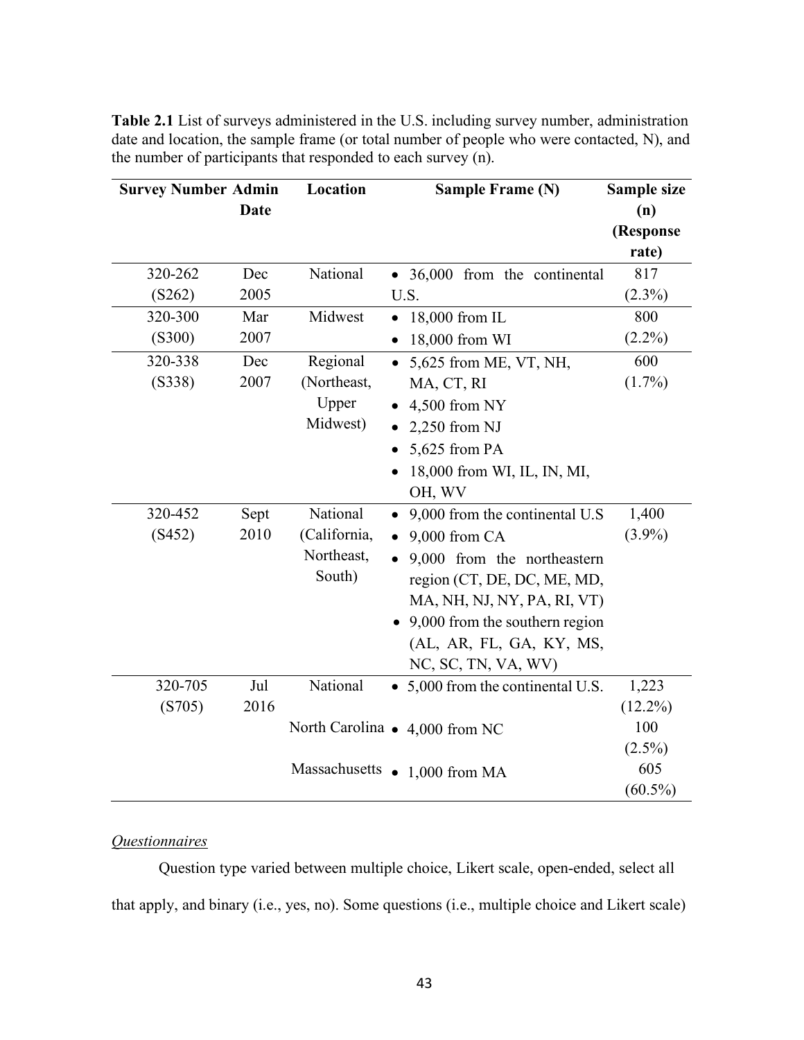**Table 2.1** List of surveys administered in the U.S. including survey number, administration date and location, the sample frame (or total number of people who were contacted, N), and the number of participants that responded to each survey (n).

| Survey Number | Admin Date | Location | Sample Frame (N) | Sample size (n) (Response rate) |
|---|---|---|---|---|
| 320-262 (S262) | Dec 2005 | National | • 36,000 from the continental U.S. | 817 (2.3%) |
| 320-300 (S300) | Mar 2007 | Midwest | • 18,000 from IL<br>• 18,000 from WI | 800 (2.2%) |
| 320-338 (S338) | Dec 2007 | Regional (Northeast, Upper Midwest) | • 5,625 from ME, VT, NH, MA, CT, RI<br>• 4,500 from NY<br>• 2,250 from NJ<br>• 5,625 from PA<br>• 18,000 from WI, IL, IN, MI, OH, WV | 600 (1.7%) |
| 320-452 (S452) | Sept 2010 | National (California, Northeast, South) | • 9,000 from the continental U.S<br>• 9,000 from CA<br>• 9,000 from the northeastern region (CT, DE, DC, ME, MD, MA, NH, NJ, NY, PA, RI, VT)<br>• 9,000 from the southern region (AL, AR, FL, GA, KY, MS, NC, SC, TN, VA, WV) | 1,400 (3.9%) |
| 320-705 (S705) | Jul 2016 | National | • 5,000 from the continental U.S. | 1,223 (12.2%) |
| | | North Carolina | • 4,000 from NC | 100 (2.5%) |
| | | Massachusetts | • 1,000 from MA | 605 (60.5%) |

*Questionnaires*

Question type varied between multiple choice, Likert scale, open-ended, select all that apply, and binary (i.e., yes, no). Some questions (i.e., multiple choice and Likert scale)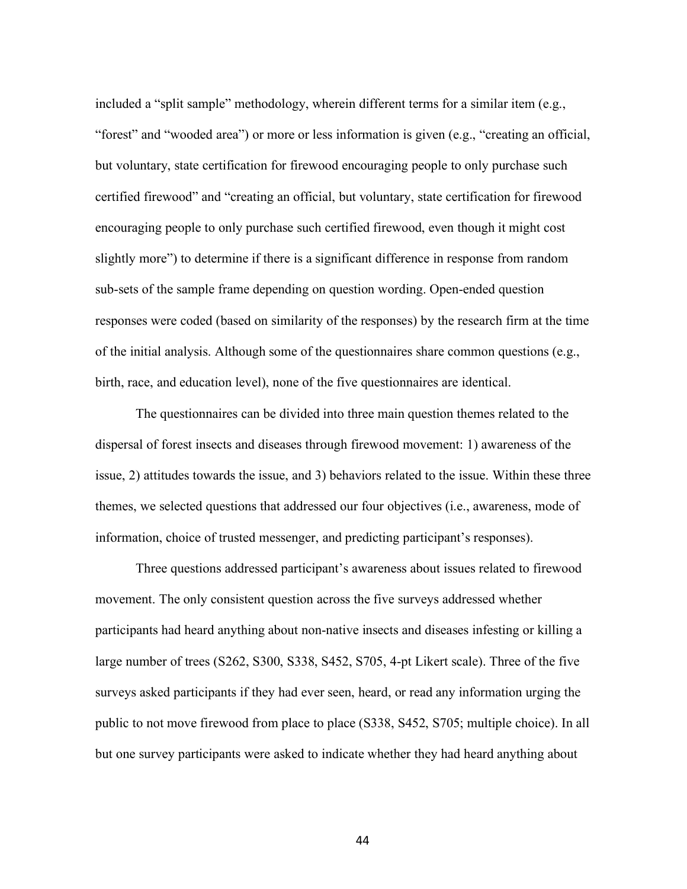included a "split sample" methodology, wherein different terms for a similar item (e.g., "forest" and "wooded area") or more or less information is given (e.g., "creating an official, but voluntary, state certification for firewood encouraging people to only purchase such certified firewood" and "creating an official, but voluntary, state certification for firewood encouraging people to only purchase such certified firewood, even though it might cost slightly more") to determine if there is a significant difference in response from random sub-sets of the sample frame depending on question wording. Open-ended question responses were coded (based on similarity of the responses) by the research firm at the time of the initial analysis. Although some of the questionnaires share common questions (e.g., birth, race, and education level), none of the five questionnaires are identical.

The questionnaires can be divided into three main question themes related to the dispersal of forest insects and diseases through firewood movement: 1) awareness of the issue, 2) attitudes towards the issue, and 3) behaviors related to the issue. Within these three themes, we selected questions that addressed our four objectives (i.e., awareness, mode of information, choice of trusted messenger, and predicting participant's responses).

Three questions addressed participant's awareness about issues related to firewood movement. The only consistent question across the five surveys addressed whether participants had heard anything about non-native insects and diseases infesting or killing a large number of trees (S262, S300, S338, S452, S705, 4-pt Likert scale). Three of the five surveys asked participants if they had ever seen, heard, or read any information urging the public to not move firewood from place to place (S338, S452, S705; multiple choice). In all but one survey participants were asked to indicate whether they had heard anything about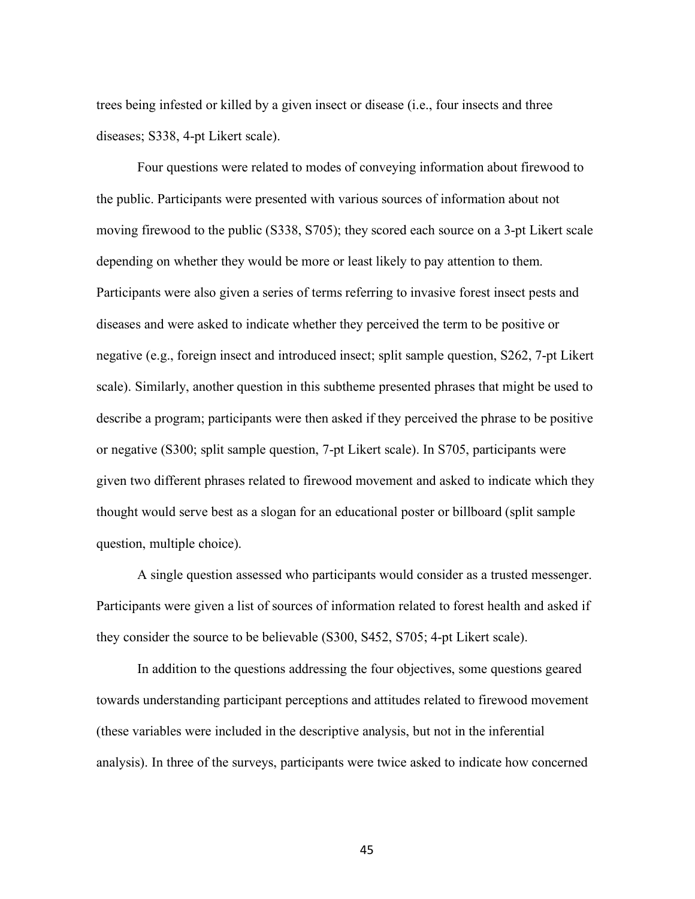trees being infested or killed by a given insect or disease (i.e., four insects and three diseases; S338, 4-pt Likert scale).

Four questions were related to modes of conveying information about firewood to the public. Participants were presented with various sources of information about not moving firewood to the public (S338, S705); they scored each source on a 3-pt Likert scale depending on whether they would be more or least likely to pay attention to them. Participants were also given a series of terms referring to invasive forest insect pests and diseases and were asked to indicate whether they perceived the term to be positive or negative (e.g., foreign insect and introduced insect; split sample question, S262, 7-pt Likert scale). Similarly, another question in this subtheme presented phrases that might be used to describe a program; participants were then asked if they perceived the phrase to be positive or negative (S300; split sample question, 7-pt Likert scale). In S705, participants were given two different phrases related to firewood movement and asked to indicate which they thought would serve best as a slogan for an educational poster or billboard (split sample question, multiple choice).

A single question assessed who participants would consider as a trusted messenger. Participants were given a list of sources of information related to forest health and asked if they consider the source to be believable (S300, S452, S705; 4-pt Likert scale).

In addition to the questions addressing the four objectives, some questions geared towards understanding participant perceptions and attitudes related to firewood movement (these variables were included in the descriptive analysis, but not in the inferential analysis). In three of the surveys, participants were twice asked to indicate how concerned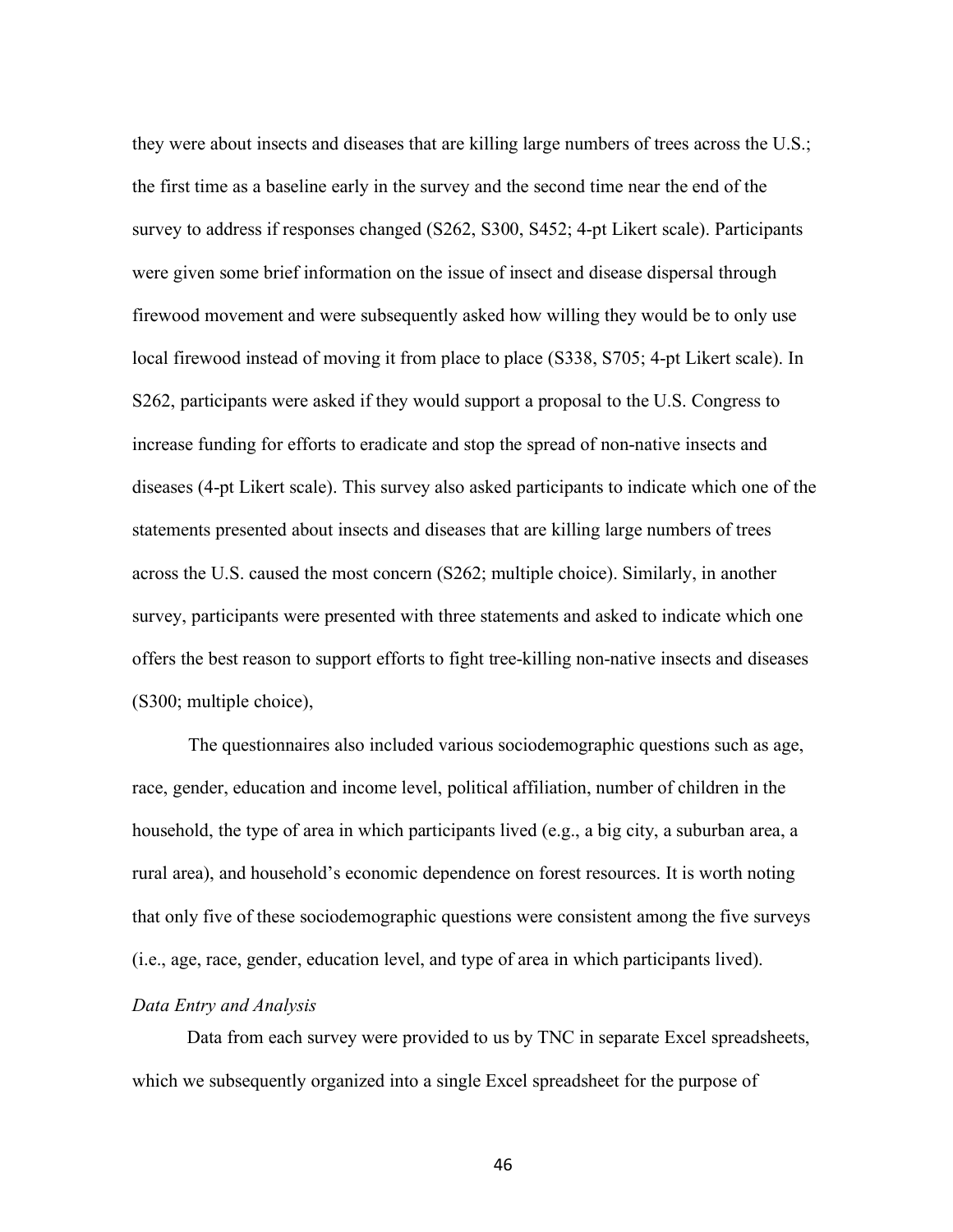they were about insects and diseases that are killing large numbers of trees across the U.S.; the first time as a baseline early in the survey and the second time near the end of the survey to address if responses changed (S262, S300, S452; 4-pt Likert scale). Participants were given some brief information on the issue of insect and disease dispersal through firewood movement and were subsequently asked how willing they would be to only use local firewood instead of moving it from place to place (S338, S705; 4-pt Likert scale). In S262, participants were asked if they would support a proposal to the U.S. Congress to increase funding for efforts to eradicate and stop the spread of non-native insects and diseases (4-pt Likert scale). This survey also asked participants to indicate which one of the statements presented about insects and diseases that are killing large numbers of trees across the U.S. caused the most concern (S262; multiple choice). Similarly, in another survey, participants were presented with three statements and asked to indicate which one offers the best reason to support efforts to fight tree-killing non-native insects and diseases (S300; multiple choice),

The questionnaires also included various sociodemographic questions such as age, race, gender, education and income level, political affiliation, number of children in the household, the type of area in which participants lived (e.g., a big city, a suburban area, a rural area), and household's economic dependence on forest resources. It is worth noting that only five of these sociodemographic questions were consistent among the five surveys (i.e., age, race, gender, education level, and type of area in which participants lived).

*Data Entry and Analysis*

Data from each survey were provided to us by TNC in separate Excel spreadsheets, which we subsequently organized into a single Excel spreadsheet for the purpose of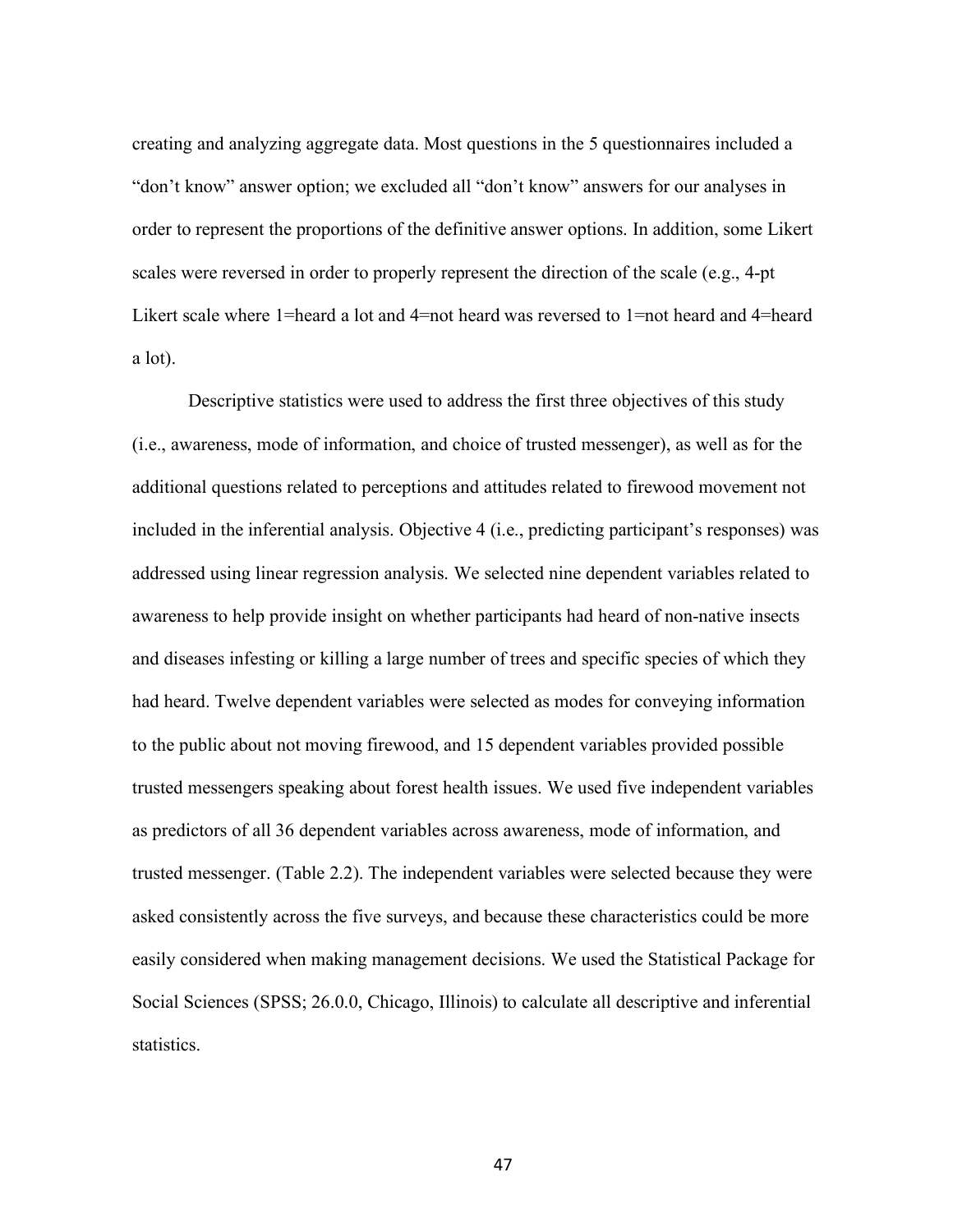creating and analyzing aggregate data. Most questions in the 5 questionnaires included a "don't know" answer option; we excluded all "don't know" answers for our analyses in order to represent the proportions of the definitive answer options. In addition, some Likert scales were reversed in order to properly represent the direction of the scale (e.g., 4-pt Likert scale where 1=heard a lot and 4=not heard was reversed to 1=not heard and 4=heard a lot).

Descriptive statistics were used to address the first three objectives of this study (i.e., awareness, mode of information, and choice of trusted messenger), as well as for the additional questions related to perceptions and attitudes related to firewood movement not included in the inferential analysis. Objective 4 (i.e., predicting participant's responses) was addressed using linear regression analysis. We selected nine dependent variables related to awareness to help provide insight on whether participants had heard of non-native insects and diseases infesting or killing a large number of trees and specific species of which they had heard. Twelve dependent variables were selected as modes for conveying information to the public about not moving firewood, and 15 dependent variables provided possible trusted messengers speaking about forest health issues. We used five independent variables as predictors of all 36 dependent variables across awareness, mode of information, and trusted messenger. (Table 2.2). The independent variables were selected because they were asked consistently across the five surveys, and because these characteristics could be more easily considered when making management decisions. We used the Statistical Package for Social Sciences (SPSS; 26.0.0, Chicago, Illinois) to calculate all descriptive and inferential statistics.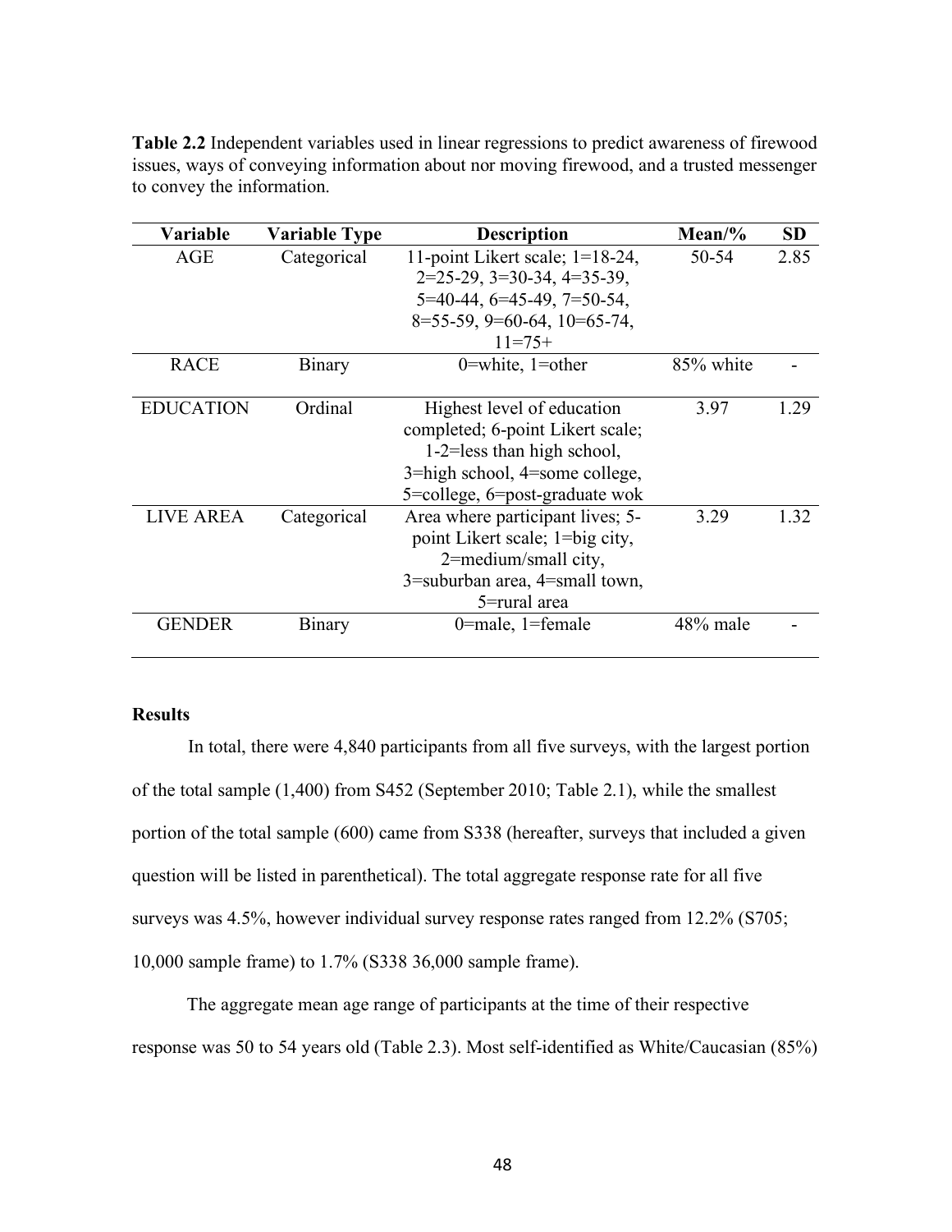**Table 2.2** Independent variables used in linear regressions to predict awareness of firewood issues, ways of conveying information about nor moving firewood, and a trusted messenger to convey the information.

| Variable | Variable Type | Description | Mean/% | SD |
|---|---|---|---|---|
| AGE | Categorical | 11-point Likert scale; 1=18-24, 2=25-29, 3=30-34, 4=35-39, 5=40-44, 6=45-49, 7=50-54, 8=55-59, 9=60-64, 10=65-74, 11=75+ | 50-54 | 2.85 |
| RACE | Binary | 0=white, 1=other | 85% white | - |
| EDUCATION | Ordinal | Highest level of education completed; 6-point Likert scale; 1-2=less than high school, 3=high school, 4=some college, 5=college, 6=post-graduate wok | 3.97 | 1.29 |
| LIVE AREA | Categorical | Area where participant lives; 5-point Likert scale; 1=big city, 2=medium/small city, 3=suburban area, 4=small town, 5=rural area | 3.29 | 1.32 |
| GENDER | Binary | 0=male, 1=female | 48% male | - |

### Results

In total, there were 4,840 participants from all five surveys, with the largest portion of the total sample (1,400) from S452 (September 2010; Table 2.1), while the smallest portion of the total sample (600) came from S338 (hereafter, surveys that included a given question will be listed in parenthetical). The total aggregate response rate for all five surveys was 4.5%, however individual survey response rates ranged from 12.2% (S705; 10,000 sample frame) to 1.7% (S338 36,000 sample frame).

The aggregate mean age range of participants at the time of their respective response was 50 to 54 years old (Table 2.3). Most self-identified as White/Caucasian (85%)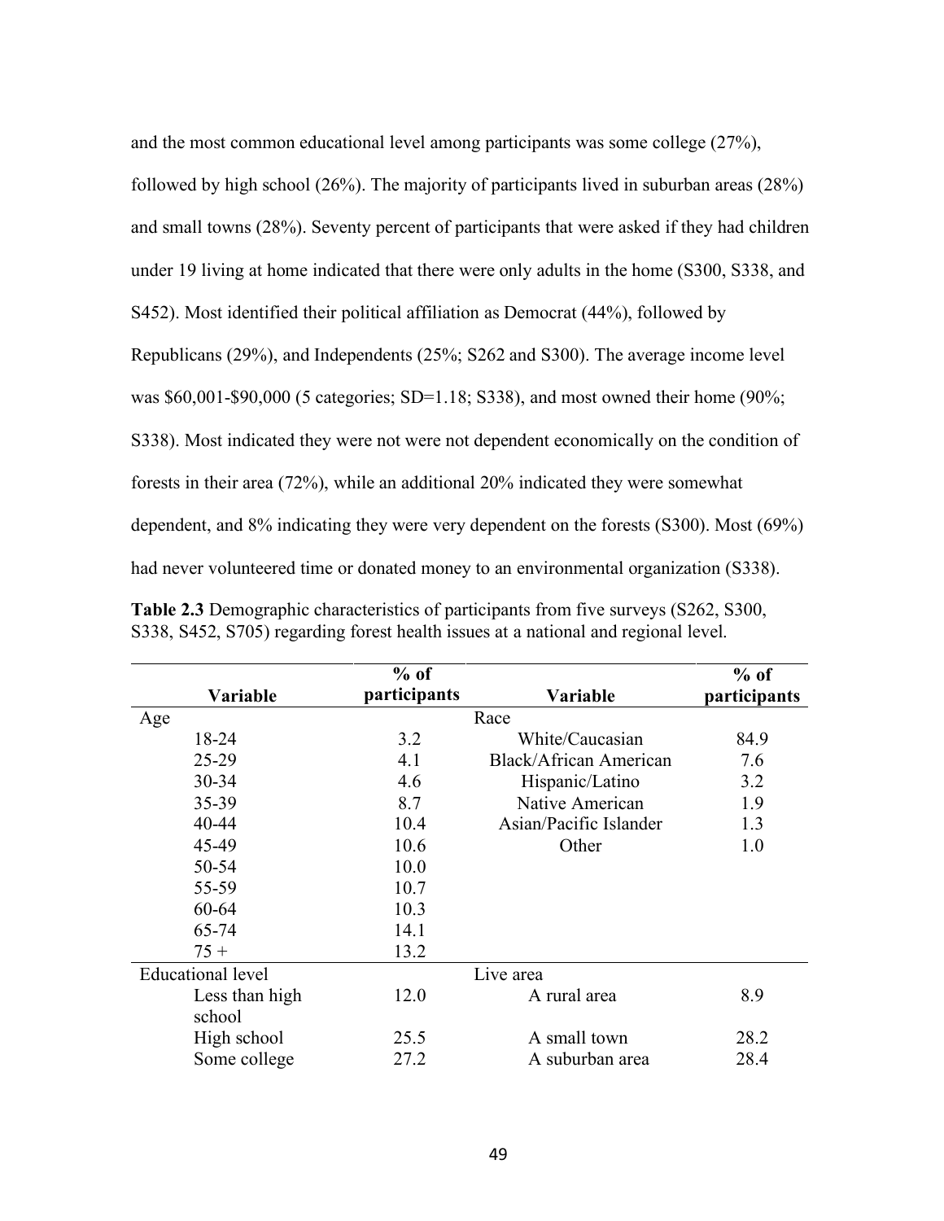and the most common educational level among participants was some college (27%), followed by high school (26%). The majority of participants lived in suburban areas (28%) and small towns (28%). Seventy percent of participants that were asked if they had children under 19 living at home indicated that there were only adults in the home (S300, S338, and S452). Most identified their political affiliation as Democrat (44%), followed by Republicans (29%), and Independents (25%; S262 and S300). The average income level was $60,001-$90,000 (5 categories; SD=1.18; S338), and most owned their home (90%; S338). Most indicated they were not were not dependent economically on the condition of forests in their area (72%), while an additional 20% indicated they were somewhat dependent, and 8% indicating they were very dependent on the forests (S300). Most (69%) had never volunteered time or donated money to an environmental organization (S338).

**Table 2.3** Demographic characteristics of participants from five surveys (S262, S300, S338, S452, S705) regarding forest health issues at a national and regional level.

| Variable | % of participants | Variable | % of participants |
|---|---|---|---|
| Age | | Race | |
| 18-24 | 3.2 | White/Caucasian | 84.9 |
| 25-29 | 4.1 | Black/African American | 7.6 |
| 30-34 | 4.6 | Hispanic/Latino | 3.2 |
| 35-39 | 8.7 | Native American | 1.9 |
| 40-44 | 10.4 | Asian/Pacific Islander | 1.3 |
| 45-49 | 10.6 | Other | 1.0 |
| 50-54 | 10.0 | | |
| 55-59 | 10.7 | | |
| 60-64 | 10.3 | | |
| 65-74 | 14.1 | | |
| 75 + | 13.2 | | |
| Educational level | | Live area | |
| Less than high school | 12.0 | A rural area | 8.9 |
| High school | 25.5 | A small town | 28.2 |
| Some college | 27.2 | A suburban area | 28.4 |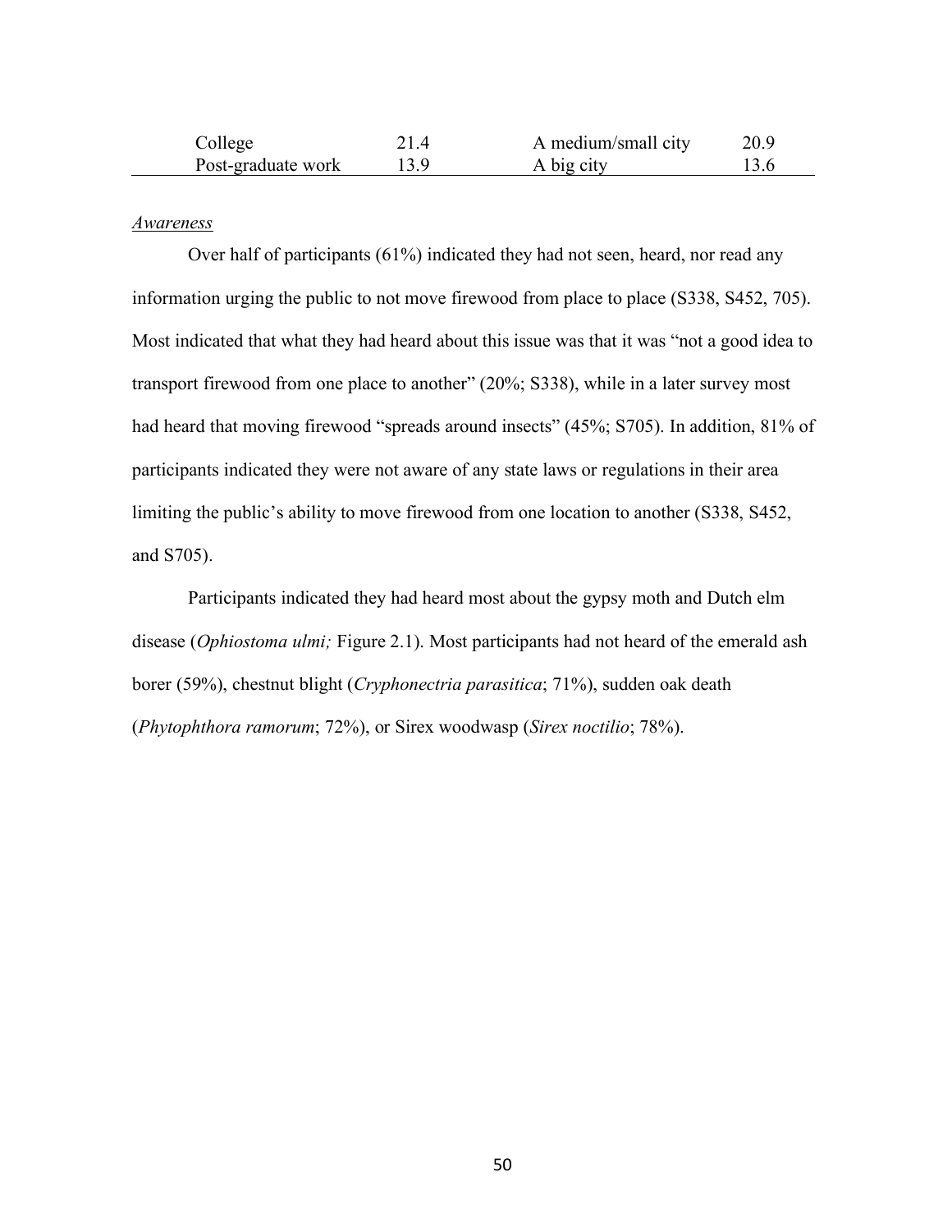| | | | |
|---|---|---|---|
| College | 21.4 | A medium/small city | 20.9 |
| Post-graduate work | 13.9 | A big city | 13.6 |

*Awareness*

Over half of participants (61%) indicated they had not seen, heard, nor read any information urging the public to not move firewood from place to place (S338, S452, 705). Most indicated that what they had heard about this issue was that it was "not a good idea to transport firewood from one place to another" (20%; S338), while in a later survey most had heard that moving firewood "spreads around insects" (45%; S705). In addition, 81% of participants indicated they were not aware of any state laws or regulations in their area limiting the public's ability to move firewood from one location to another (S338, S452, and S705).

Participants indicated they had heard most about the gypsy moth and Dutch elm disease (*Ophiostoma ulmi;* Figure 2.1). Most participants had not heard of the emerald ash borer (59%), chestnut blight (*Cryphonectria parasitica*; 71%), sudden oak death (*Phytophthora ramorum*; 72%), or Sirex woodwasp (*Sirex noctilio*; 78%).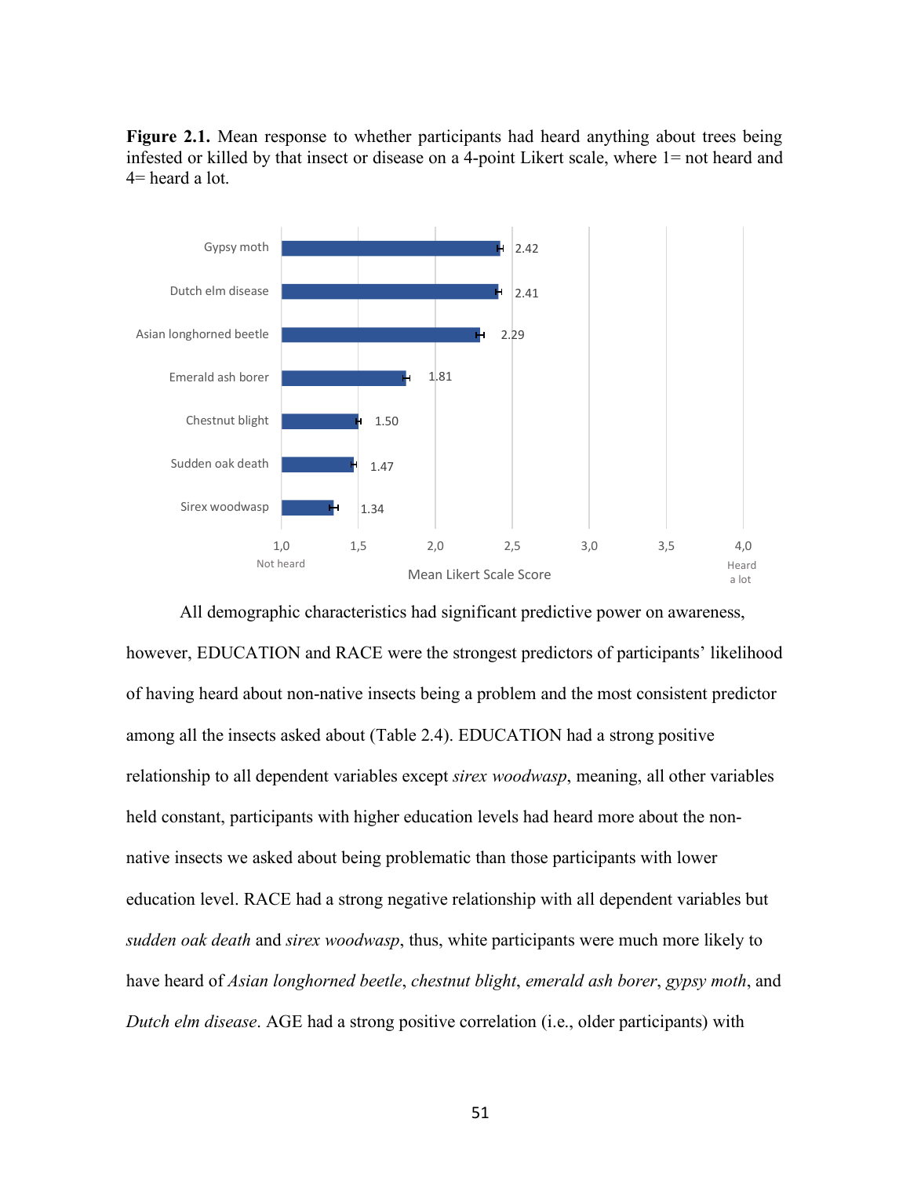**Figure 2.1.** Mean response to whether participants had heard anything about trees being infested or killed by that insect or disease on a 4-point Likert scale, where 1= not heard and 4= heard a lot.

| Insect or disease | Mean Likert Scale Score |
|---|---|
| Gypsy moth | 2.42 |
| Dutch elm disease | 2.41 |
| Asian longhorned beetle | 2.29 |
| Emerald ash borer | 1.81 |
| Chestnut blight | 1.50 |
| Sudden oak death | 1.47 |
| Sirex woodwasp | 1.34 |

Axis: Mean Likert Scale Score, 1,0 (Not heard) to 4,0 (Heard a lot)

All demographic characteristics had significant predictive power on awareness, however, EDUCATION and RACE were the strongest predictors of participants' likelihood of having heard about non-native insects being a problem and the most consistent predictor among all the insects asked about (Table 2.4). EDUCATION had a strong positive relationship to all dependent variables except *sirex woodwasp*, meaning, all other variables held constant, participants with higher education levels had heard more about the non-native insects we asked about being problematic than those participants with lower education level. RACE had a strong negative relationship with all dependent variables but *sudden oak death* and *sirex woodwasp*, thus, white participants were much more likely to have heard of *Asian longhorned beetle*, *chestnut blight*, *emerald ash borer*, *gypsy moth*, and *Dutch elm disease*. AGE had a strong positive correlation (i.e., older participants) with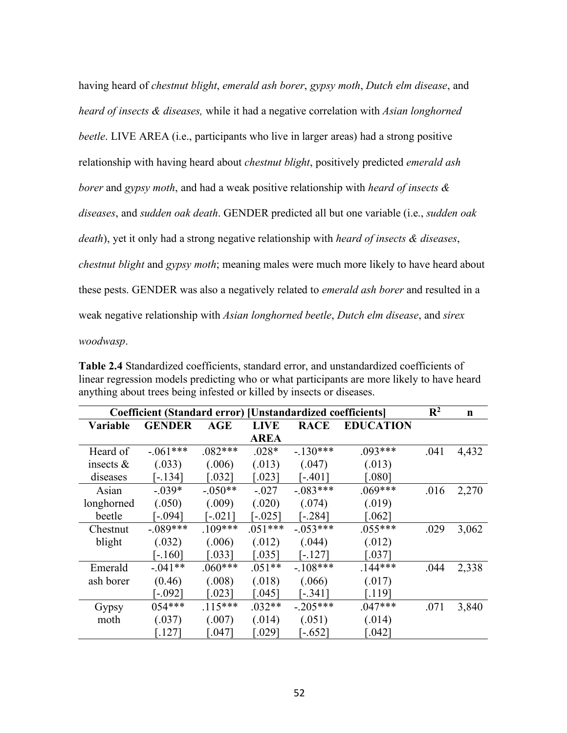having heard of *chestnut blight*, *emerald ash borer*, *gypsy moth*, *Dutch elm disease*, and *heard of insects & diseases,* while it had a negative correlation with *Asian longhorned beetle*. LIVE AREA (i.e., participants who live in larger areas) had a strong positive relationship with having heard about *chestnut blight*, positively predicted *emerald ash borer* and *gypsy moth*, and had a weak positive relationship with *heard of insects & diseases*, and *sudden oak death*. GENDER predicted all but one variable (i.e., *sudden oak death*), yet it only had a strong negative relationship with *heard of insects & diseases*, *chestnut blight* and *gypsy moth*; meaning males were much more likely to have heard about these pests. GENDER was also a negatively related to *emerald ash borer* and resulted in a weak negative relationship with *Asian longhorned beetle*, *Dutch elm disease*, and *sirex woodwasp*.

**Table 2.4** Standardized coefficients, standard error, and unstandardized coefficients of linear regression models predicting who or what participants are more likely to have heard anything about trees being infested or killed by insects or diseases.

| Coefficient (Standard error) [Unstandardized coefficients] | | | | | | $R^2$ | n |
|---|---|---|---|---|---|---|---|
| **Variable** | **GENDER** | **AGE** | **LIVE AREA** | **RACE** | **EDUCATION** | | |
| Heard of insects & diseases | -.061*** (.033) [-.134] | .082*** (.006) [.032] | .028* (.013) [.023] | -.130*** (.047) [-.401] | .093*** (.013) [.080] | .041 | 4,432 |
| Asian longhorned beetle | -.039* (.050) [-.094] | -.050** (.009) [-.021] | -.027 (.020) [-.025] | -.083*** (.074) [-.284] | .069*** (.019) [.062] | .016 | 2,270 |
| Chestnut blight | -.089*** (.032) [-.160] | .109*** (.006) [.033] | .051*** (.012) [.035] | -.053*** (.044) [-.127] | .055*** (.012) [.037] | .029 | 3,062 |
| Emerald ash borer | -.041** (0.46) [-.092] | .060*** (.008) [.023] | .051** (.018) [.045] | -.108*** (.066) [-.341] | .144*** (.017) [.119] | .044 | 2,338 |
| Gypsy moth | 054*** (.037) [.127] | .115*** (.007) [.047] | .032** (.014) [.029] | -.205*** (.051) [-.652] | .047*** (.014) [.042] | .071 | 3,840 |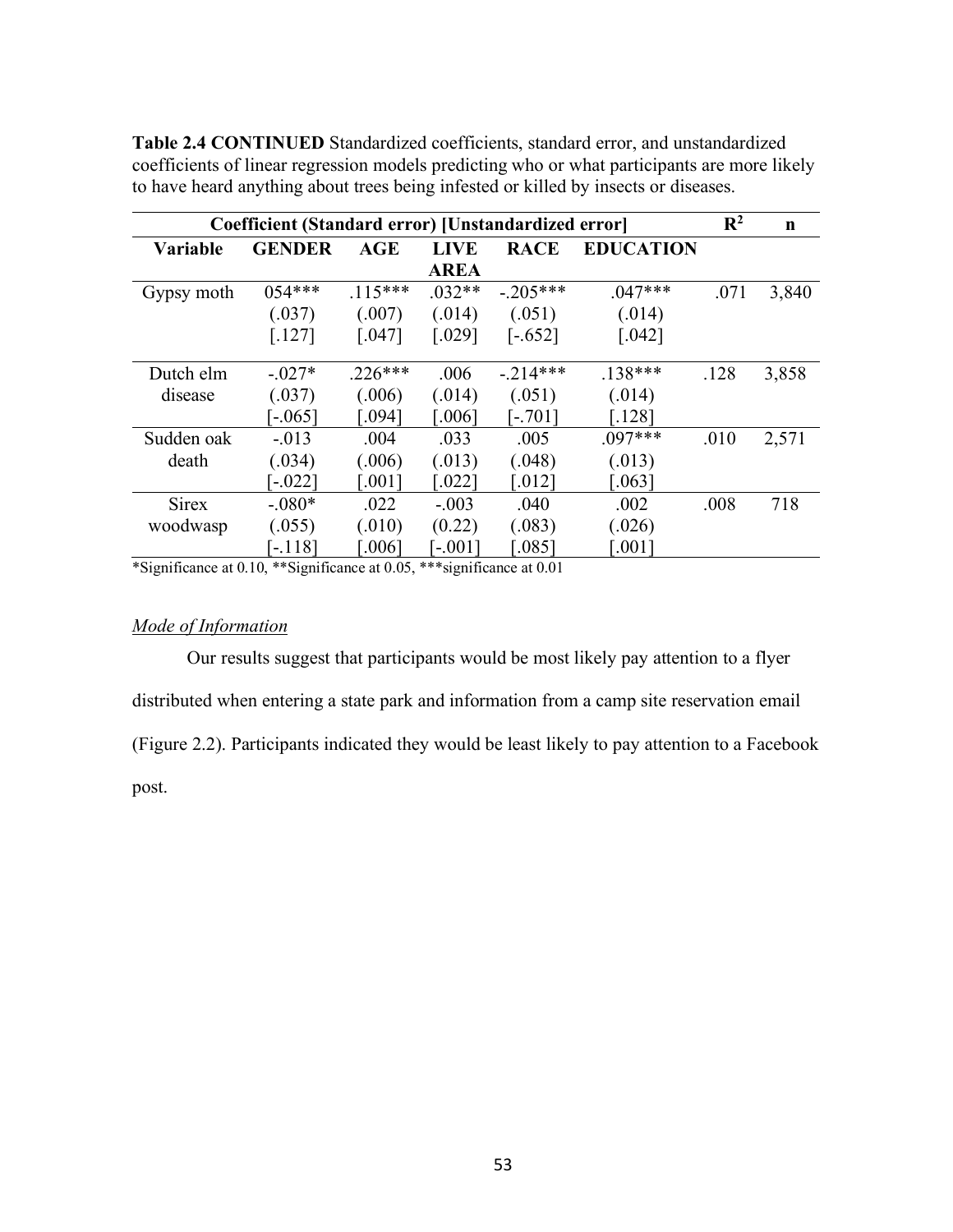**Table 2.4 CONTINUED** Standardized coefficients, standard error, and unstandardized coefficients of linear regression models predicting who or what participants are more likely to have heard anything about trees being infested or killed by insects or diseases.

| Coefficient (Standard error) [Unstandardized error] | | | | | | $R^2$ | n |
|---|---|---|---|---|---|---|---|
| **Variable** | **GENDER** | **AGE** | **LIVE AREA** | **RACE** | **EDUCATION** | | |
| Gypsy moth | 054*** (.037) [.127] | .115*** (.007) [.047] | .032** (.014) [.029] | -.205*** (.051) [-.652] | .047*** (.014) [.042] | .071 | 3,840 |
| Dutch elm disease | -.027* (.037) [-.065] | .226*** (.006) [.094] | .006 (.014) [.006] | -.214*** (.051) [-.701] | .138*** (.014) [.128] | .128 | 3,858 |
| Sudden oak death | -.013 (.034) [-.022] | .004 (.006) [.001] | .033 (.013) [.022] | .005 (.048) [.012] | .097*** (.013) [.063] | .010 | 2,571 |
| Sirex woodwasp | -.080* (.055) [-.118] | .022 (.010) [.006] | -.003 (0.22) [-.001] | .040 (.083) [.085] | .002 (.026) [.001] | .008 | 718 |

*Significance at 0.10, **Significance at 0.05, ***significance at 0.01

*Mode of Information*

Our results suggest that participants would be most likely pay attention to a flyer distributed when entering a state park and information from a camp site reservation email (Figure 2.2). Participants indicated they would be least likely to pay attention to a Facebook post.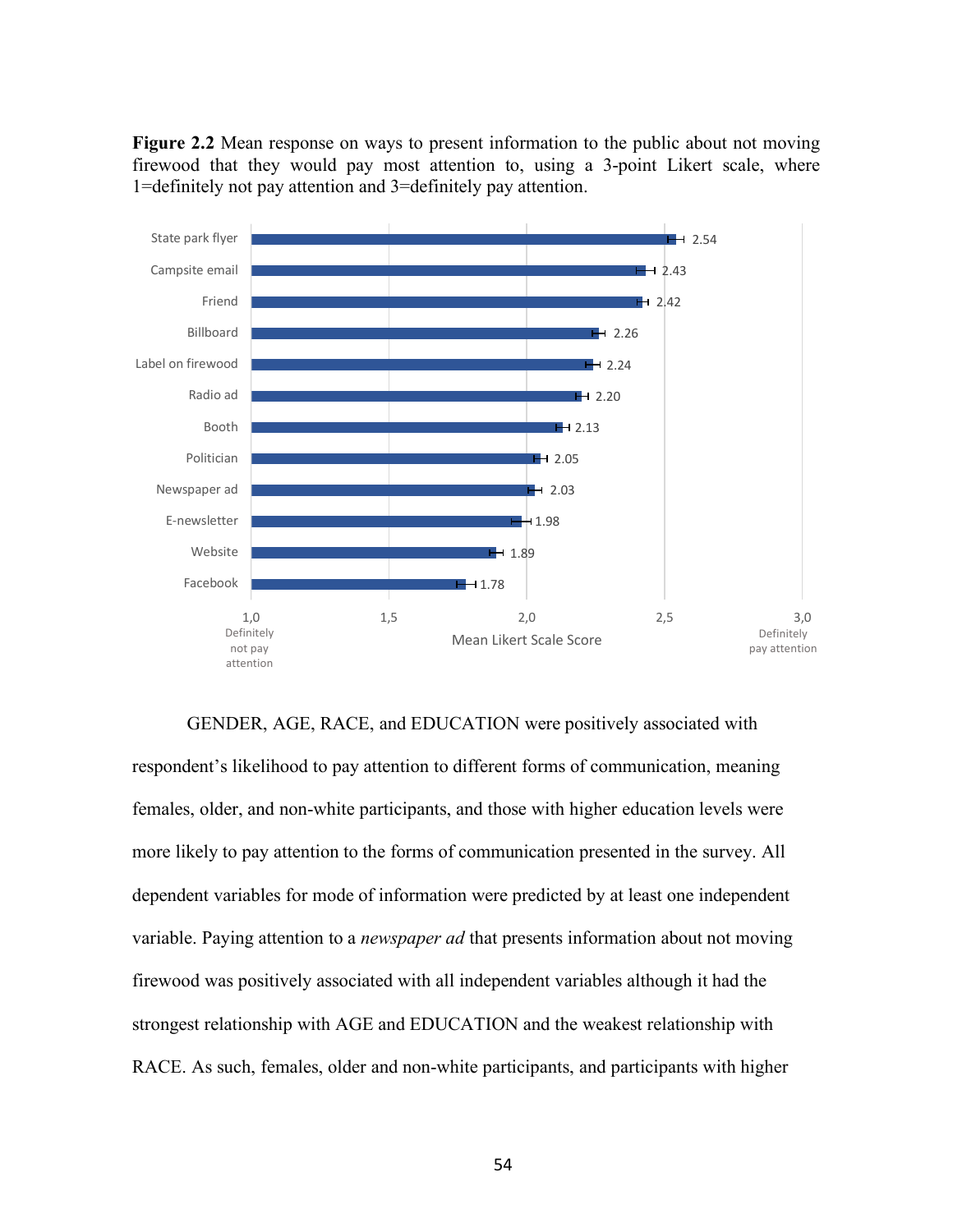**Figure 2.2** Mean response on ways to present information to the public about not moving firewood that they would pay most attention to, using a 3-point Likert scale, where 1=definitely not pay attention and 3=definitely pay attention.

| Mode of information | Mean Likert Scale Score |
|---|---|
| State park flyer | 2.54 |
| Campsite email | 2.43 |
| Friend | 2.42 |
| Billboard | 2.26 |
| Label on firewood | 2.24 |
| Radio ad | 2.20 |
| Booth | 2.13 |
| Politician | 2.05 |
| Newspaper ad | 2.03 |
| E-newsletter | 1.98 |
| Website | 1.89 |
| Facebook | 1.78 |

Mean Likert Scale Score (1,0 Definitely not pay attention; 1,5; 2,0; 2,5; 3,0 Definitely pay attention)

GENDER, AGE, RACE, and EDUCATION were positively associated with respondent's likelihood to pay attention to different forms of communication, meaning females, older, and non-white participants, and those with higher education levels were more likely to pay attention to the forms of communication presented in the survey. All dependent variables for mode of information were predicted by at least one independent variable. Paying attention to a *newspaper ad* that presents information about not moving firewood was positively associated with all independent variables although it had the strongest relationship with AGE and EDUCATION and the weakest relationship with RACE. As such, females, older and non-white participants, and participants with higher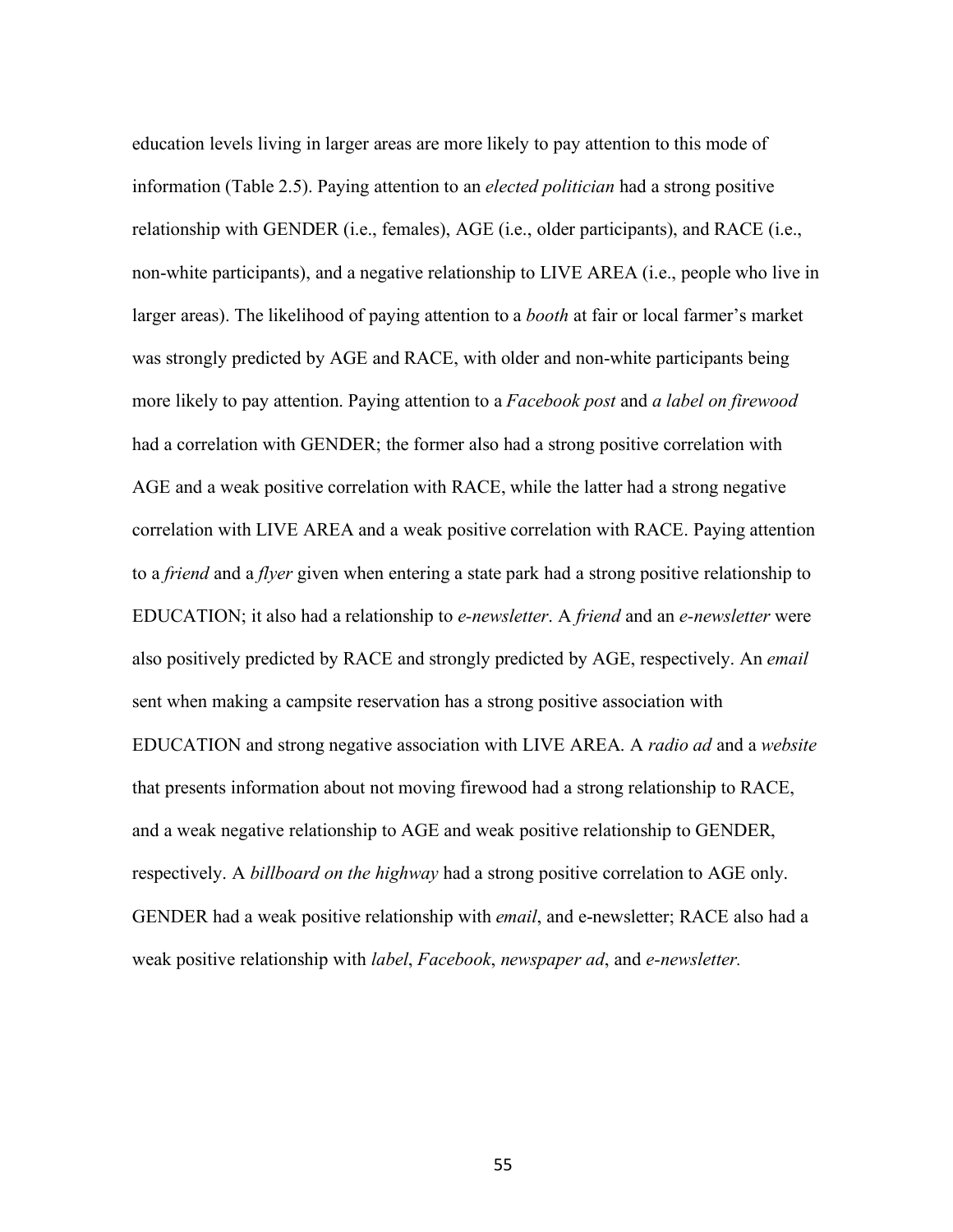education levels living in larger areas are more likely to pay attention to this mode of information (Table 2.5). Paying attention to an *elected politician* had a strong positive relationship with GENDER (i.e., females), AGE (i.e., older participants), and RACE (i.e., non-white participants), and a negative relationship to LIVE AREA (i.e., people who live in larger areas). The likelihood of paying attention to a *booth* at fair or local farmer's market was strongly predicted by AGE and RACE, with older and non-white participants being more likely to pay attention. Paying attention to a *Facebook post* and *a label on firewood* had a correlation with GENDER; the former also had a strong positive correlation with AGE and a weak positive correlation with RACE, while the latter had a strong negative correlation with LIVE AREA and a weak positive correlation with RACE. Paying attention to a *friend* and a *flyer* given when entering a state park had a strong positive relationship to EDUCATION; it also had a relationship to *e-newsletter*. A *friend* and an *e-newsletter* were also positively predicted by RACE and strongly predicted by AGE, respectively. An *email* sent when making a campsite reservation has a strong positive association with EDUCATION and strong negative association with LIVE AREA. A *radio ad* and a *website* that presents information about not moving firewood had a strong relationship to RACE, and a weak negative relationship to AGE and weak positive relationship to GENDER, respectively. A *billboard on the highway* had a strong positive correlation to AGE only. GENDER had a weak positive relationship with *email*, and e-newsletter; RACE also had a weak positive relationship with *label*, *Facebook*, *newspaper ad*, and *e-newsletter.*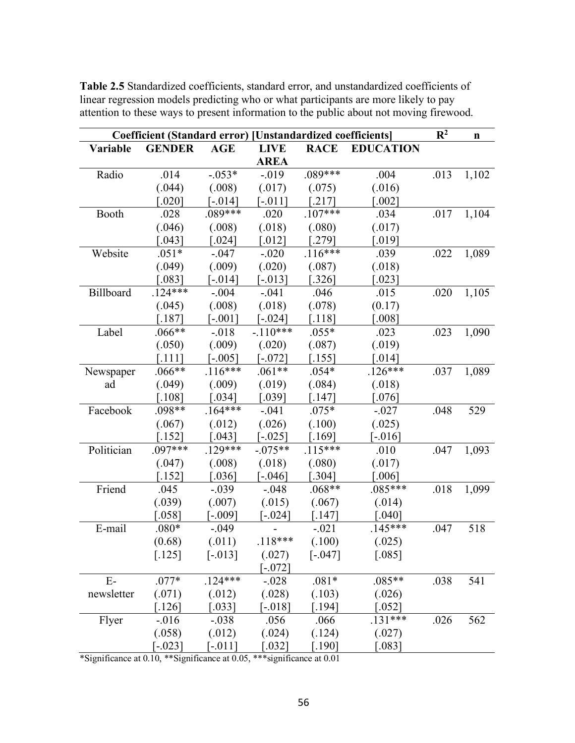**Table 2.5** Standardized coefficients, standard error, and unstandardized coefficients of linear regression models predicting who or what participants are more likely to pay attention to these ways to present information to the public about not moving firewood.

| Coefficient (Standard error) [Unstandardized coefficients] | | | | | | $R^2$ | n |
|---|---|---|---|---|---|---|---|
| **Variable** | **GENDER** | **AGE** | **LIVE AREA** | **RACE** | **EDUCATION** | | |
| Radio | .014 (.044) [.020] | -.053* (.008) [-.014] | -.019 (.017) [-.011] | .089*** (.075) [.217] | .004 (.016) [.002] | .013 | 1,102 |
| Booth | .028 (.046) [.043] | .089*** (.008) [.024] | .020 (.018) [.012] | .107*** (.080) [.279] | .034 (.017) [.019] | .017 | 1,104 |
| Website | .051* (.049) [.083] | -.047 (.009) [-.014] | -.020 (.020) [-.013] | .116*** (.087) [.326] | .039 (.018) [.023] | .022 | 1,089 |
| Billboard | .124*** (.045) [.187] | -.004 (.008) [-.001] | -.041 (.018) [-.024] | .046 (.078) [.118] | .015 (0.17) [.008] | .020 | 1,105 |
| Label | .066** (.050) [.111] | -.018 (.009) [-.005] | -.110*** (.020) [-.072] | .055* (.087) [.155] | .023 (.019) [.014] | .023 | 1,090 |
| Newspaper ad | .066** (.049) [.108] | .116*** (.009) [.034] | .061** (.019) [.039] | .054* (.084) [.147] | .126*** (.018) [.076] | .037 | 1,089 |
| Facebook | .098** (.067) [.152] | .164*** (.012) [.043] | -.041 (.026) [-.025] | .075* (.100) [.169] | -.027 (.025) [-.016] | .048 | 529 |
| Politician | .097*** (.047) [.152] | .129*** (.008) [.036] | -.075** (.018) [-.046] | .115*** (.080) [.304] | .010 (.017) [.006] | .047 | 1,093 |
| Friend | .045 (.039) [.058] | -.039 (.007) [-.009] | -.048 (.015) [-.024] | .068** (.067) [.147] | .085*** (.014) [.040] | .018 | 1,099 |
| E-mail | .080* (0.68) [.125] | -.049 (.011) [-.013] | -.118*** (.027) [-.072] | -.021 (.100) [-.047] | .145*** (.025) [.085] | .047 | 518 |
| E-newsletter | .077* (.071) [.126] | .124*** (.012) [.033] | -.028 (.028) [-.018] | .081* (.103) [.194] | .085** (.026) [.052] | .038 | 541 |
| Flyer | -.016 (.058) [-.023] | -.038 (.012) [-.011] | .056 (.024) [.032] | .066 (.124) [.190] | .131*** (.027) [.083] | .026 | 562 |

*Significance at 0.10, **Significance at 0.05, ***significance at 0.01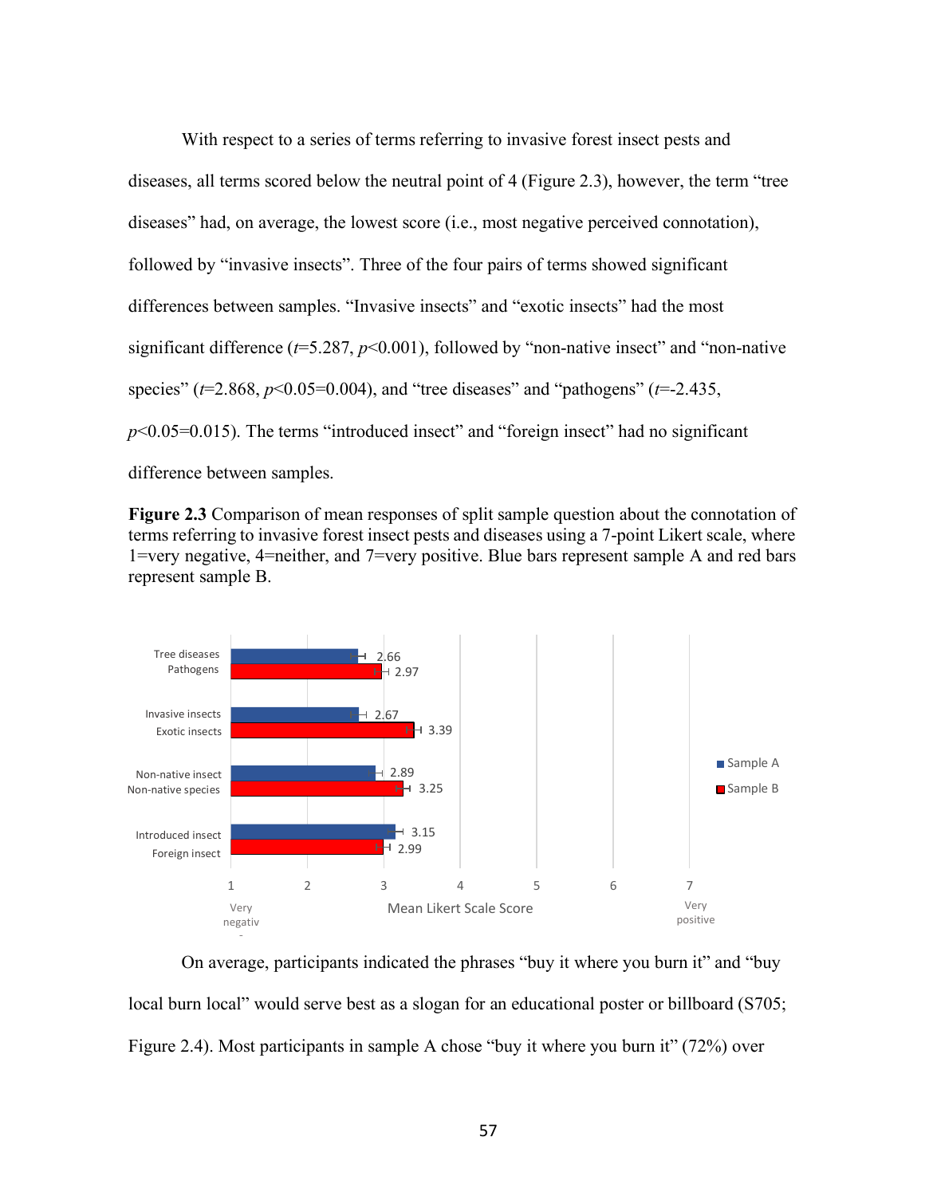With respect to a series of terms referring to invasive forest insect pests and diseases, all terms scored below the neutral point of 4 (Figure 2.3), however, the term "tree diseases" had, on average, the lowest score (i.e., most negative perceived connotation), followed by "invasive insects". Three of the four pairs of terms showed significant differences between samples. "Invasive insects" and "exotic insects" had the most significant difference ($t$=5.287, $p$<0.001), followed by "non-native insect" and "non-native species" ($t$=2.868, $p$<0.05=0.004), and "tree diseases" and "pathogens" ($t$=-2.435, $p$<0.05=0.015). The terms "introduced insect" and "foreign insect" had no significant difference between samples.

**Figure 2.3** Comparison of mean responses of split sample question about the connotation of terms referring to invasive forest insect pests and diseases using a 7-point Likert scale, where 1=very negative, 4=neither, and 7=very positive. Blue bars represent sample A and red bars represent sample B.

| Term (Sample A / Sample B) | Sample A | Sample B |
| --- | --- | --- |
| Tree diseases / Pathogens | 2.66 | 2.97 |
| Invasive insects / Exotic insects | 2.67 | 3.39 |
| Non-native insect / Non-native species | 2.89 | 3.25 |
| Introduced insect / Foreign insect | 3.15 | 2.99 |

Mean Likert Scale Score (1 = Very negative; 7 = Very positive)

On average, participants indicated the phrases "buy it where you burn it" and "buy local burn local" would serve best as a slogan for an educational poster or billboard (S705; Figure 2.4). Most participants in sample A chose "buy it where you burn it" (72%) over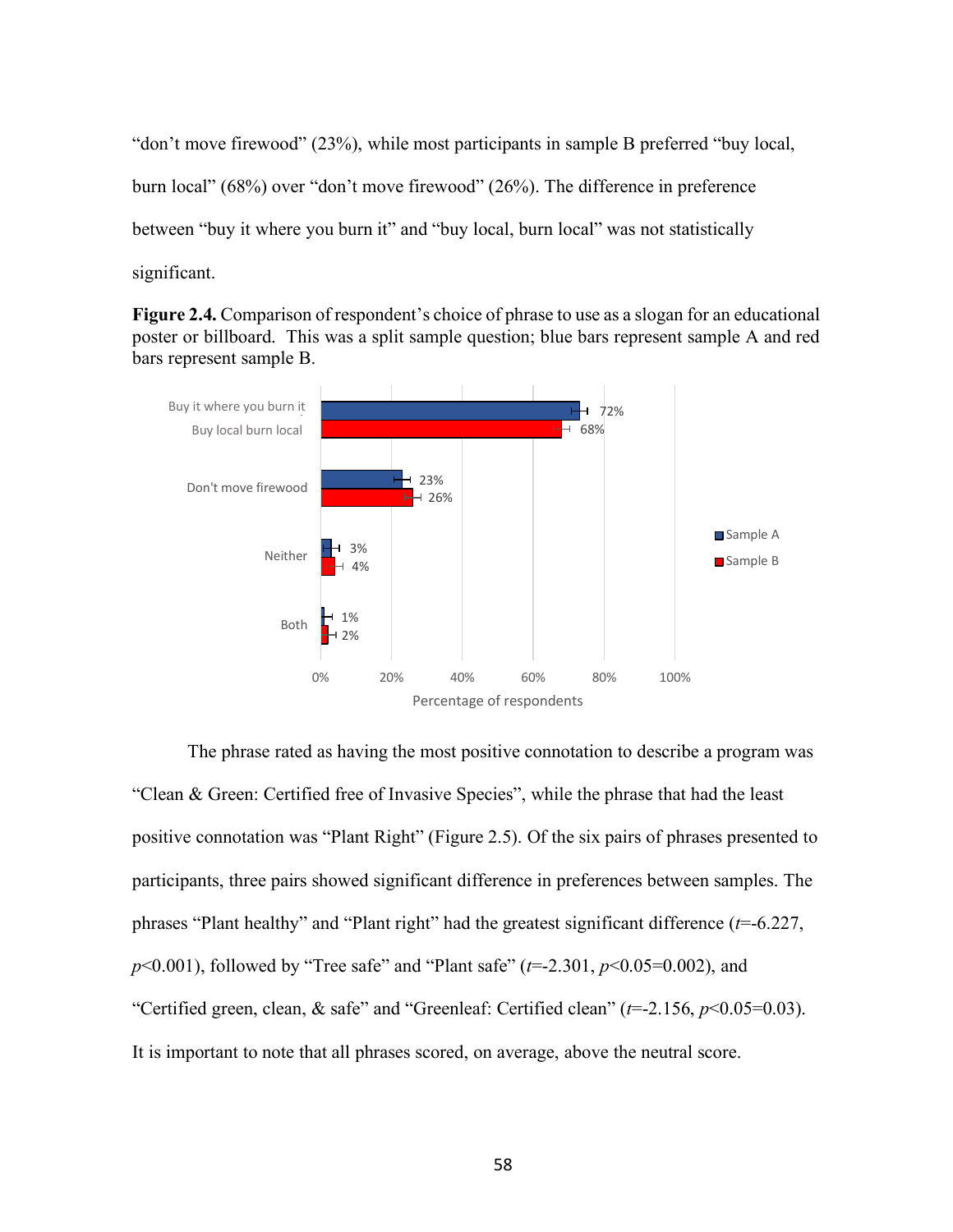"don't move firewood" (23%), while most participants in sample B preferred "buy local, burn local" (68%) over "don't move firewood" (26%). The difference in preference between "buy it where you burn it" and "buy local, burn local" was not statistically significant.

**Figure 2.4.** Comparison of respondent's choice of phrase to use as a slogan for an educational poster or billboard. This was a split sample question; blue bars represent sample A and red bars represent sample B.

The phrase rated as having the most positive connotation to describe a program was "Clean & Green: Certified free of Invasive Species", while the phrase that had the least positive connotation was "Plant Right" (Figure 2.5). Of the six pairs of phrases presented to participants, three pairs showed significant difference in preferences between samples. The phrases "Plant healthy" and "Plant right" had the greatest significant difference ($t$=-6.227, $p$<0.001), followed by "Tree safe" and "Plant safe" ($t$=-2.301, $p$<0.05=0.002), and "Certified green, clean, & safe" and "Greenleaf: Certified clean" ($t$=-2.156, $p$<0.05=0.03). It is important to note that all phrases scored, on average, above the neutral score.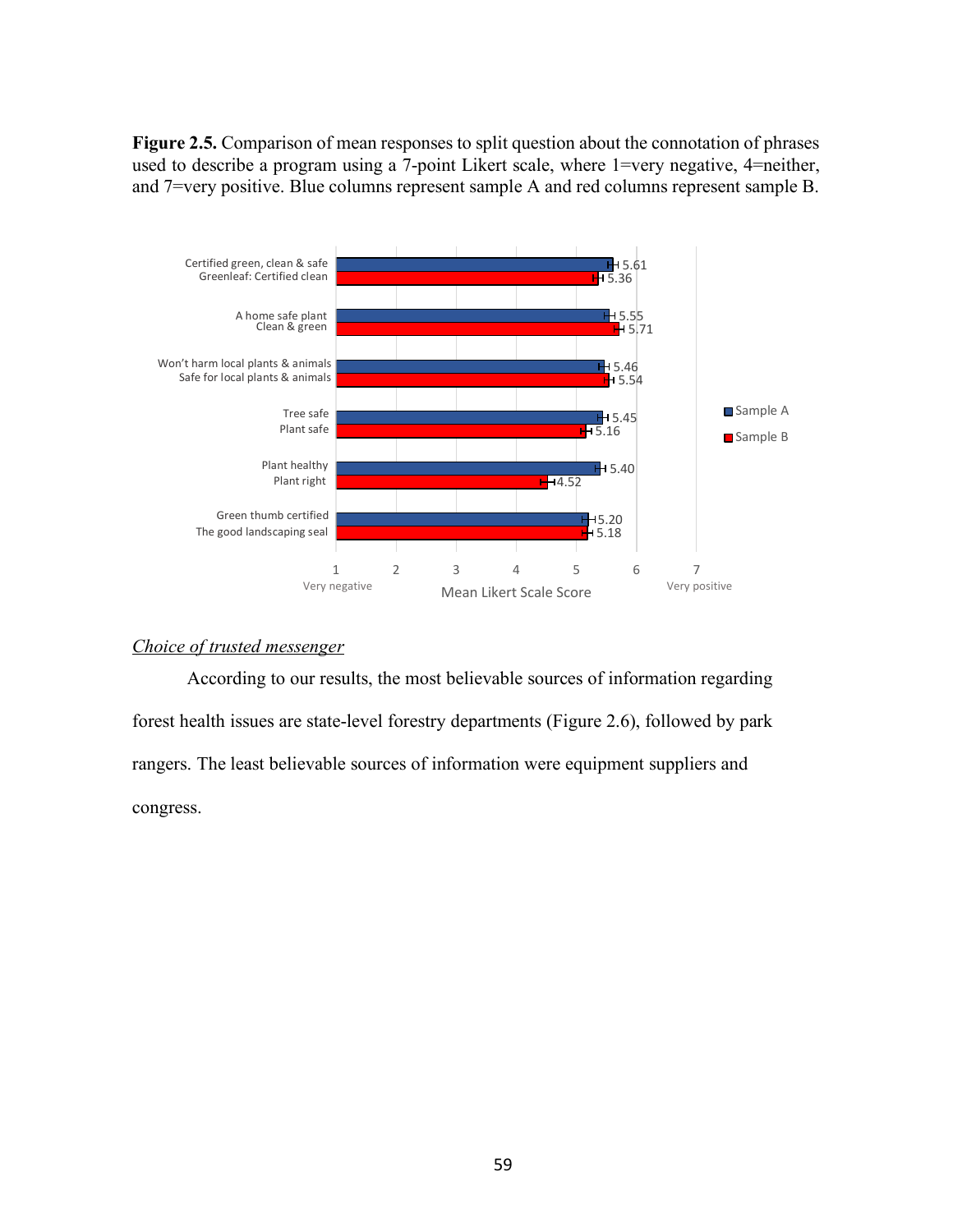**Figure 2.5.** Comparison of mean responses to split question about the connotation of phrases used to describe a program using a 7-point Likert scale, where 1=very negative, 4=neither, and 7=very positive. Blue columns represent sample A and red columns represent sample B.

| Phrase (Sample A / Sample B) | Sample A | Sample B |
|---|---|---|
| Certified green, clean & safe / Greenleaf: Certified clean | 5.61 | 5.36 |
| A home safe plant / Clean & green | 5.55 | 5.71 |
| Won't harm local plants & animals / Safe for local plants & animals | 5.46 | 5.54 |
| Tree safe / Plant safe | 5.45 | 5.16 |
| Plant healthy / Plant right | 5.40 | 4.52 |
| Green thumb certified / The good landscaping seal | 5.20 | 5.18 |

Mean Likert Scale Score (1 = Very negative, 7 = Very positive)

*Choice of trusted messenger*

According to our results, the most believable sources of information regarding forest health issues are state-level forestry departments (Figure 2.6), followed by park rangers. The least believable sources of information were equipment suppliers and congress.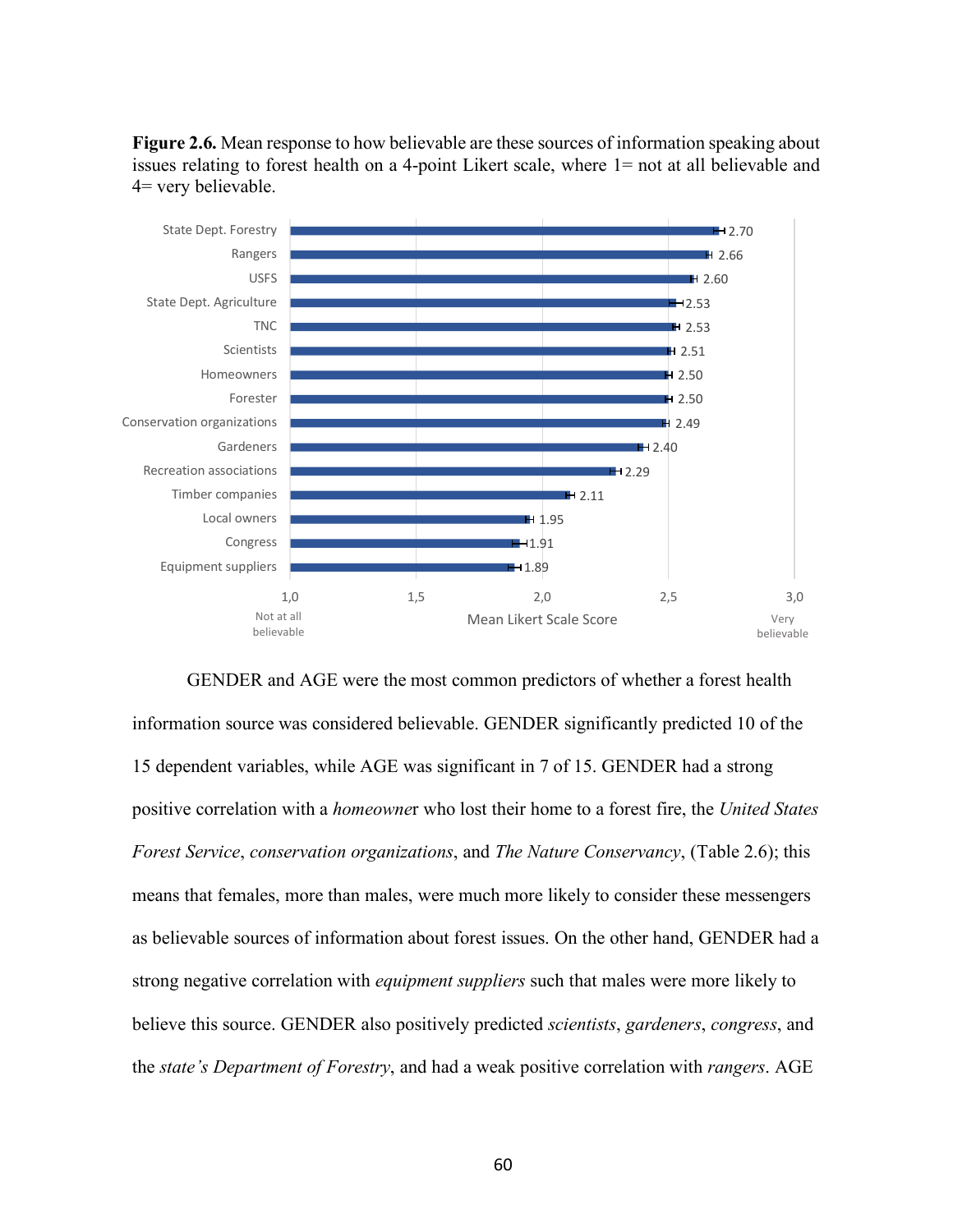**Figure 2.6.** Mean response to how believable are these sources of information speaking about issues relating to forest health on a 4-point Likert scale, where 1= not at all believable and 4= very believable.

| Source | Mean Likert Scale Score |
|---|---|
| State Dept. Forestry | 2.70 |
| Rangers | 2.66 |
| USFS | 2.60 |
| State Dept. Agriculture | 2.53 |
| TNC | 2.53 |
| Scientists | 2.51 |
| Homeowners | 2.50 |
| Forester | 2.50 |
| Conservation organizations | 2.49 |
| Gardeners | 2.40 |
| Recreation associations | 2.29 |
| Timber companies | 2.11 |
| Local owners | 1.95 |
| Congress | 1.91 |
| Equipment suppliers | 1.89 |

GENDER and AGE were the most common predictors of whether a forest health information source was considered believable. GENDER significantly predicted 10 of the 15 dependent variables, while AGE was significant in 7 of 15. GENDER had a strong positive correlation with a *homeowner* who lost their home to a forest fire, the *United States Forest Service*, *conservation organizations*, and *The Nature Conservancy*, (Table 2.6); this means that females, more than males, were much more likely to consider these messengers as believable sources of information about forest issues. On the other hand, GENDER had a strong negative correlation with *equipment suppliers* such that males were more likely to believe this source. GENDER also positively predicted *scientists*, *gardeners*, *congress*, and the *state's Department of Forestry*, and had a weak positive correlation with *rangers*. AGE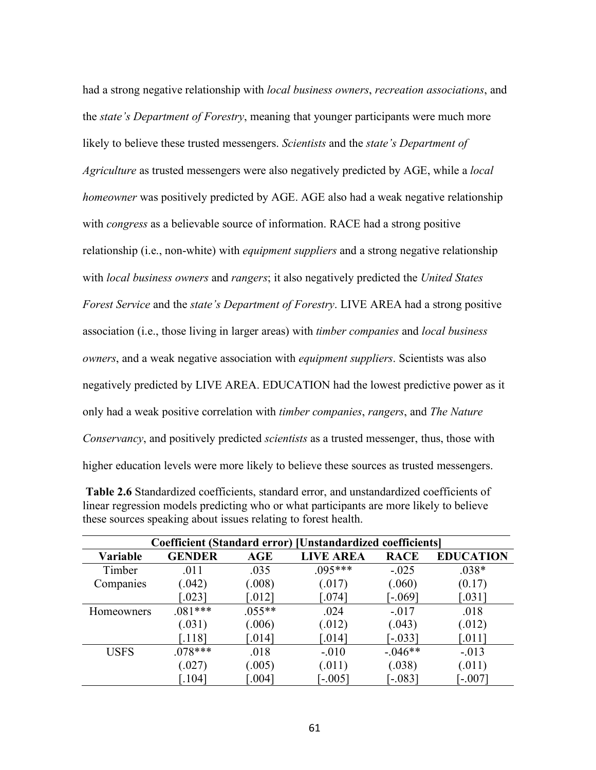had a strong negative relationship with *local business owners*, *recreation associations*, and the *state's Department of Forestry*, meaning that younger participants were much more likely to believe these trusted messengers. *Scientists* and the *state's Department of Agriculture* as trusted messengers were also negatively predicted by AGE, while a *local homeowner* was positively predicted by AGE. AGE also had a weak negative relationship with *congress* as a believable source of information. RACE had a strong positive relationship (i.e., non-white) with *equipment suppliers* and a strong negative relationship with *local business owners* and *rangers*; it also negatively predicted the *United States Forest Service* and the *state's Department of Forestry*. LIVE AREA had a strong positive association (i.e., those living in larger areas) with *timber companies* and *local business owners*, and a weak negative association with *equipment suppliers*. Scientists was also negatively predicted by LIVE AREA. EDUCATION had the lowest predictive power as it only had a weak positive correlation with *timber companies*, *rangers*, and *The Nature Conservancy*, and positively predicted *scientists* as a trusted messenger, thus, those with higher education levels were more likely to believe these sources as trusted messengers.

**Table 2.6** Standardized coefficients, standard error, and unstandardized coefficients of linear regression models predicting who or what participants are more likely to believe these sources speaking about issues relating to forest health.

| Coefficient (Standard error) [Unstandardized coefficients] | | | | | |
|---|---|---|---|---|---|
| **Variable** | **GENDER** | **AGE** | **LIVE AREA** | **RACE** | **EDUCATION** |
| Timber Companies | .011<br>(.042)<br>[.023] | .035<br>(.008)<br>[.012] | .095***<br>(.017)<br>[.074] | -.025<br>(.060)<br>[-.069] | .038*<br>(0.17)<br>[.031] |
| Homeowners | .081***<br>(.031)<br>[.118] | .055**<br>(.006)<br>[.014] | .024<br>(.012)<br>[.014] | -.017<br>(.043)<br>[-.033] | .018<br>(.012)<br>[.011] |
| USFS | .078***<br>(.027)<br>[.104] | .018<br>(.005)<br>[.004] | -.010<br>(.011)<br>[-.005] | -.046**<br>(.038)<br>[-.083] | -.013<br>(.011)<br>[-.007] |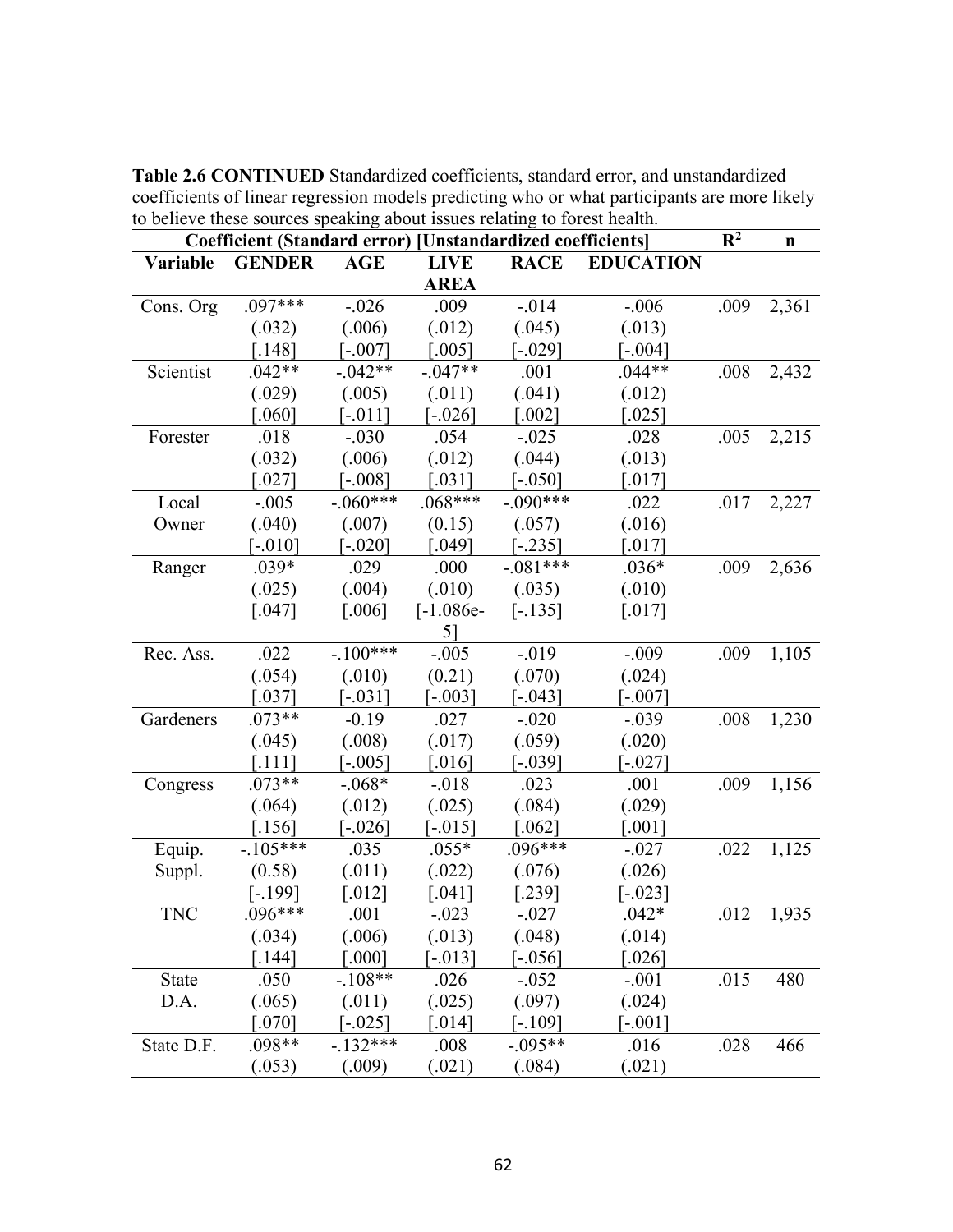**Table 2.6 CONTINUED** Standardized coefficients, standard error, and unstandardized coefficients of linear regression models predicting who or what participants are more likely to believe these sources speaking about issues relating to forest health.

| Coefficient (Standard error) [Unstandardized coefficients] | | | | | | $R^2$ | n |
|---|---|---|---|---|---|---|---|
| **Variable** | **GENDER** | **AGE** | **LIVE AREA** | **RACE** | **EDUCATION** | | |
| Cons. Org | .097*** (.032) [.148] | -.026 (.006) [-.007] | .009 (.012) [.005] | -.014 (.045) [-.029] | -.006 (.013) [-.004] | .009 | 2,361 |
| Scientist | .042** (.029) [.060] | -.042** (.005) [-.011] | -.047** (.011) [-.026] | .001 (.041) [.002] | .044** (.012) [.025] | .008 | 2,432 |
| Forester | .018 (.032) [.027] | -.030 (.006) [-.008] | .054 (.012) [.031] | -.025 (.044) [-.050] | .028 (.013) [.017] | .005 | 2,215 |
| Local Owner | -.005 (.040) [-.010] | -.060*** (.007) [-.020] | .068*** (0.15) [.049] | -.090*** (.057) [-.235] | .022 (.016) [.017] | .017 | 2,227 |
| Ranger | .039* (.025) [.047] | .029 (.004) [.006] | .000 (.010) [-1.086e-5] | -.081*** (.035) [-.135] | .036* (.010) [.017] | .009 | 2,636 |
| Rec. Ass. | .022 (.054) [.037] | -.100*** (.010) [-.031] | -.005 (0.21) [-.003] | -.019 (.070) [-.043] | -.009 (.024) [-.007] | .009 | 1,105 |
| Gardeners | .073** (.045) [.111] | -0.19 (.008) [-.005] | .027 (.017) [.016] | -.020 (.059) [-.039] | -.039 (.020) [-.027] | .008 | 1,230 |
| Congress | .073** (.064) [.156] | -.068* (.012) [-.026] | -.018 (.025) [-.015] | .023 (.084) [.062] | .001 (.029) [.001] | .009 | 1,156 |
| Equip. Suppl. | -.105*** (0.58) [-.199] | .035 (.011) [.012] | .055* (.022) [.041] | .096*** (.076) [.239] | -.027 (.026) [-.023] | .022 | 1,125 |
| TNC | .096*** (.034) [.144] | .001 (.006) [.000] | -.023 (.013) [-.013] | -.027 (.048) [-.056] | .042* (.014) [.026] | .012 | 1,935 |
| State D.A. | .050 (.065) [.070] | -.108** (.011) [-.025] | .026 (.025) [.014] | -.052 (.097) [-.109] | -.001 (.024) [-.001] | .015 | 480 |
| State D.F. | .098** (.053) | -.132*** (.009) | .008 (.021) | -.095** (.084) | .016 (.021) | .028 | 466 |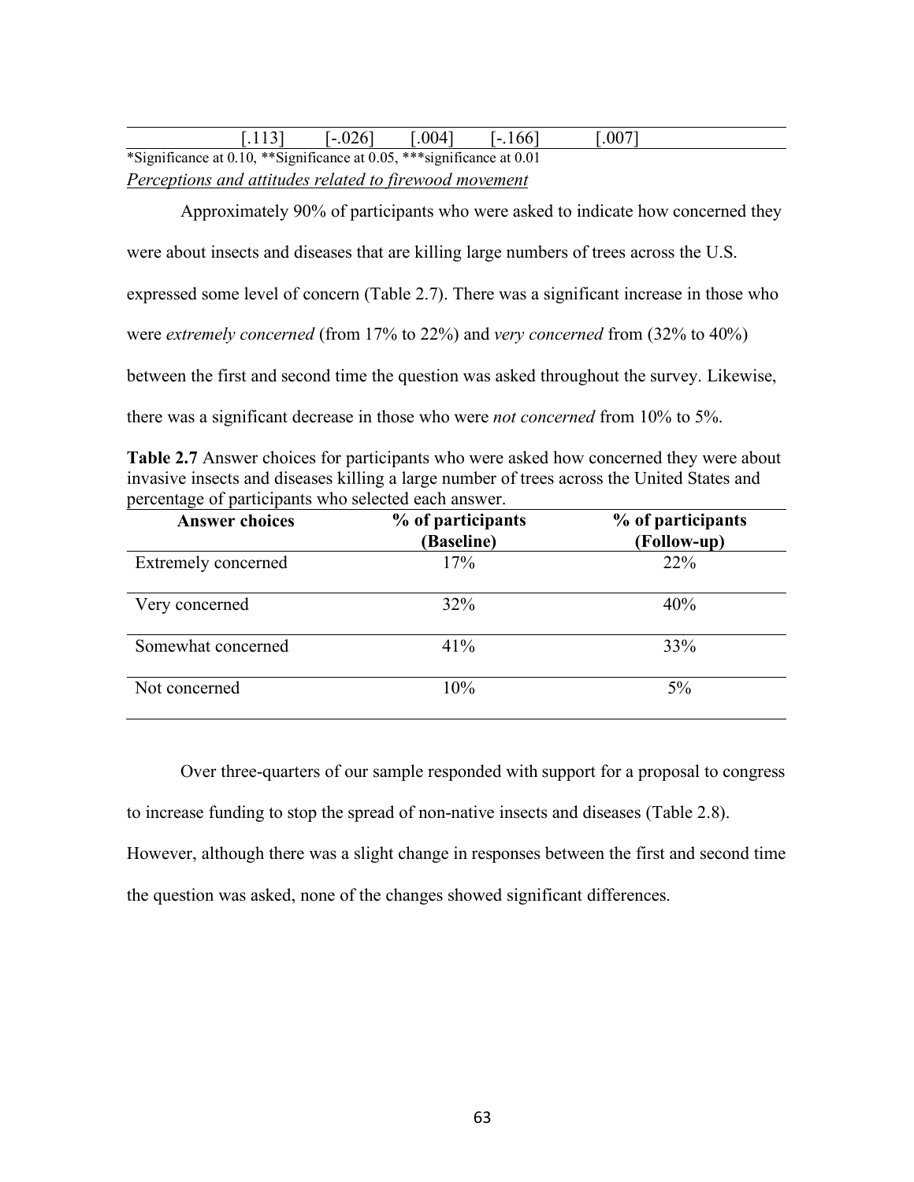| | | | | | |
|---|---|---|---|---|---|
| | [.113] | [-.026] | [.004] | [-.166] | [.007] |

*Significance at 0.10, **Significance at 0.05, ***significance at 0.01

*Perceptions and attitudes related to firewood movement*

Approximately 90% of participants who were asked to indicate how concerned they were about insects and diseases that are killing large numbers of trees across the U.S. expressed some level of concern (Table 2.7). There was a significant increase in those who were *extremely concerned* (from 17% to 22%) and *very concerned* from (32% to 40%) between the first and second time the question was asked throughout the survey. Likewise, there was a significant decrease in those who were *not concerned* from 10% to 5%.

**Table 2.7** Answer choices for participants who were asked how concerned they were about invasive insects and diseases killing a large number of trees across the United States and percentage of participants who selected each answer.

| Answer choices | % of participants (Baseline) | % of participants (Follow-up) |
|---|---|---|
| Extremely concerned | 17% | 22% |
| Very concerned | 32% | 40% |
| Somewhat concerned | 41% | 33% |
| Not concerned | 10% | 5% |

Over three-quarters of our sample responded with support for a proposal to congress to increase funding to stop the spread of non-native insects and diseases (Table 2.8). However, although there was a slight change in responses between the first and second time the question was asked, none of the changes showed significant differences.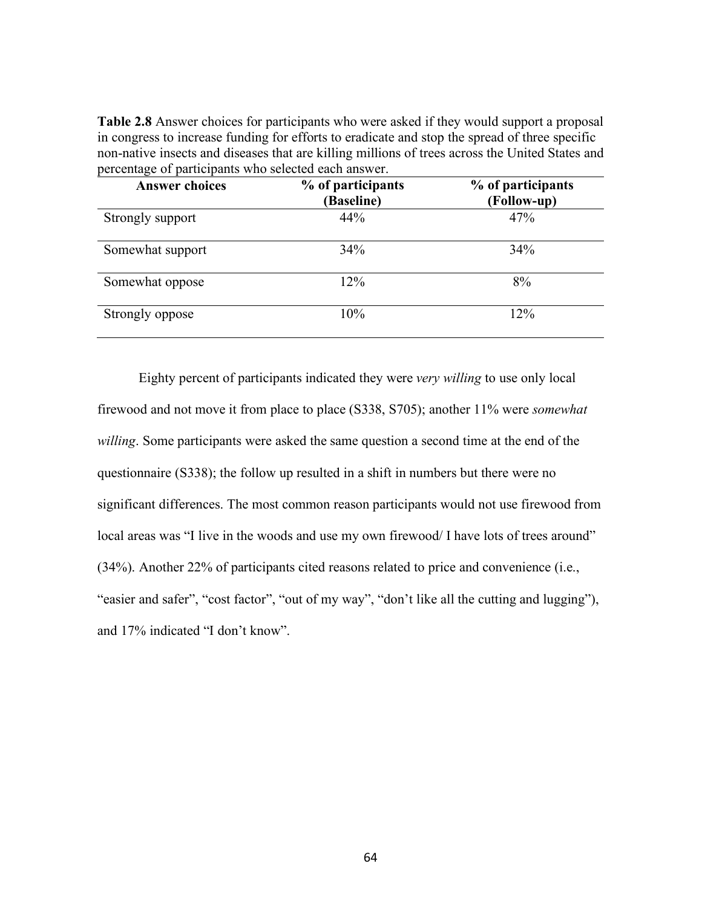**Table 2.8** Answer choices for participants who were asked if they would support a proposal in congress to increase funding for efforts to eradicate and stop the spread of three specific non-native insects and diseases that are killing millions of trees across the United States and percentage of participants who selected each answer.

| Answer choices | % of participants (Baseline) | % of participants (Follow-up) |
|---|---|---|
| Strongly support | 44% | 47% |
| Somewhat support | 34% | 34% |
| Somewhat oppose | 12% | 8% |
| Strongly oppose | 10% | 12% |

Eighty percent of participants indicated they were *very willing* to use only local firewood and not move it from place to place (S338, S705); another 11% were *somewhat willing*. Some participants were asked the same question a second time at the end of the questionnaire (S338); the follow up resulted in a shift in numbers but there were no significant differences. The most common reason participants would not use firewood from local areas was "I live in the woods and use my own firewood/ I have lots of trees around" (34%). Another 22% of participants cited reasons related to price and convenience (i.e., "easier and safer", "cost factor", "out of my way", "don't like all the cutting and lugging"), and 17% indicated "I don't know".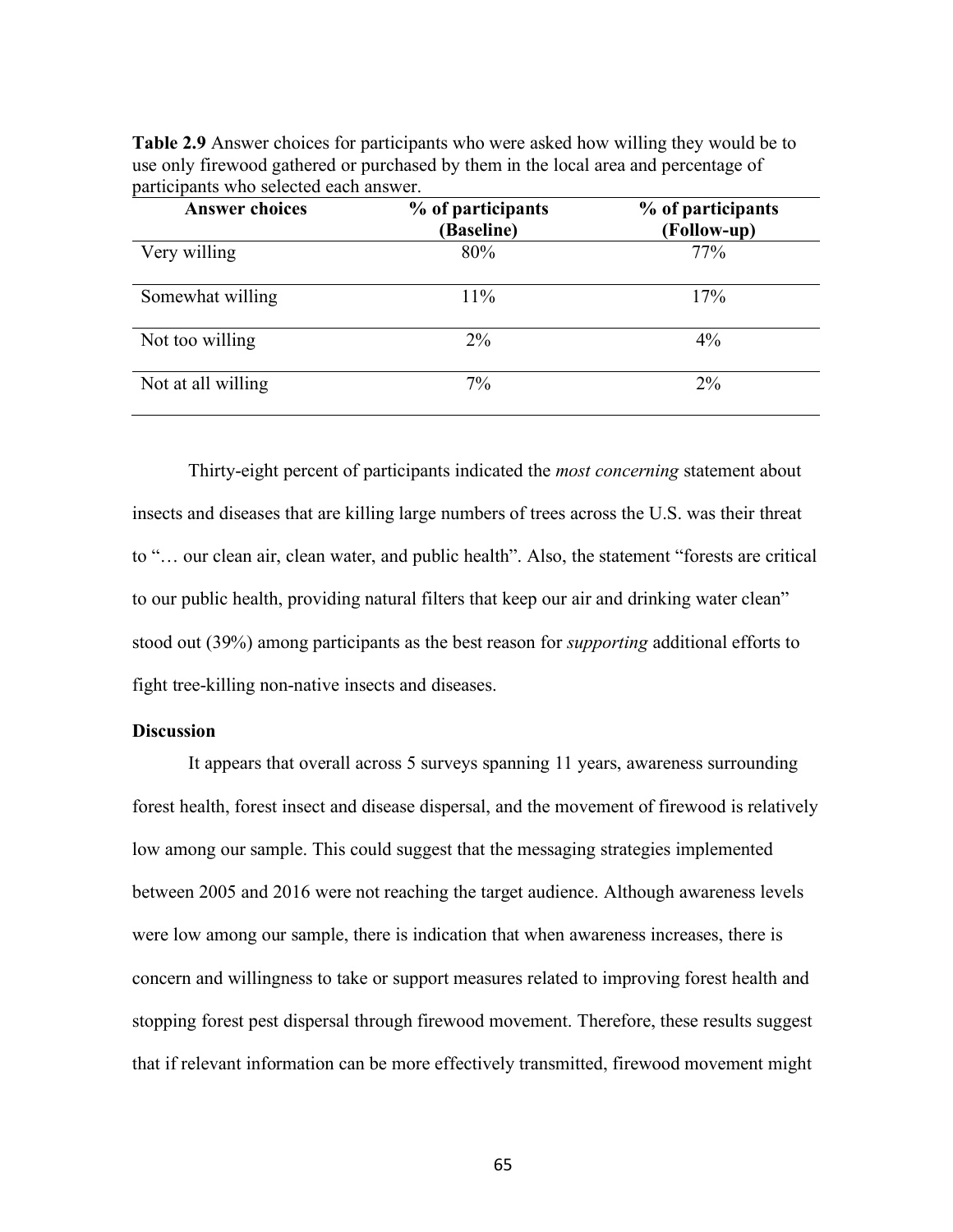**Table 2.9** Answer choices for participants who were asked how willing they would be to use only firewood gathered or purchased by them in the local area and percentage of participants who selected each answer.

| Answer choices | % of participants (Baseline) | % of participants (Follow-up) |
|---|---|---|
| Very willing | 80% | 77% |
| Somewhat willing | 11% | 17% |
| Not too willing | 2% | 4% |
| Not at all willing | 7% | 2% |

Thirty-eight percent of participants indicated the *most concerning* statement about insects and diseases that are killing large numbers of trees across the U.S. was their threat to "… our clean air, clean water, and public health". Also, the statement "forests are critical to our public health, providing natural filters that keep our air and drinking water clean" stood out (39%) among participants as the best reason for *supporting* additional efforts to fight tree-killing non-native insects and diseases.

**Discussion**

It appears that overall across 5 surveys spanning 11 years, awareness surrounding forest health, forest insect and disease dispersal, and the movement of firewood is relatively low among our sample. This could suggest that the messaging strategies implemented between 2005 and 2016 were not reaching the target audience. Although awareness levels were low among our sample, there is indication that when awareness increases, there is concern and willingness to take or support measures related to improving forest health and stopping forest pest dispersal through firewood movement. Therefore, these results suggest that if relevant information can be more effectively transmitted, firewood movement might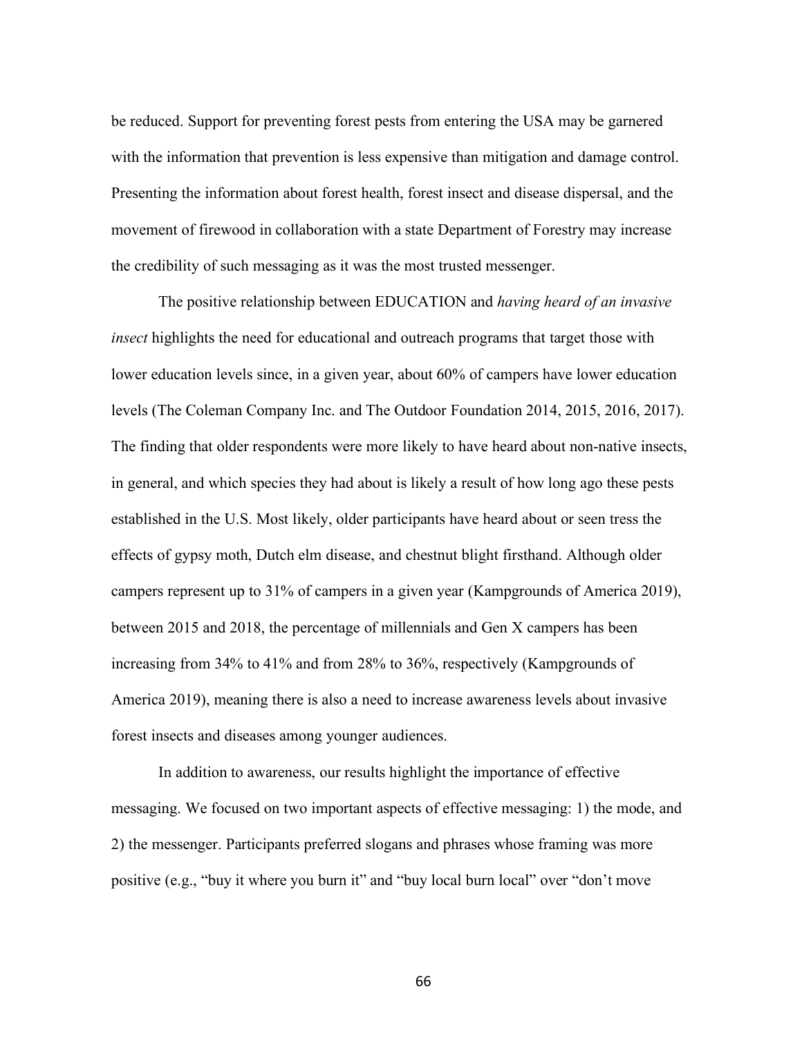be reduced. Support for preventing forest pests from entering the USA may be garnered with the information that prevention is less expensive than mitigation and damage control. Presenting the information about forest health, forest insect and disease dispersal, and the movement of firewood in collaboration with a state Department of Forestry may increase the credibility of such messaging as it was the most trusted messenger.

The positive relationship between EDUCATION and *having heard of an invasive insect* highlights the need for educational and outreach programs that target those with lower education levels since, in a given year, about 60% of campers have lower education levels (The Coleman Company Inc. and The Outdoor Foundation 2014, 2015, 2016, 2017). The finding that older respondents were more likely to have heard about non-native insects, in general, and which species they had about is likely a result of how long ago these pests established in the U.S. Most likely, older participants have heard about or seen tress the effects of gypsy moth, Dutch elm disease, and chestnut blight firsthand. Although older campers represent up to 31% of campers in a given year (Kampgrounds of America 2019), between 2015 and 2018, the percentage of millennials and Gen X campers has been increasing from 34% to 41% and from 28% to 36%, respectively (Kampgrounds of America 2019), meaning there is also a need to increase awareness levels about invasive forest insects and diseases among younger audiences.

In addition to awareness, our results highlight the importance of effective messaging. We focused on two important aspects of effective messaging: 1) the mode, and 2) the messenger. Participants preferred slogans and phrases whose framing was more positive (e.g., "buy it where you burn it" and "buy local burn local" over "don't move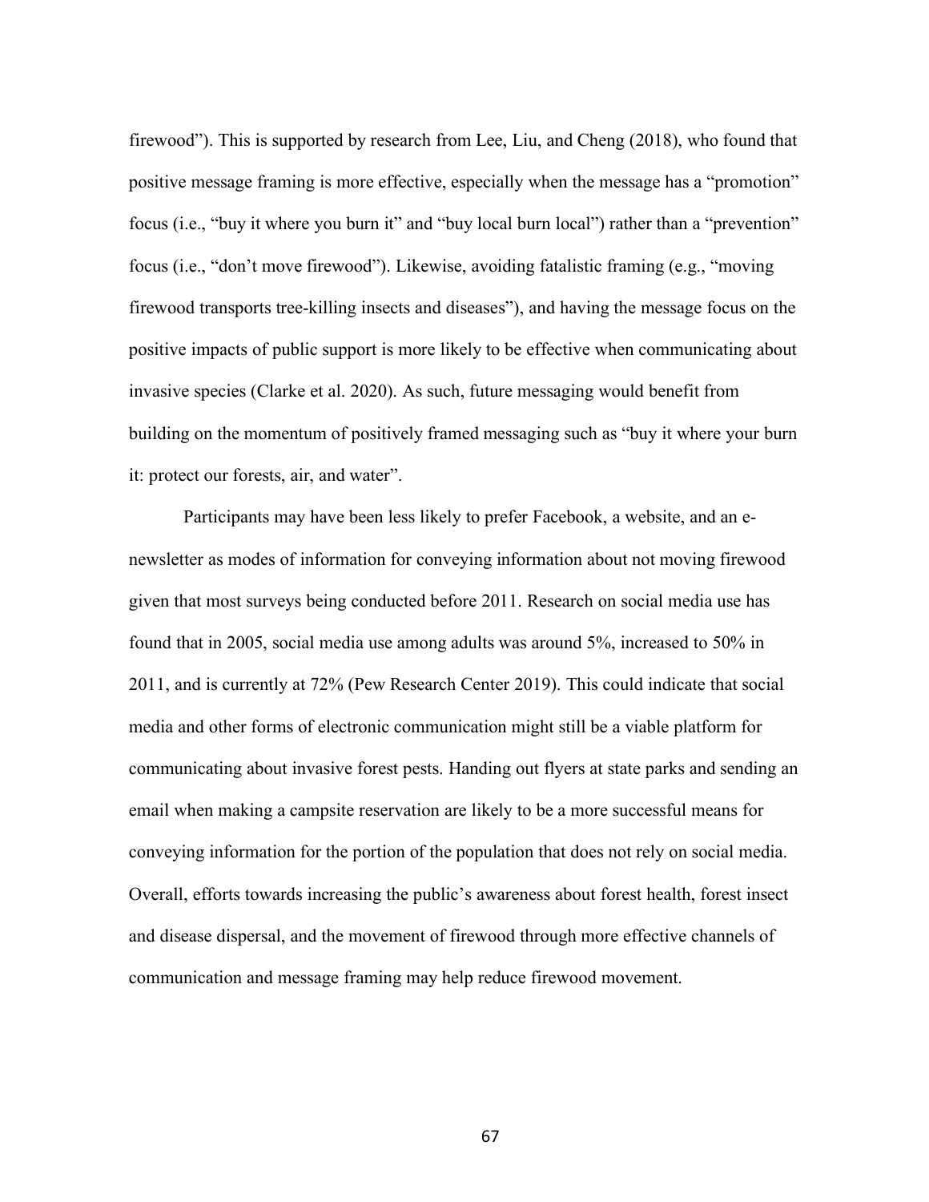firewood”). This is supported by research from Lee, Liu, and Cheng (2018), who found that positive message framing is more effective, especially when the message has a “promotion” focus (i.e., “buy it where you burn it” and “buy local burn local”) rather than a “prevention” focus (i.e., “don’t move firewood”). Likewise, avoiding fatalistic framing (e.g., “moving firewood transports tree-killing insects and diseases”), and having the message focus on the positive impacts of public support is more likely to be effective when communicating about invasive species (Clarke et al. 2020). As such, future messaging would benefit from building on the momentum of positively framed messaging such as “buy it where your burn it: protect our forests, air, and water”.

Participants may have been less likely to prefer Facebook, a website, and an e-newsletter as modes of information for conveying information about not moving firewood given that most surveys being conducted before 2011. Research on social media use has found that in 2005, social media use among adults was around 5%, increased to 50% in 2011, and is currently at 72% (Pew Research Center 2019). This could indicate that social media and other forms of electronic communication might still be a viable platform for communicating about invasive forest pests. Handing out flyers at state parks and sending an email when making a campsite reservation are likely to be a more successful means for conveying information for the portion of the population that does not rely on social media. Overall, efforts towards increasing the public’s awareness about forest health, forest insect and disease dispersal, and the movement of firewood through more effective channels of communication and message framing may help reduce firewood movement.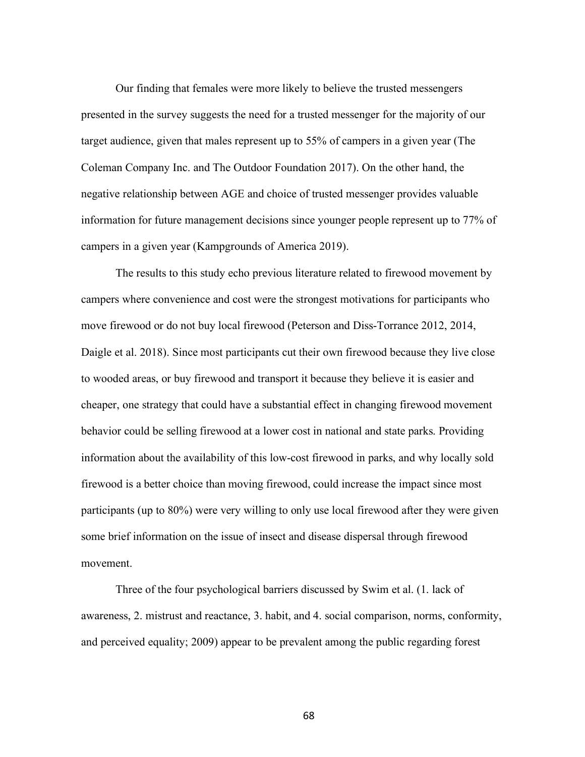Our finding that females were more likely to believe the trusted messengers presented in the survey suggests the need for a trusted messenger for the majority of our target audience, given that males represent up to 55% of campers in a given year (The Coleman Company Inc. and The Outdoor Foundation 2017). On the other hand, the negative relationship between AGE and choice of trusted messenger provides valuable information for future management decisions since younger people represent up to 77% of campers in a given year (Kampgrounds of America 2019).

The results to this study echo previous literature related to firewood movement by campers where convenience and cost were the strongest motivations for participants who move firewood or do not buy local firewood (Peterson and Diss-Torrance 2012, 2014, Daigle et al. 2018). Since most participants cut their own firewood because they live close to wooded areas, or buy firewood and transport it because they believe it is easier and cheaper, one strategy that could have a substantial effect in changing firewood movement behavior could be selling firewood at a lower cost in national and state parks. Providing information about the availability of this low-cost firewood in parks, and why locally sold firewood is a better choice than moving firewood, could increase the impact since most participants (up to 80%) were very willing to only use local firewood after they were given some brief information on the issue of insect and disease dispersal through firewood movement.

Three of the four psychological barriers discussed by Swim et al. (1. lack of awareness, 2. mistrust and reactance, 3. habit, and 4. social comparison, norms, conformity, and perceived equality; 2009) appear to be prevalent among the public regarding forest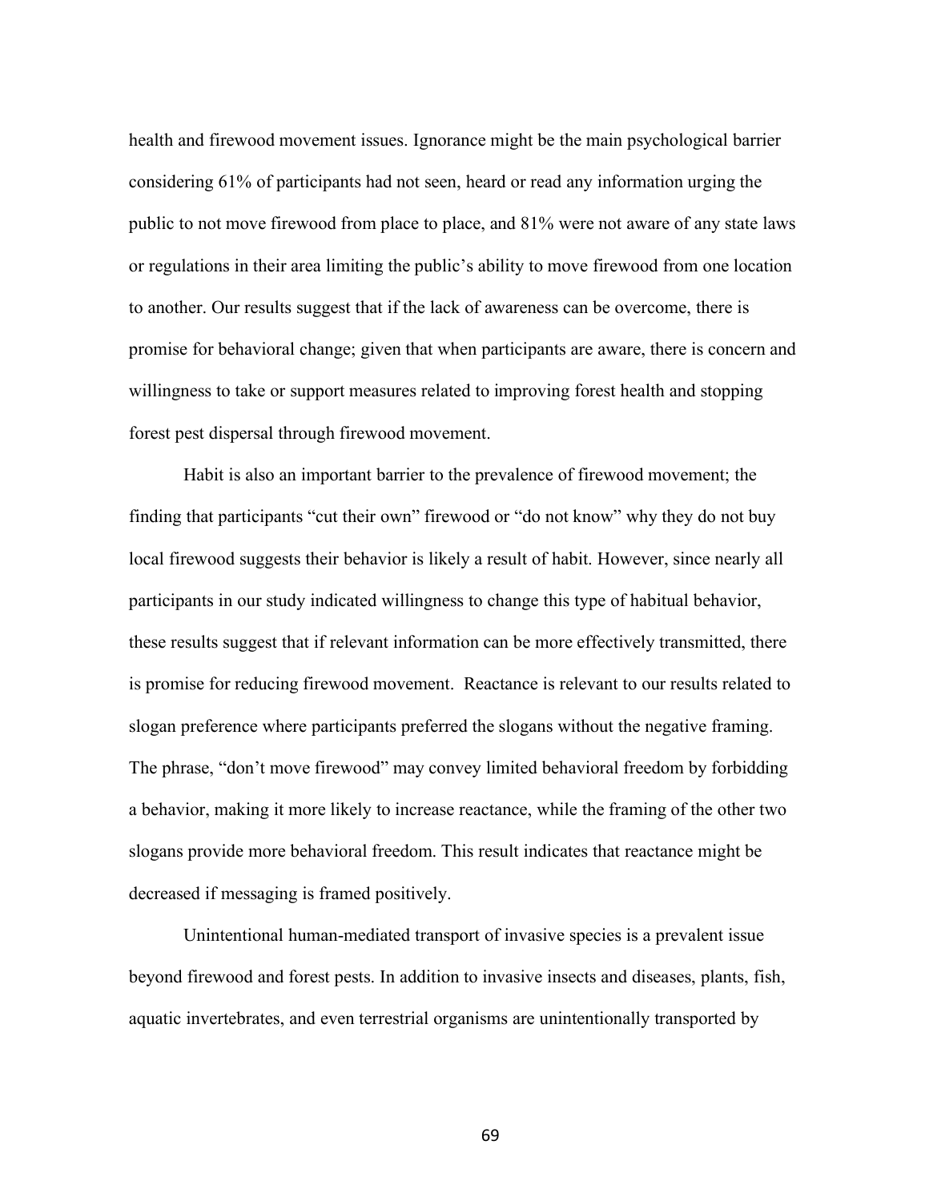health and firewood movement issues. Ignorance might be the main psychological barrier considering 61% of participants had not seen, heard or read any information urging the public to not move firewood from place to place, and 81% were not aware of any state laws or regulations in their area limiting the public's ability to move firewood from one location to another. Our results suggest that if the lack of awareness can be overcome, there is promise for behavioral change; given that when participants are aware, there is concern and willingness to take or support measures related to improving forest health and stopping forest pest dispersal through firewood movement.

Habit is also an important barrier to the prevalence of firewood movement; the finding that participants "cut their own" firewood or "do not know" why they do not buy local firewood suggests their behavior is likely a result of habit. However, since nearly all participants in our study indicated willingness to change this type of habitual behavior, these results suggest that if relevant information can be more effectively transmitted, there is promise for reducing firewood movement. Reactance is relevant to our results related to slogan preference where participants preferred the slogans without the negative framing. The phrase, "don't move firewood" may convey limited behavioral freedom by forbidding a behavior, making it more likely to increase reactance, while the framing of the other two slogans provide more behavioral freedom. This result indicates that reactance might be decreased if messaging is framed positively.

Unintentional human-mediated transport of invasive species is a prevalent issue beyond firewood and forest pests. In addition to invasive insects and diseases, plants, fish, aquatic invertebrates, and even terrestrial organisms are unintentionally transported by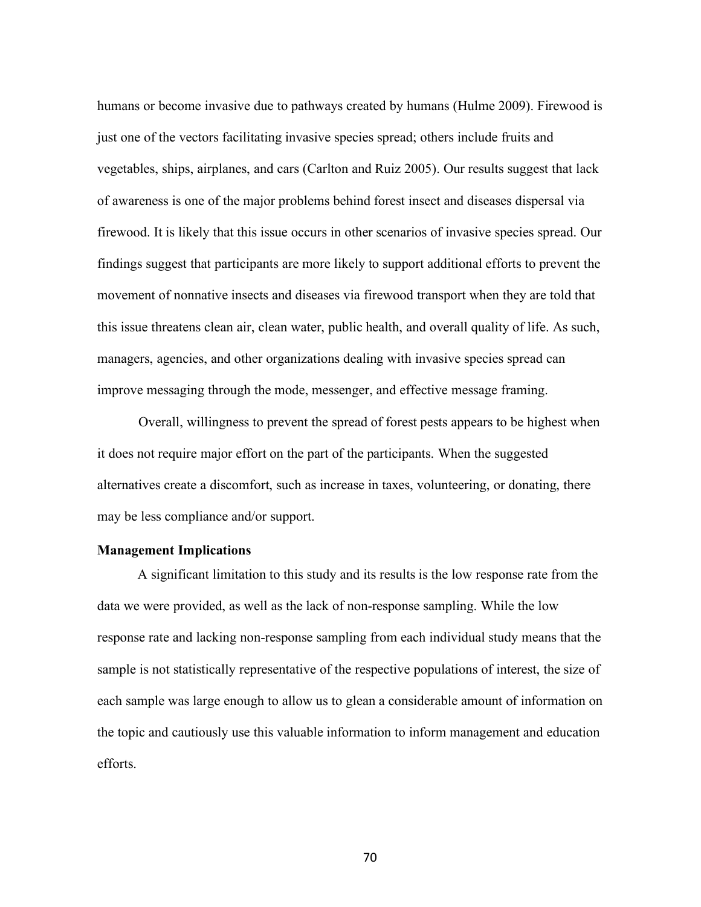humans or become invasive due to pathways created by humans (Hulme 2009). Firewood is just one of the vectors facilitating invasive species spread; others include fruits and vegetables, ships, airplanes, and cars (Carlton and Ruiz 2005). Our results suggest that lack of awareness is one of the major problems behind forest insect and diseases dispersal via firewood. It is likely that this issue occurs in other scenarios of invasive species spread. Our findings suggest that participants are more likely to support additional efforts to prevent the movement of nonnative insects and diseases via firewood transport when they are told that this issue threatens clean air, clean water, public health, and overall quality of life. As such, managers, agencies, and other organizations dealing with invasive species spread can improve messaging through the mode, messenger, and effective message framing.

Overall, willingness to prevent the spread of forest pests appears to be highest when it does not require major effort on the part of the participants. When the suggested alternatives create a discomfort, such as increase in taxes, volunteering, or donating, there may be less compliance and/or support.

**Management Implications**

A significant limitation to this study and its results is the low response rate from the data we were provided, as well as the lack of non-response sampling. While the low response rate and lacking non-response sampling from each individual study means that the sample is not statistically representative of the respective populations of interest, the size of each sample was large enough to allow us to glean a considerable amount of information on the topic and cautiously use this valuable information to inform management and education efforts.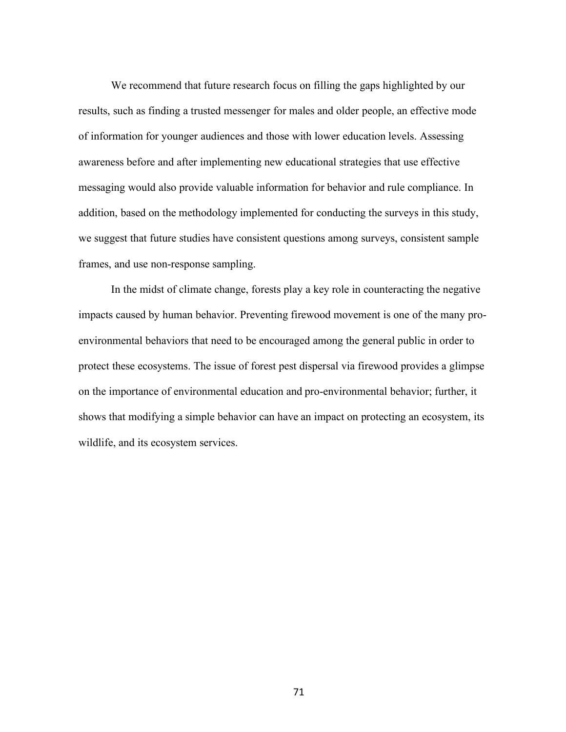We recommend that future research focus on filling the gaps highlighted by our results, such as finding a trusted messenger for males and older people, an effective mode of information for younger audiences and those with lower education levels. Assessing awareness before and after implementing new educational strategies that use effective messaging would also provide valuable information for behavior and rule compliance. In addition, based on the methodology implemented for conducting the surveys in this study, we suggest that future studies have consistent questions among surveys, consistent sample frames, and use non-response sampling.

In the midst of climate change, forests play a key role in counteracting the negative impacts caused by human behavior. Preventing firewood movement is one of the many pro-environmental behaviors that need to be encouraged among the general public in order to protect these ecosystems. The issue of forest pest dispersal via firewood provides a glimpse on the importance of environmental education and pro-environmental behavior; further, it shows that modifying a simple behavior can have an impact on protecting an ecosystem, its wildlife, and its ecosystem services.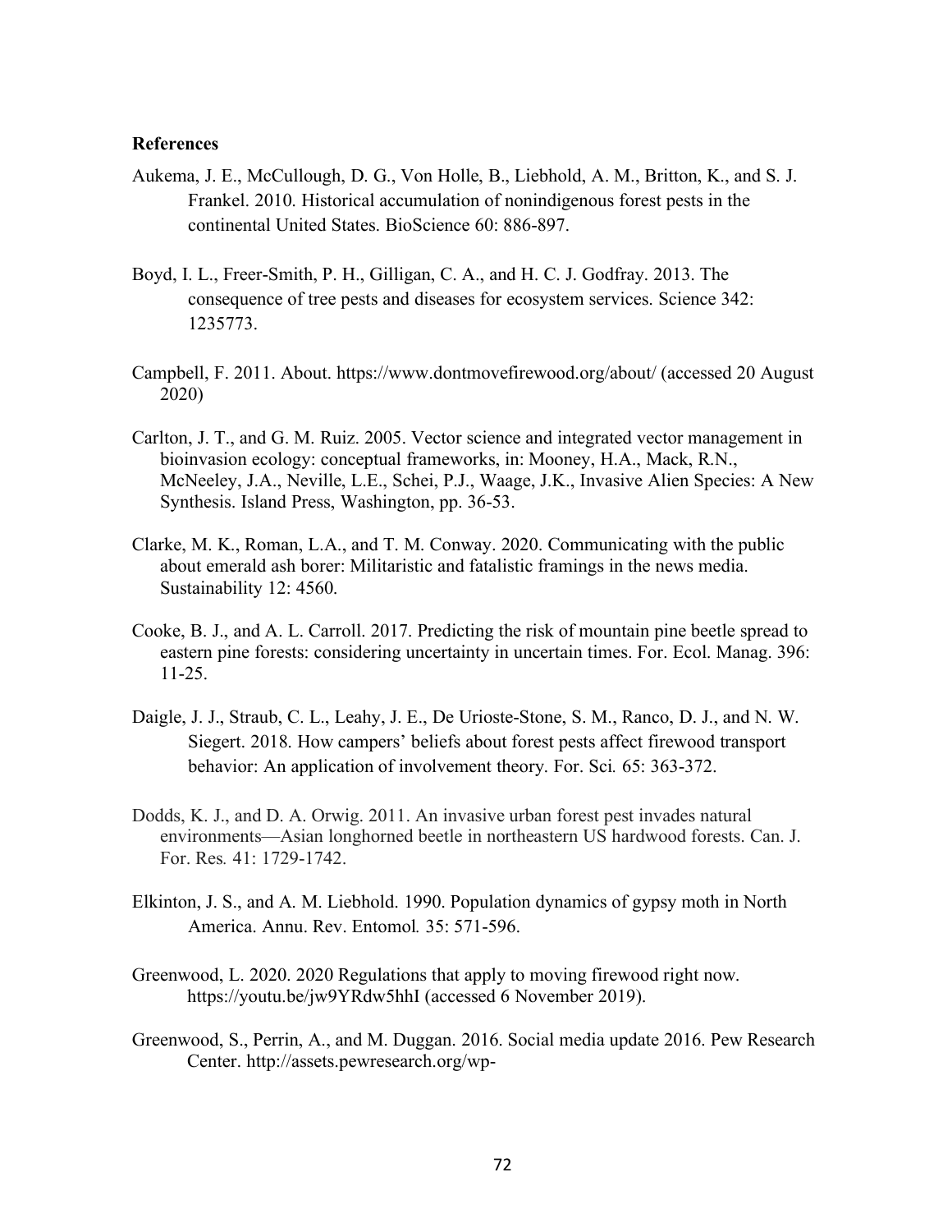**References**

Aukema, J. E., McCullough, D. G., Von Holle, B., Liebhold, A. M., Britton, K., and S. J. Frankel. 2010. Historical accumulation of nonindigenous forest pests in the continental United States. BioScience 60: 886-897.

Boyd, I. L., Freer-Smith, P. H., Gilligan, C. A., and H. C. J. Godfray. 2013. The consequence of tree pests and diseases for ecosystem services. Science 342: 1235773.

Campbell, F. 2011. About. https://www.dontmovefirewood.org/about/ (accessed 20 August 2020)

Carlton, J. T., and G. M. Ruiz. 2005. Vector science and integrated vector management in bioinvasion ecology: conceptual frameworks, in: Mooney, H.A., Mack, R.N., McNeeley, J.A., Neville, L.E., Schei, P.J., Waage, J.K., Invasive Alien Species: A New Synthesis. Island Press, Washington, pp. 36-53.

Clarke, M. K., Roman, L.A., and T. M. Conway. 2020. Communicating with the public about emerald ash borer: Militaristic and fatalistic framings in the news media. Sustainability 12: 4560.

Cooke, B. J., and A. L. Carroll. 2017. Predicting the risk of mountain pine beetle spread to eastern pine forests: considering uncertainty in uncertain times. For. Ecol. Manag. 396: 11-25.

Daigle, J. J., Straub, C. L., Leahy, J. E., De Urioste-Stone, S. M., Ranco, D. J., and N. W. Siegert. 2018. How campers' beliefs about forest pests affect firewood transport behavior: An application of involvement theory. For. Sci*.* 65: 363-372.

Dodds, K. J., and D. A. Orwig. 2011. An invasive urban forest pest invades natural environments—Asian longhorned beetle in northeastern US hardwood forests. Can. J. For. Res*.* 41: 1729-1742.

Elkinton, J. S., and A. M. Liebhold. 1990. Population dynamics of gypsy moth in North America. Annu. Rev. Entomol*.* 35: 571-596.

Greenwood, L. 2020. 2020 Regulations that apply to moving firewood right now. https://youtu.be/jw9YRdw5hhI (accessed 6 November 2019).

Greenwood, S., Perrin, A., and M. Duggan. 2016. Social media update 2016. Pew Research Center. http://assets.pewresearch.org/wp-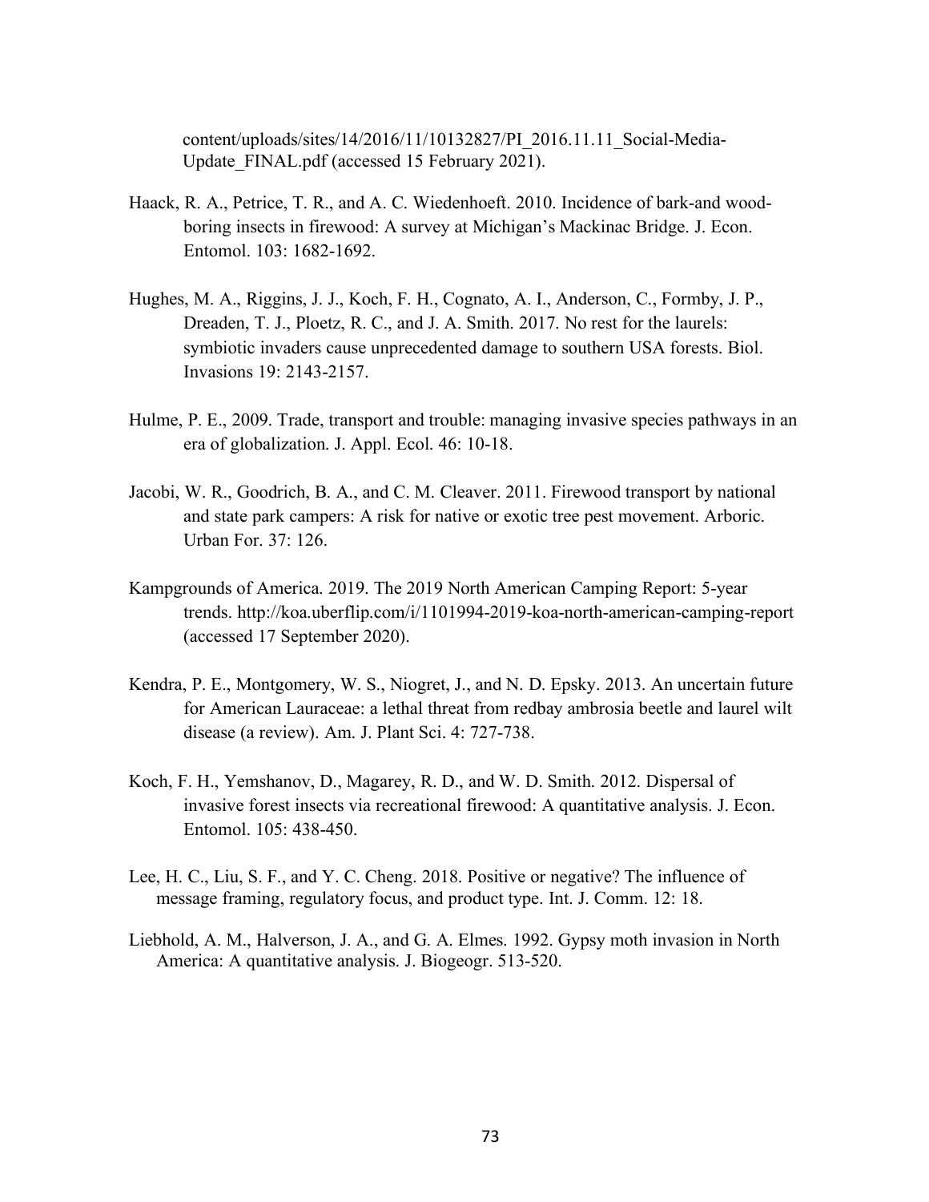content/uploads/sites/14/2016/11/10132827/PI_2016.11.11_Social-Media-Update_FINAL.pdf (accessed 15 February 2021).

Haack, R. A., Petrice, T. R., and A. C. Wiedenhoeft. 2010. Incidence of bark-and wood-boring insects in firewood: A survey at Michigan's Mackinac Bridge. J. Econ. Entomol. 103: 1682-1692.

Hughes, M. A., Riggins, J. J., Koch, F. H., Cognato, A. I., Anderson, C., Formby, J. P., Dreaden, T. J., Ploetz, R. C., and J. A. Smith. 2017. No rest for the laurels: symbiotic invaders cause unprecedented damage to southern USA forests. Biol. Invasions 19: 2143-2157.

Hulme, P. E., 2009. Trade, transport and trouble: managing invasive species pathways in an era of globalization. J. Appl. Ecol. 46: 10-18.

Jacobi, W. R., Goodrich, B. A., and C. M. Cleaver. 2011. Firewood transport by national and state park campers: A risk for native or exotic tree pest movement. Arboric. Urban For. 37: 126.

Kampgrounds of America. 2019. The 2019 North American Camping Report: 5-year trends. http://koa.uberflip.com/i/1101994-2019-koa-north-american-camping-report (accessed 17 September 2020).

Kendra, P. E., Montgomery, W. S., Niogret, J., and N. D. Epsky. 2013. An uncertain future for American Lauraceae: a lethal threat from redbay ambrosia beetle and laurel wilt disease (a review). Am. J. Plant Sci. 4: 727-738.

Koch, F. H., Yemshanov, D., Magarey, R. D., and W. D. Smith. 2012. Dispersal of invasive forest insects via recreational firewood: A quantitative analysis. J. Econ. Entomol. 105: 438-450.

Lee, H. C., Liu, S. F., and Y. C. Cheng. 2018. Positive or negative? The influence of message framing, regulatory focus, and product type. Int. J. Comm. 12: 18.

Liebhold, A. M., Halverson, J. A., and G. A. Elmes. 1992. Gypsy moth invasion in North America: A quantitative analysis. J. Biogeogr. 513-520.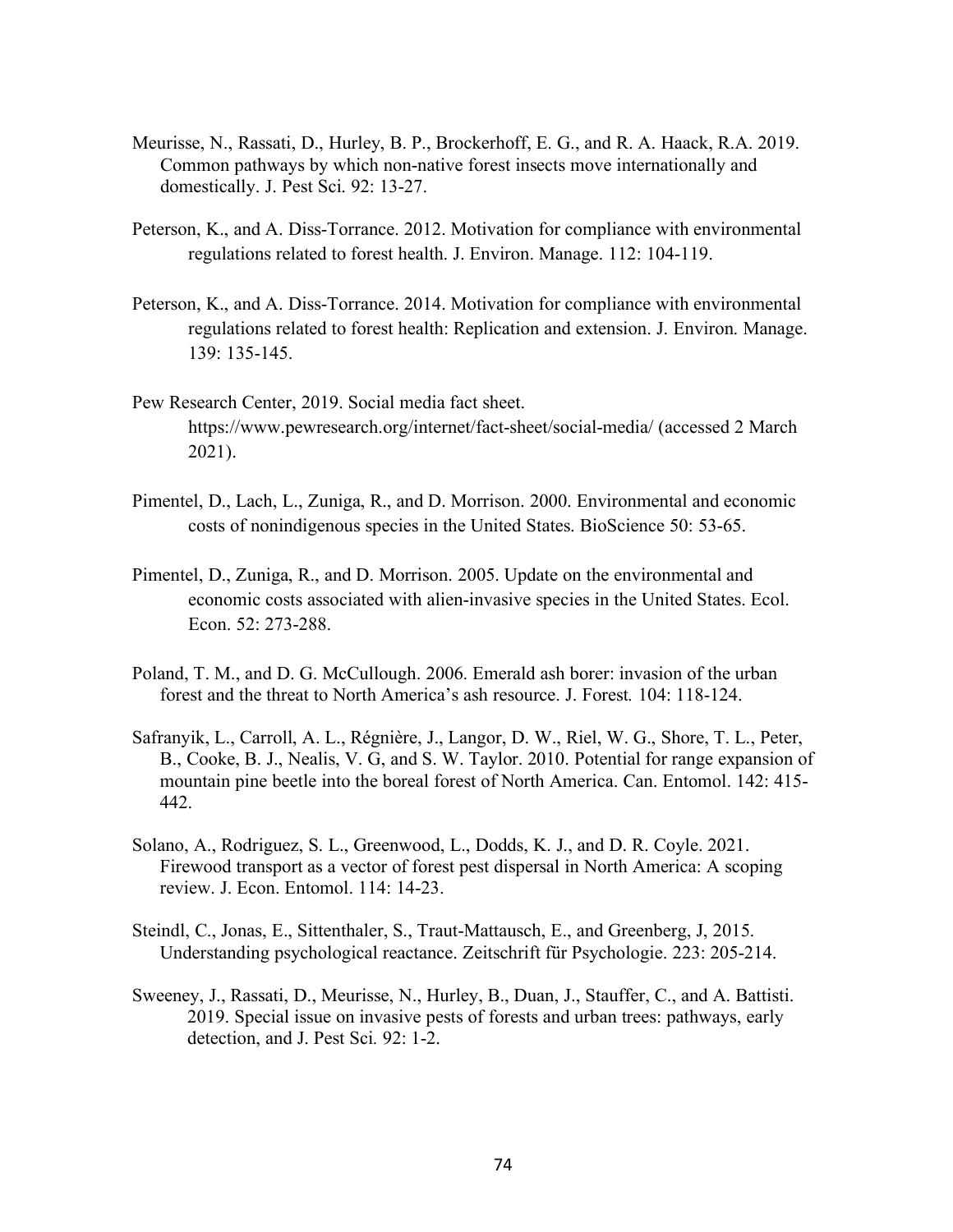Meurisse, N., Rassati, D., Hurley, B. P., Brockerhoff, E. G., and R. A. Haack, R.A. 2019. Common pathways by which non-native forest insects move internationally and domestically. J. Pest Sci. 92: 13-27.

Peterson, K., and A. Diss-Torrance. 2012. Motivation for compliance with environmental regulations related to forest health. J. Environ. Manage. 112: 104-119.

Peterson, K., and A. Diss-Torrance. 2014. Motivation for compliance with environmental regulations related to forest health: Replication and extension. J. Environ. Manage. 139: 135-145.

Pew Research Center, 2019. Social media fact sheet. https://www.pewresearch.org/internet/fact-sheet/social-media/ (accessed 2 March 2021).

Pimentel, D., Lach, L., Zuniga, R., and D. Morrison. 2000. Environmental and economic costs of nonindigenous species in the United States. BioScience 50: 53-65.

Pimentel, D., Zuniga, R., and D. Morrison. 2005. Update on the environmental and economic costs associated with alien-invasive species in the United States. Ecol. Econ. 52: 273-288.

Poland, T. M., and D. G. McCullough. 2006. Emerald ash borer: invasion of the urban forest and the threat to North America's ash resource. J. Forest. 104: 118-124.

Safranyik, L., Carroll, A. L., Régnière, J., Langor, D. W., Riel, W. G., Shore, T. L., Peter, B., Cooke, B. J., Nealis, V. G, and S. W. Taylor. 2010. Potential for range expansion of mountain pine beetle into the boreal forest of North America. Can. Entomol. 142: 415-442.

Solano, A., Rodriguez, S. L., Greenwood, L., Dodds, K. J., and D. R. Coyle. 2021. Firewood transport as a vector of forest pest dispersal in North America: A scoping review. J. Econ. Entomol. 114: 14-23.

Steindl, C., Jonas, E., Sittenthaler, S., Traut-Mattausch, E., and Greenberg, J, 2015. Understanding psychological reactance. Zeitschrift für Psychologie. 223: 205-214.

Sweeney, J., Rassati, D., Meurisse, N., Hurley, B., Duan, J., Stauffer, C., and A. Battisti. 2019. Special issue on invasive pests of forests and urban trees: pathways, early detection, and J. Pest Sci. 92: 1-2.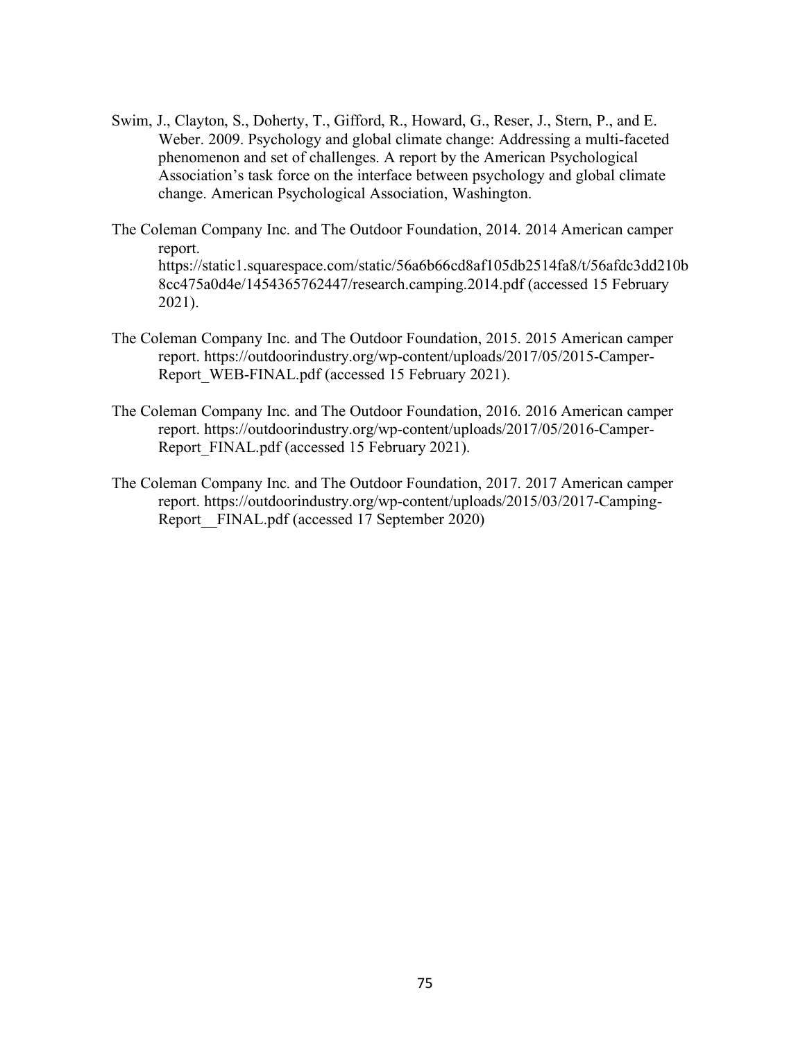Swim, J., Clayton, S., Doherty, T., Gifford, R., Howard, G., Reser, J., Stern, P., and E. Weber. 2009. Psychology and global climate change: Addressing a multi-faceted phenomenon and set of challenges. A report by the American Psychological Association's task force on the interface between psychology and global climate change. American Psychological Association, Washington.

The Coleman Company Inc. and The Outdoor Foundation, 2014. 2014 American camper report. https://static1.squarespace.com/static/56a6b66cd8af105db2514fa8/t/56afdc3dd210b8cc475a0d4e/1454365762447/research.camping.2014.pdf (accessed 15 February 2021).

The Coleman Company Inc. and The Outdoor Foundation, 2015. 2015 American camper report. https://outdoorindustry.org/wp-content/uploads/2017/05/2015-Camper-Report_WEB-FINAL.pdf (accessed 15 February 2021).

The Coleman Company Inc. and The Outdoor Foundation, 2016. 2016 American camper report. https://outdoorindustry.org/wp-content/uploads/2017/05/2016-Camper-Report_FINAL.pdf (accessed 15 February 2021).

The Coleman Company Inc. and The Outdoor Foundation, 2017. 2017 American camper report. https://outdoorindustry.org/wp-content/uploads/2015/03/2017-Camping-Report__FINAL.pdf (accessed 17 September 2020)